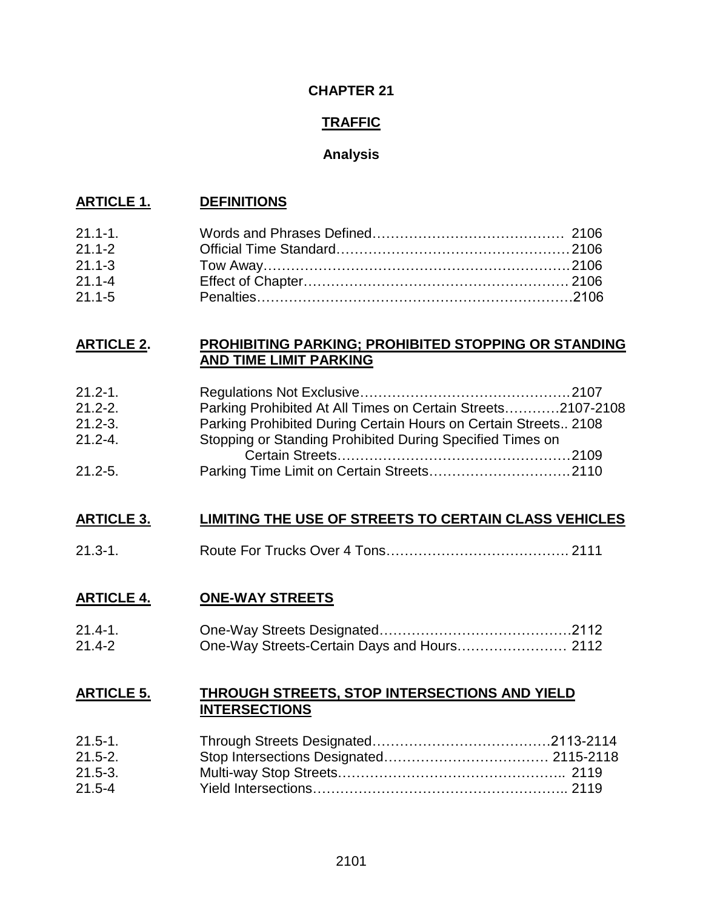# CHAPTER 21

## TRAFFIC

### Analysis

**ARTICLE 1. DEFINITIONS**

| | | |
|---|---|---|
| 21.1-1. | Words and Phrases Defined | 2106 |
| 21.1-2 | Official Time Standard | 2106 |
| 21.1-3 | Tow Away | 2106 |
| 21.1-4 | Effect of Chapter | 2106 |
| 21.1-5 | Penalties | 2106 |

**ARTICLE 2. PROHIBITING PARKING; PROHIBITED STOPPING OR STANDING AND TIME LIMIT PARKING**

| | | |
|---|---|---|
| 21.2-1. | Regulations Not Exclusive | 2107 |
| 21.2-2. | Parking Prohibited At All Times on Certain Streets | 2107-2108 |
| 21.2-3. | Parking Prohibited During Certain Hours on Certain Streets | 2108 |
| 21.2-4. | Stopping or Standing Prohibited During Specified Times on Certain Streets | 2109 |
| 21.2-5. | Parking Time Limit on Certain Streets | 2110 |

**ARTICLE 3. LIMITING THE USE OF STREETS TO CERTAIN CLASS VEHICLES**

| | | |
|---|---|---|
| 21.3-1. | Route For Trucks Over 4 Tons | 2111 |

**ARTICLE 4. ONE-WAY STREETS**

| | | |
|---|---|---|
| 21.4-1. | One-Way Streets Designated | 2112 |
| 21.4-2 | One-Way Streets-Certain Days and Hours | 2112 |

**ARTICLE 5. THROUGH STREETS, STOP INTERSECTIONS AND YIELD INTERSECTIONS**

| | | |
|---|---|---|
| 21.5-1. | Through Streets Designated | 2113-2114 |
| 21.5-2. | Stop Intersections Designated | 2115-2118 |
| 21.5-3. | Multi-way Stop Streets | 2119 |
| 21.5-4 | Yield Intersections | 2119 |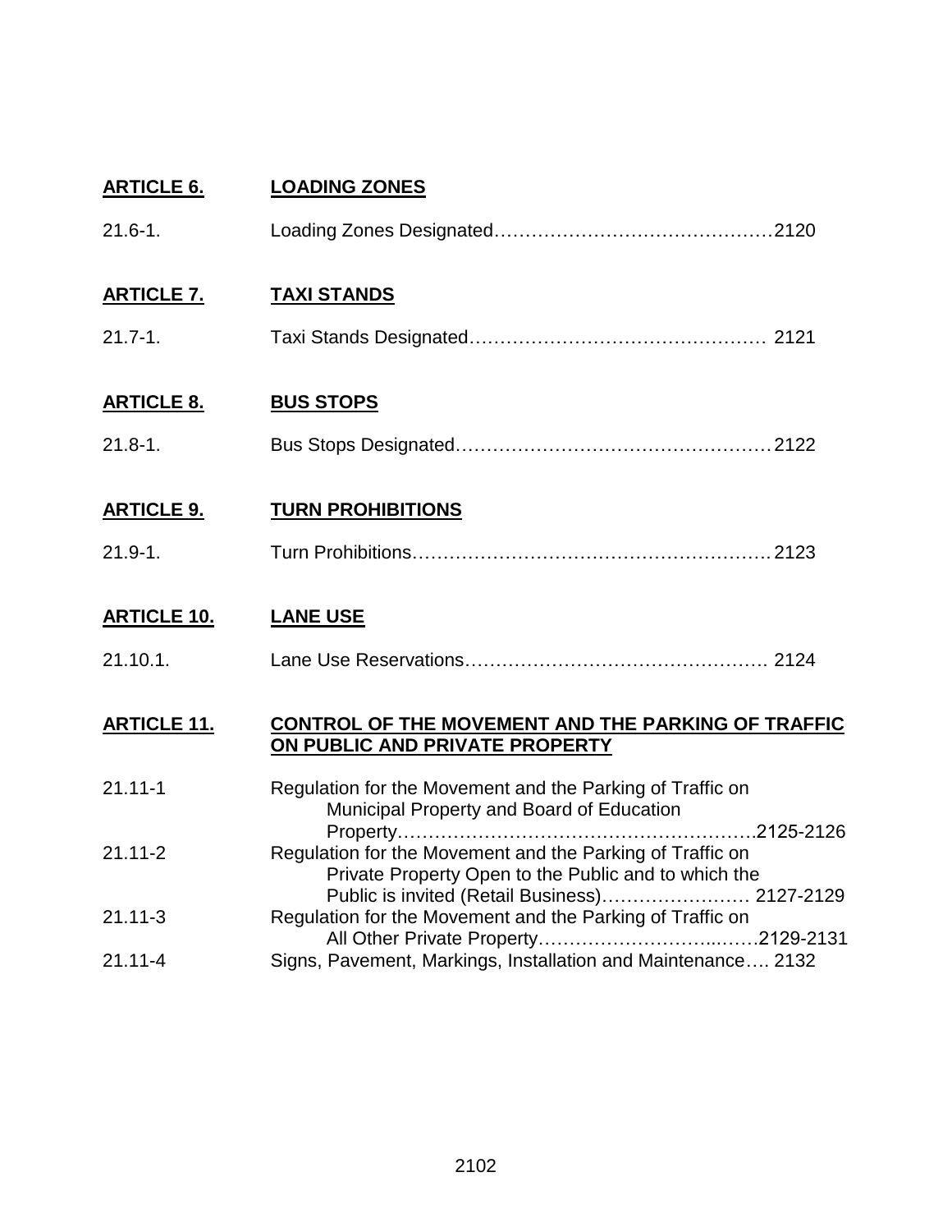**ARTICLE 6. LOADING ZONES**

21.6-1. Loading Zones Designated……………………………………2120

**ARTICLE 7. TAXI STANDS**

21.7-1. Taxi Stands Designated………………………………………… 2121

**ARTICLE 8. BUS STOPS**

21.8-1. Bus Stops Designated……………………………………………2122

**ARTICLE 9. TURN PROHIBITIONS**

21.9-1. Turn Prohibitions…………………………………………………2123

**ARTICLE 10. LANE USE**

21.10.1. Lane Use Reservations…………………………………………. 2124

**ARTICLE 11. CONTROL OF THE MOVEMENT AND THE PARKING OF TRAFFIC ON PUBLIC AND PRIVATE PROPERTY**

21.11-1 Regulation for the Movement and the Parking of Traffic on Municipal Property and Board of Education Property………………………………………………….2125-2126

21.11-2 Regulation for the Movement and the Parking of Traffic on Private Property Open to the Public and to which the Public is invited (Retail Business)…………………… 2127-2129

21.11-3 Regulation for the Movement and the Parking of Traffic on All Other Private Property…………………….…..……2129-2131

21.11-4 Signs, Pavement, Markings, Installation and Maintenance…. 2132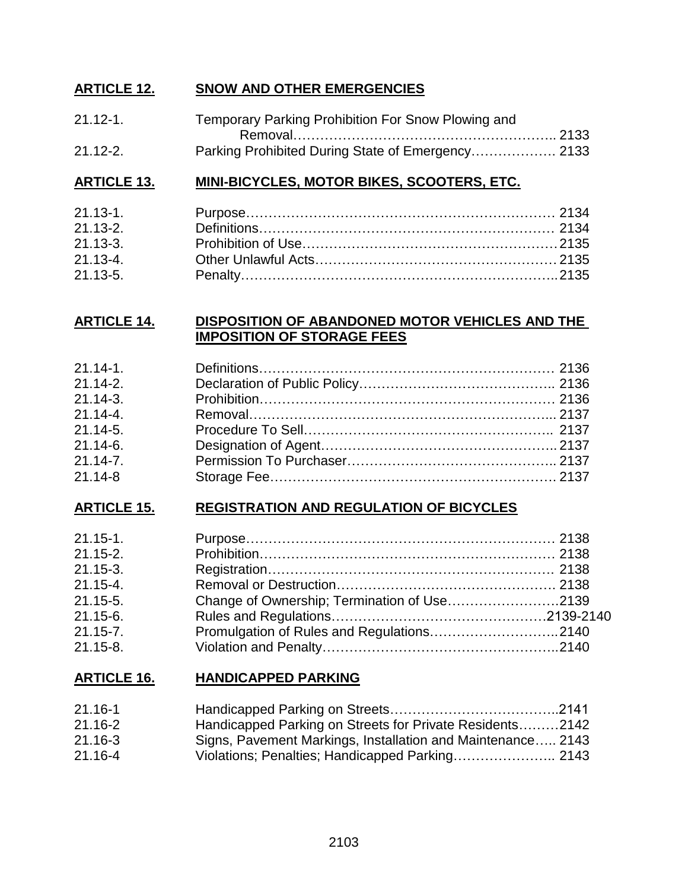## ARTICLE 12. SNOW AND OTHER EMERGENCIES

| | | |
|---|---|---|
| 21.12-1. | Temporary Parking Prohibition For Snow Plowing and Removal | 2133 |
| 21.12-2. | Parking Prohibited During State of Emergency | 2133 |

## ARTICLE 13. MINI-BICYCLES, MOTOR BIKES, SCOOTERS, ETC.

| | | |
|---|---|---|
| 21.13-1. | Purpose | 2134 |
| 21.13-2. | Definitions | 2134 |
| 21.13-3. | Prohibition of Use | 2135 |
| 21.13-4. | Other Unlawful Acts | 2135 |
| 21.13-5. | Penalty | 2135 |

## ARTICLE 14. DISPOSITION OF ABANDONED MOTOR VEHICLES AND THE IMPOSITION OF STORAGE FEES

| | | |
|---|---|---|
| 21.14-1. | Definitions | 2136 |
| 21.14-2. | Declaration of Public Policy | 2136 |
| 21.14-3. | Prohibition | 2136 |
| 21.14-4. | Removal | 2137 |
| 21.14-5. | Procedure To Sell | 2137 |
| 21.14-6. | Designation of Agent | 2137 |
| 21.14-7. | Permission To Purchaser | 2137 |
| 21.14-8 | Storage Fee | 2137 |

## ARTICLE 15. REGISTRATION AND REGULATION OF BICYCLES

| | | |
|---|---|---|
| 21.15-1. | Purpose | 2138 |
| 21.15-2. | Prohibition | 2138 |
| 21.15-3. | Registration | 2138 |
| 21.15-4. | Removal or Destruction | 2138 |
| 21.15-5. | Change of Ownership; Termination of Use | 2139 |
| 21.15-6. | Rules and Regulations | 2139-2140 |
| 21.15-7. | Promulgation of Rules and Regulations | 2140 |
| 21.15-8. | Violation and Penalty | 2140 |

## ARTICLE 16. HANDICAPPED PARKING

| | | |
|---|---|---|
| 21.16-1 | Handicapped Parking on Streets | 2141 |
| 21.16-2 | Handicapped Parking on Streets for Private Residents | 2142 |
| 21.16-3 | Signs, Pavement Markings, Installation and Maintenance | 2143 |
| 21.16-4 | Violations; Penalties; Handicapped Parking | 2143 |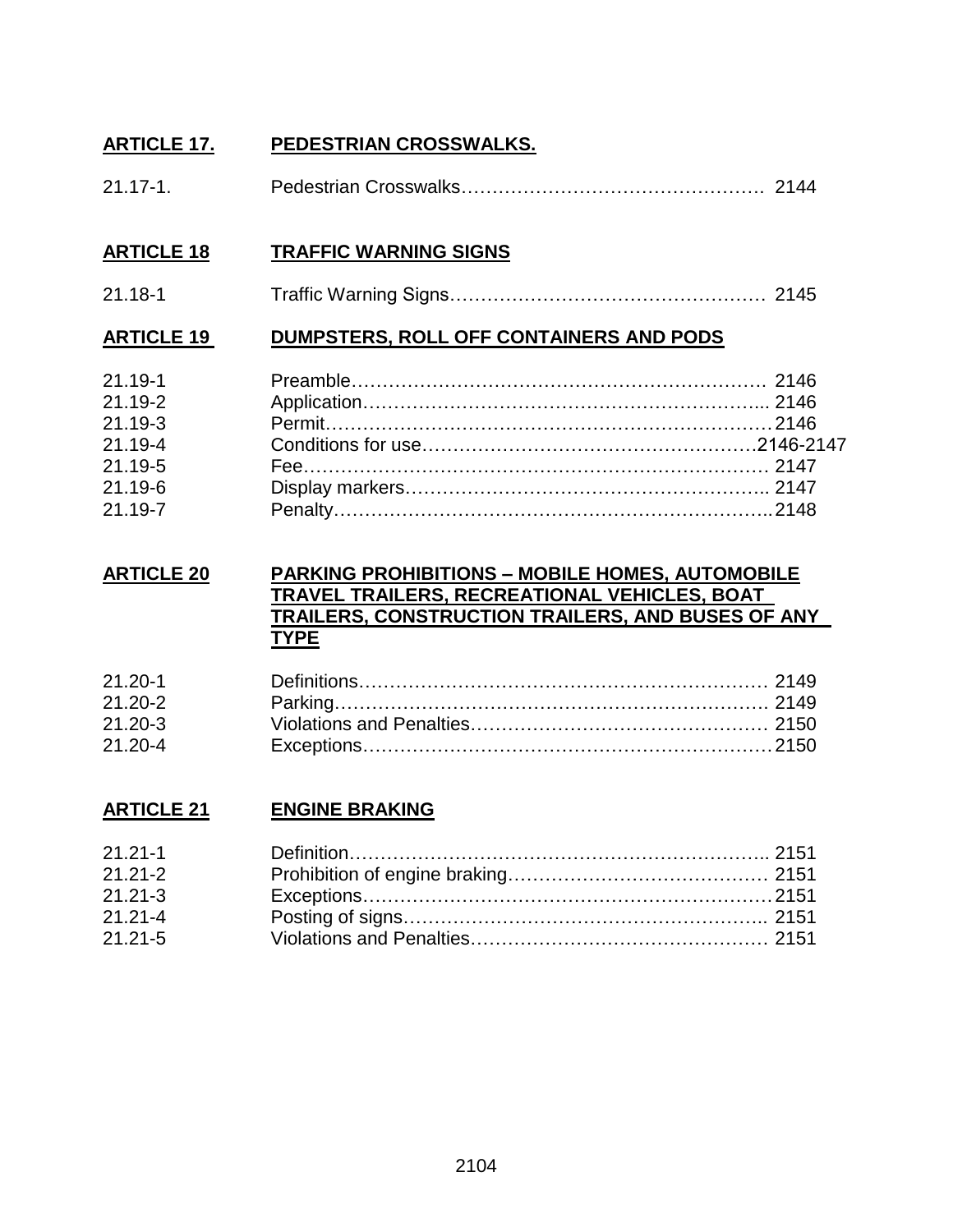**ARTICLE 17. PEDESTRIAN CROSSWALKS.**

| | | |
|---|---|---|
| 21.17-1. | Pedestrian Crosswalks | 2144 |

**ARTICLE 18 TRAFFIC WARNING SIGNS**

| | | |
|---|---|---|
| 21.18-1 | Traffic Warning Signs | 2145 |

**ARTICLE 19 DUMPSTERS, ROLL OFF CONTAINERS AND PODS**

| | | |
|---|---|---|
| 21.19-1 | Preamble | 2146 |
| 21.19-2 | Application | 2146 |
| 21.19-3 | Permit | 2146 |
| 21.19-4 | Conditions for use | 2146-2147 |
| 21.19-5 | Fee | 2147 |
| 21.19-6 | Display markers | 2147 |
| 21.19-7 | Penalty | 2148 |

**ARTICLE 20 PARKING PROHIBITIONS – MOBILE HOMES, AUTOMOBILE TRAVEL TRAILERS, RECREATIONAL VEHICLES, BOAT TRAILERS, CONSTRUCTION TRAILERS, AND BUSES OF ANY TYPE**

| | | |
|---|---|---|
| 21.20-1 | Definitions | 2149 |
| 21.20-2 | Parking | 2149 |
| 21.20-3 | Violations and Penalties | 2150 |
| 21.20-4 | Exceptions | 2150 |

**ARTICLE 21 ENGINE BRAKING**

| | | |
|---|---|---|
| 21.21-1 | Definition | 2151 |
| 21.21-2 | Prohibition of engine braking | 2151 |
| 21.21-3 | Exceptions | 2151 |
| 21.21-4 | Posting of signs | 2151 |
| 21.21-5 | Violations and Penalties | 2151 |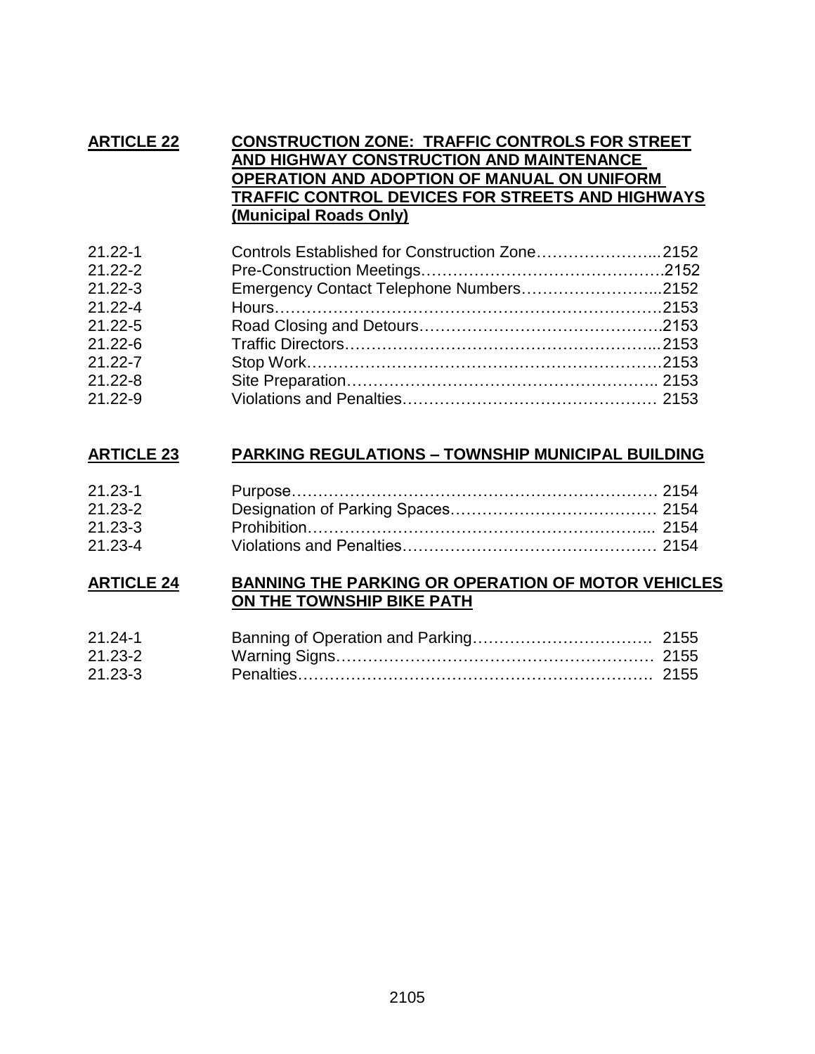**ARTICLE 22 CONSTRUCTION ZONE: TRAFFIC CONTROLS FOR STREET AND HIGHWAY CONSTRUCTION AND MAINTENANCE OPERATION AND ADOPTION OF MANUAL ON UNIFORM TRAFFIC CONTROL DEVICES FOR STREETS AND HIGHWAYS (Municipal Roads Only)**

| | | |
|---|---|---|
| 21.22-1 | Controls Established for Construction Zone | 2152 |
| 21.22-2 | Pre-Construction Meetings | 2152 |
| 21.22-3 | Emergency Contact Telephone Numbers | 2152 |
| 21.22-4 | Hours | 2153 |
| 21.22-5 | Road Closing and Detours | 2153 |
| 21.22-6 | Traffic Directors | 2153 |
| 21.22-7 | Stop Work | 2153 |
| 21.22-8 | Site Preparation | 2153 |
| 21.22-9 | Violations and Penalties | 2153 |

**ARTICLE 23 PARKING REGULATIONS – TOWNSHIP MUNICIPAL BUILDING**

| | | |
|---|---|---|
| 21.23-1 | Purpose | 2154 |
| 21.23-2 | Designation of Parking Spaces | 2154 |
| 21.23-3 | Prohibition | 2154 |
| 21.23-4 | Violations and Penalties | 2154 |

**ARTICLE 24 BANNING THE PARKING OR OPERATION OF MOTOR VEHICLES ON THE TOWNSHIP BIKE PATH**

| | | |
|---|---|---|
| 21.24-1 | Banning of Operation and Parking | 2155 |
| 21.23-2 | Warning Signs | 2155 |
| 21.23-3 | Penalties | 2155 |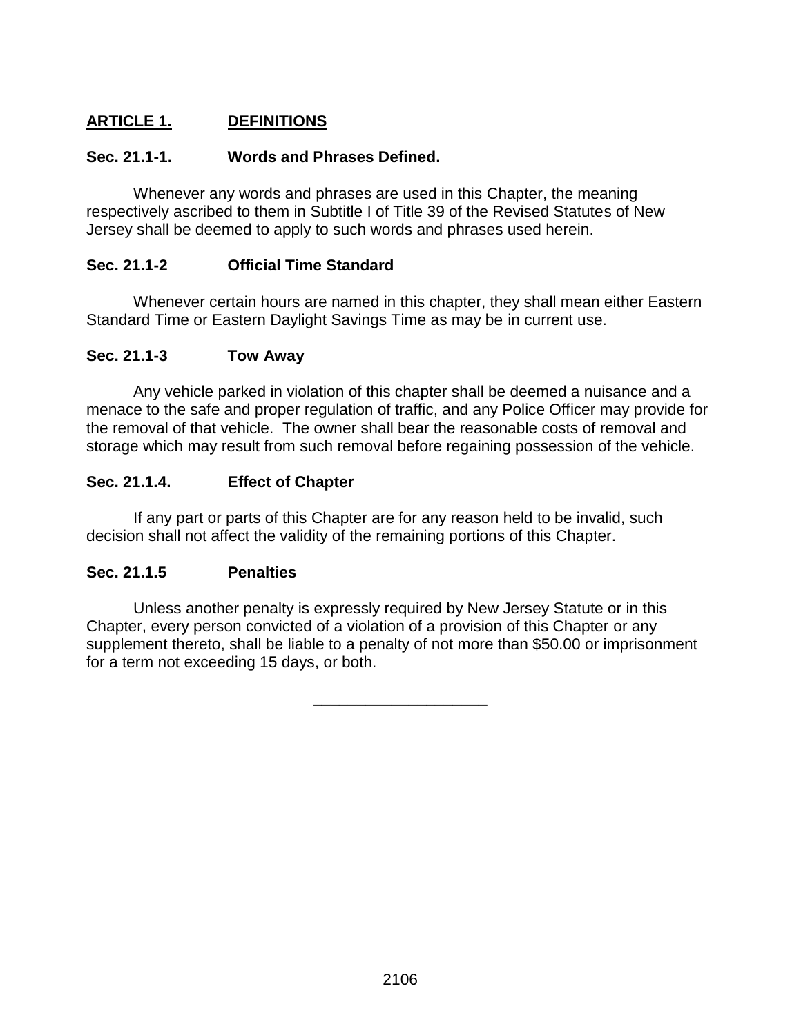## ARTICLE 1. DEFINITIONS

### Sec. 21.1-1. Words and Phrases Defined.

Whenever any words and phrases are used in this Chapter, the meaning respectively ascribed to them in Subtitle I of Title 39 of the Revised Statutes of New Jersey shall be deemed to apply to such words and phrases used herein.

### Sec. 21.1-2 Official Time Standard

Whenever certain hours are named in this chapter, they shall mean either Eastern Standard Time or Eastern Daylight Savings Time as may be in current use.

### Sec. 21.1-3 Tow Away

Any vehicle parked in violation of this chapter shall be deemed a nuisance and a menace to the safe and proper regulation of traffic, and any Police Officer may provide for the removal of that vehicle. The owner shall bear the reasonable costs of removal and storage which may result from such removal before regaining possession of the vehicle.

### Sec. 21.1.4. Effect of Chapter

If any part or parts of this Chapter are for any reason held to be invalid, such decision shall not affect the validity of the remaining portions of this Chapter.

### Sec. 21.1.5 Penalties

Unless another penalty is expressly required by New Jersey Statute or in this Chapter, every person convicted of a violation of a provision of this Chapter or any supplement thereto, shall be liable to a penalty of not more than $50.00 or imprisonment for a term not exceeding 15 days, or both.

---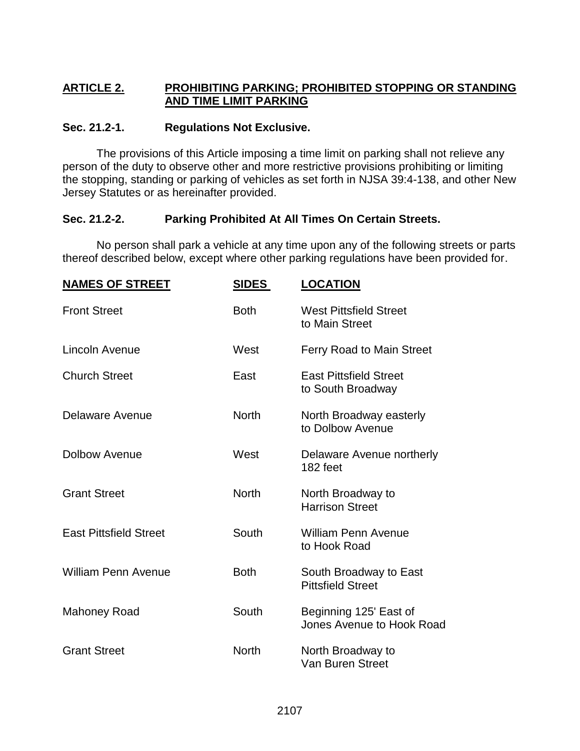## ARTICLE 2. PROHIBITING PARKING; PROHIBITED STOPPING OR STANDING AND TIME LIMIT PARKING

### Sec. 21.2-1. Regulations Not Exclusive.

The provisions of this Article imposing a time limit on parking shall not relieve any person of the duty to observe other and more restrictive provisions prohibiting or limiting the stopping, standing or parking of vehicles as set forth in NJSA 39:4-138, and other New Jersey Statutes or as hereinafter provided.

### Sec. 21.2-2. Parking Prohibited At All Times On Certain Streets.

No person shall park a vehicle at any time upon any of the following streets or parts thereof described below, except where other parking regulations have been provided for.

| NAMES OF STREET | SIDES | LOCATION |
|---|---|---|
| Front Street | Both | West Pittsfield Street to Main Street |
| Lincoln Avenue | West | Ferry Road to Main Street |
| Church Street | East | East Pittsfield Street to South Broadway |
| Delaware Avenue | North | North Broadway easterly to Dolbow Avenue |
| Dolbow Avenue | West | Delaware Avenue northerly 182 feet |
| Grant Street | North | North Broadway to Harrison Street |
| East Pittsfield Street | South | William Penn Avenue to Hook Road |
| William Penn Avenue | Both | South Broadway to East Pittsfield Street |
| Mahoney Road | South | Beginning 125' East of Jones Avenue to Hook Road |
| Grant Street | North | North Broadway to Van Buren Street |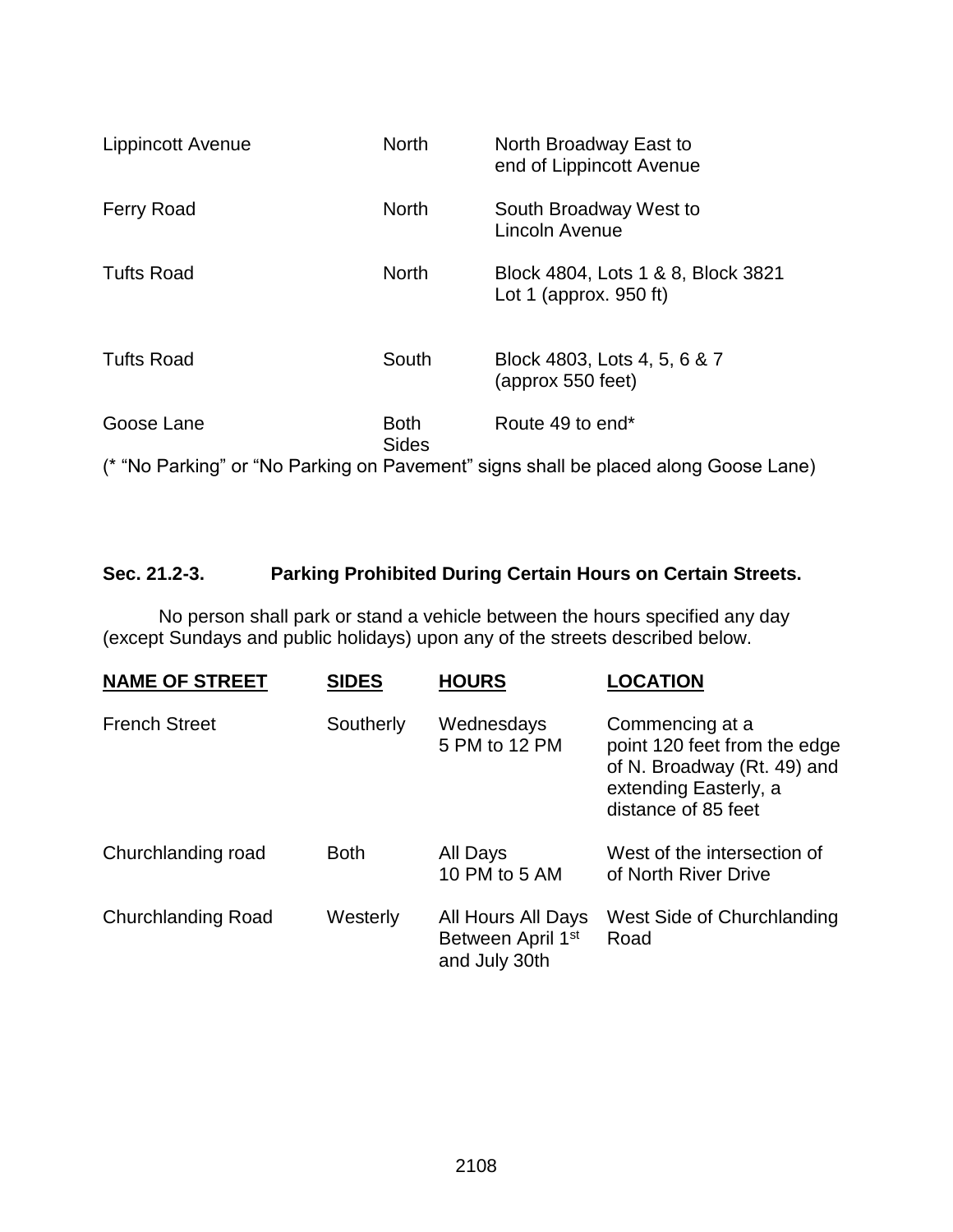| | | |
|---|---|---|
| Lippincott Avenue | North | North Broadway East to end of Lippincott Avenue |
| Ferry Road | North | South Broadway West to Lincoln Avenue |
| Tufts Road | North | Block 4804, Lots 1 & 8, Block 3821 Lot 1 (approx. 950 ft) |
| Tufts Road | South | Block 4803, Lots 4, 5, 6 & 7 (approx 550 feet) |
| Goose Lane | Both Sides | Route 49 to end* |

(* "No Parking" or "No Parking on Pavement" signs shall be placed along Goose Lane)

### Sec. 21.2-3. Parking Prohibited During Certain Hours on Certain Streets.

No person shall park or stand a vehicle between the hours specified any day (except Sundays and public holidays) upon any of the streets described below.

| **NAME OF STREET** | **SIDES** | **HOURS** | **LOCATION** |
|---|---|---|---|
| French Street | Southerly | Wednesdays 5 PM to 12 PM | Commencing at a point 120 feet from the edge of N. Broadway (Rt. 49) and extending Easterly, a distance of 85 feet |
| Churchlanding road | Both | All Days 10 PM to 5 AM | West of the intersection of of North River Drive |
| Churchlanding Road | Westerly | All Hours All Days Between April 1st and July 30th | West Side of Churchlanding Road |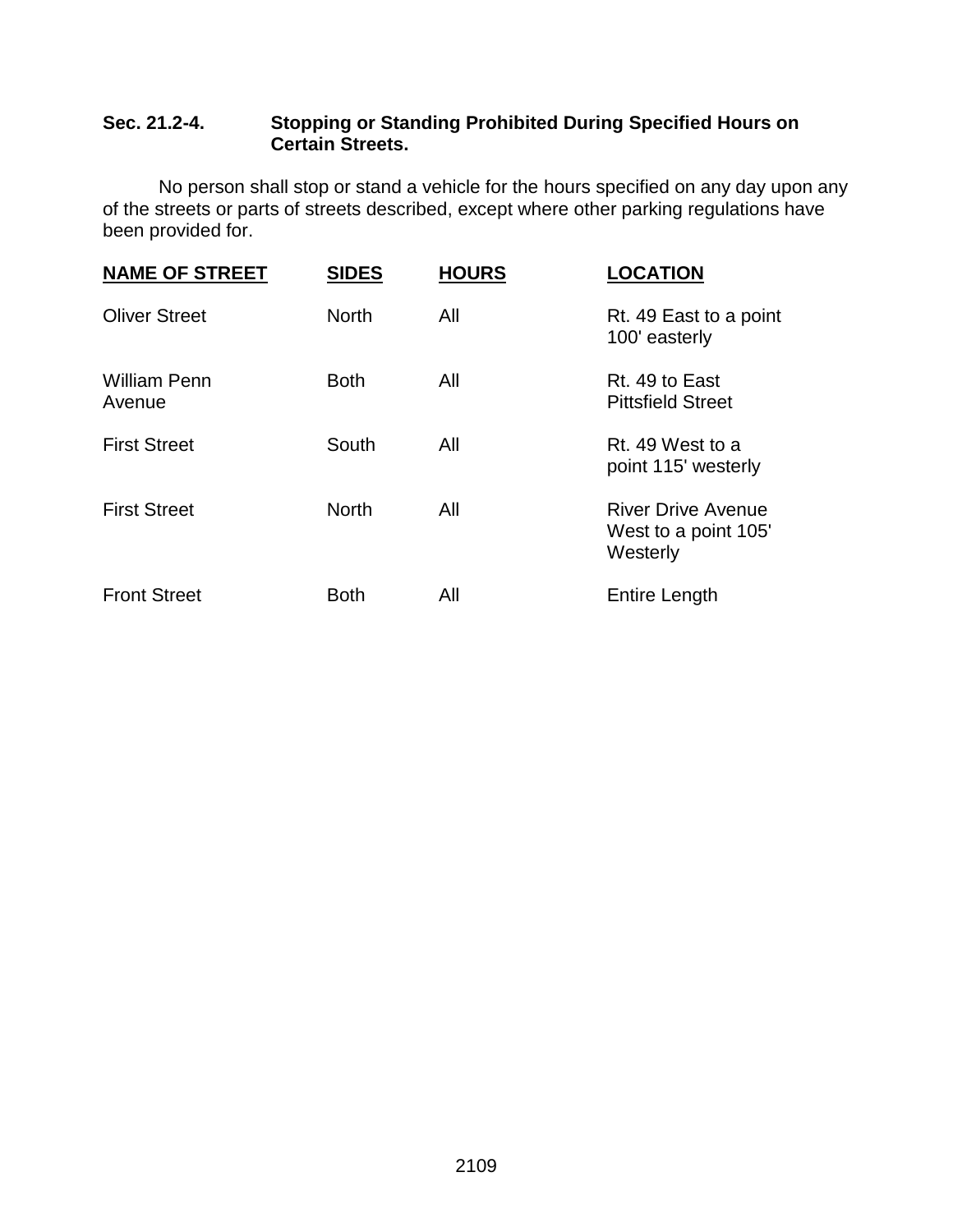## Sec. 21.2-4. Stopping or Standing Prohibited During Specified Hours on Certain Streets.

No person shall stop or stand a vehicle for the hours specified on any day upon any of the streets or parts of streets described, except where other parking regulations have been provided for.

| NAME OF STREET | SIDES | HOURS | LOCATION |
|---|---|---|---|
| Oliver Street | North | All | Rt. 49 East to a point 100' easterly |
| William Penn Avenue | Both | All | Rt. 49 to East Pittsfield Street |
| First Street | South | All | Rt. 49 West to a point 115' westerly |
| First Street | North | All | River Drive Avenue West to a point 105' Westerly |
| Front Street | Both | All | Entire Length |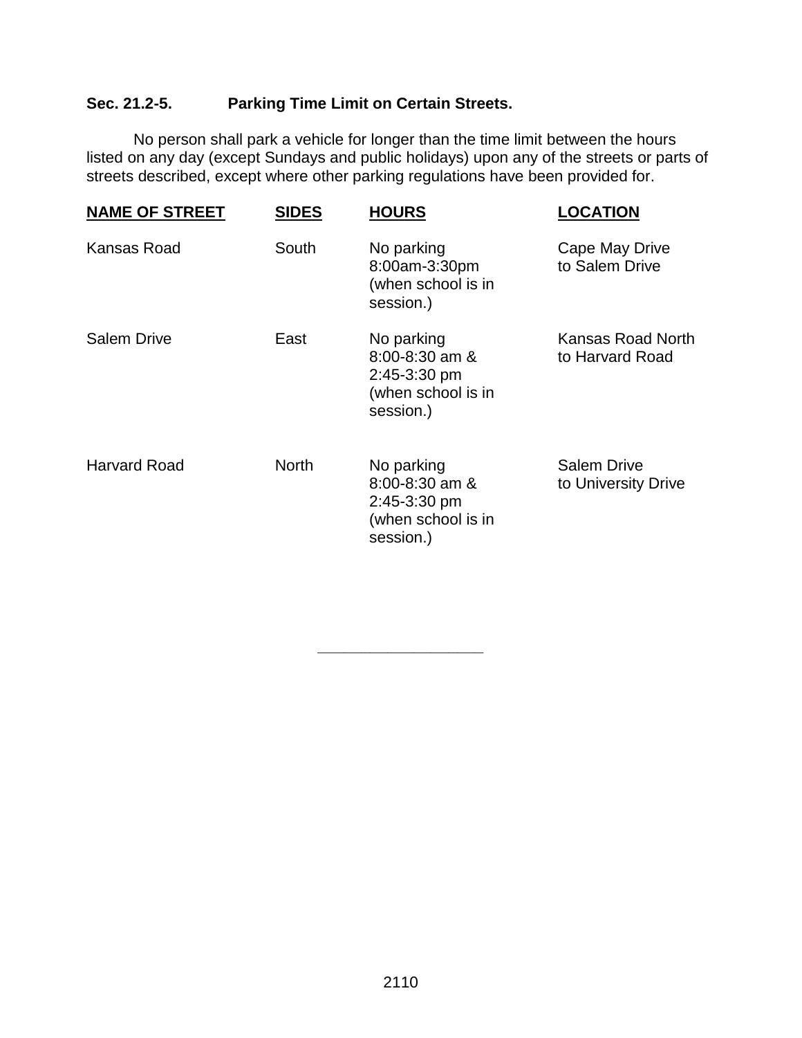### Sec. 21.2-5. Parking Time Limit on Certain Streets.

No person shall park a vehicle for longer than the time limit between the hours listed on any day (except Sundays and public holidays) upon any of the streets or parts of streets described, except where other parking regulations have been provided for.

| NAME OF STREET | SIDES | HOURS | LOCATION |
|---|---|---|---|
| Kansas Road | South | No parking 8:00am-3:30pm (when school is in session.) | Cape May Drive to Salem Drive |
| Salem Drive | East | No parking 8:00-8:30 am & 2:45-3:30 pm (when school is in session.) | Kansas Road North to Harvard Road |
| Harvard Road | North | No parking 8:00-8:30 am & 2:45-3:30 pm (when school is in session.) | Salem Drive to University Drive |

---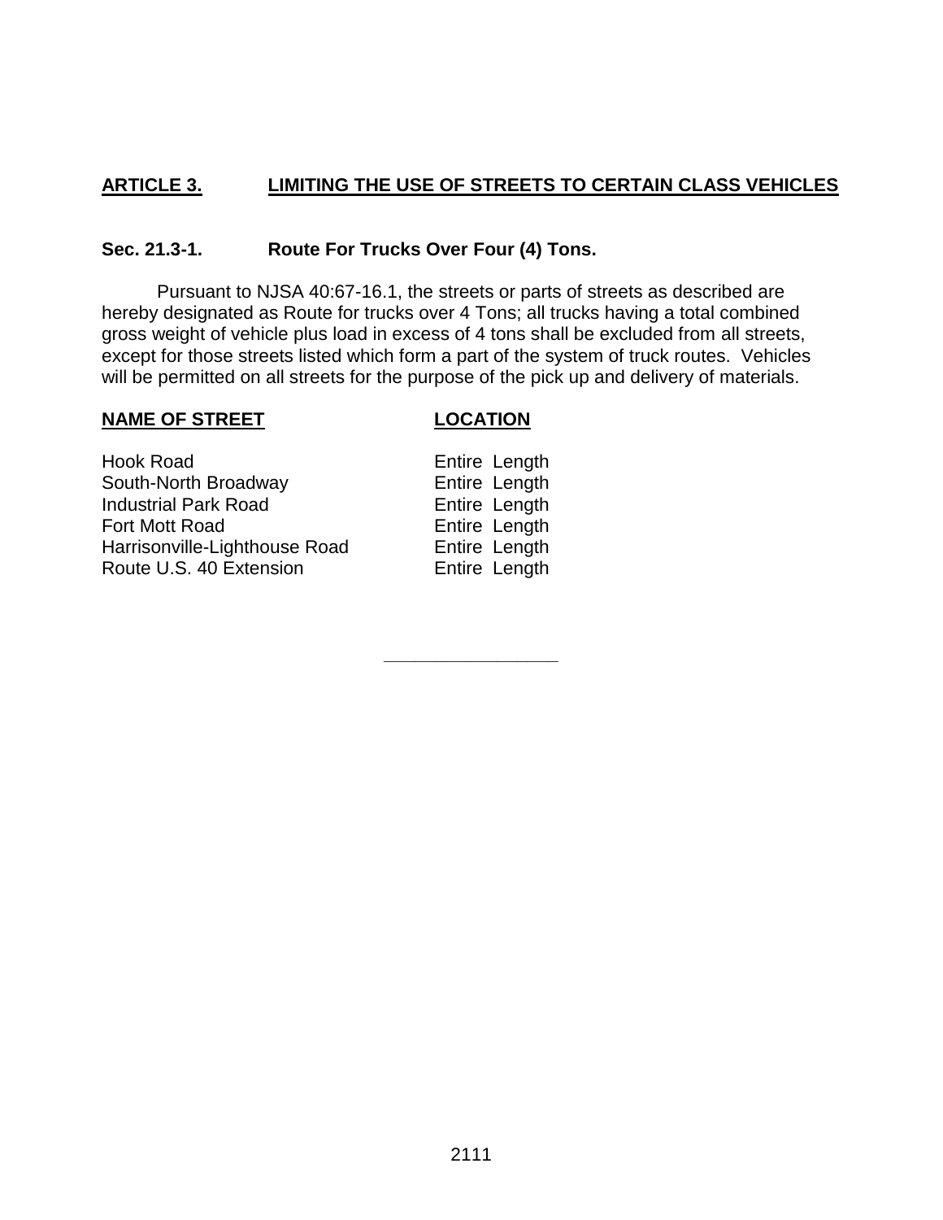## ARTICLE 3. LIMITING THE USE OF STREETS TO CERTAIN CLASS VEHICLES

### Sec. 21.3-1. Route For Trucks Over Four (4) Tons.

Pursuant to NJSA 40:67-16.1, the streets or parts of streets as described are hereby designated as Route for trucks over 4 Tons; all trucks having a total combined gross weight of vehicle plus load in excess of 4 tons shall be excluded from all streets, except for those streets listed which form a part of the system of truck routes. Vehicles will be permitted on all streets for the purpose of the pick up and delivery of materials.

| NAME OF STREET | LOCATION |
|---|---|
| Hook Road | Entire Length |
| South-North Broadway | Entire Length |
| Industrial Park Road | Entire Length |
| Fort Mott Road | Entire Length |
| Harrisonville-Lighthouse Road | Entire Length |
| Route U.S. 40 Extension | Entire Length |

---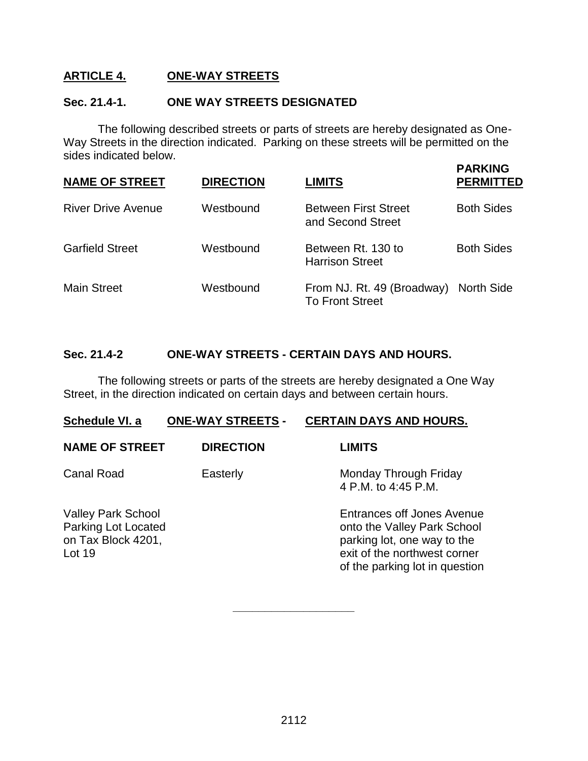## ARTICLE 4. ONE-WAY STREETS

### Sec. 21.4-1. ONE WAY STREETS DESIGNATED

The following described streets or parts of streets are hereby designated as One-Way Streets in the direction indicated. Parking on these streets will be permitted on the sides indicated below.

| NAME OF STREET | DIRECTION | LIMITS | PARKING PERMITTED |
|---|---|---|---|
| River Drive Avenue | Westbound | Between First Street and Second Street | Both Sides |
| Garfield Street | Westbound | Between Rt. 130 to Harrison Street | Both Sides |
| Main Street | Westbound | From NJ. Rt. 49 (Broadway) To Front Street | North Side |

### Sec. 21.4-2 ONE-WAY STREETS - CERTAIN DAYS AND HOURS.

The following streets or parts of the streets are hereby designated a One Way Street, in the direction indicated on certain days and between certain hours.

**Schedule VI. a ONE-WAY STREETS - CERTAIN DAYS AND HOURS.**

| NAME OF STREET | DIRECTION | LIMITS |
|---|---|---|
| Canal Road | Easterly | Monday Through Friday 4 P.M. to 4:45 P.M. |
| Valley Park School Parking Lot Located on Tax Block 4201, Lot 19 | | Entrances off Jones Avenue onto the Valley Park School parking lot, one way to the exit of the northwest corner of the parking lot in question |

---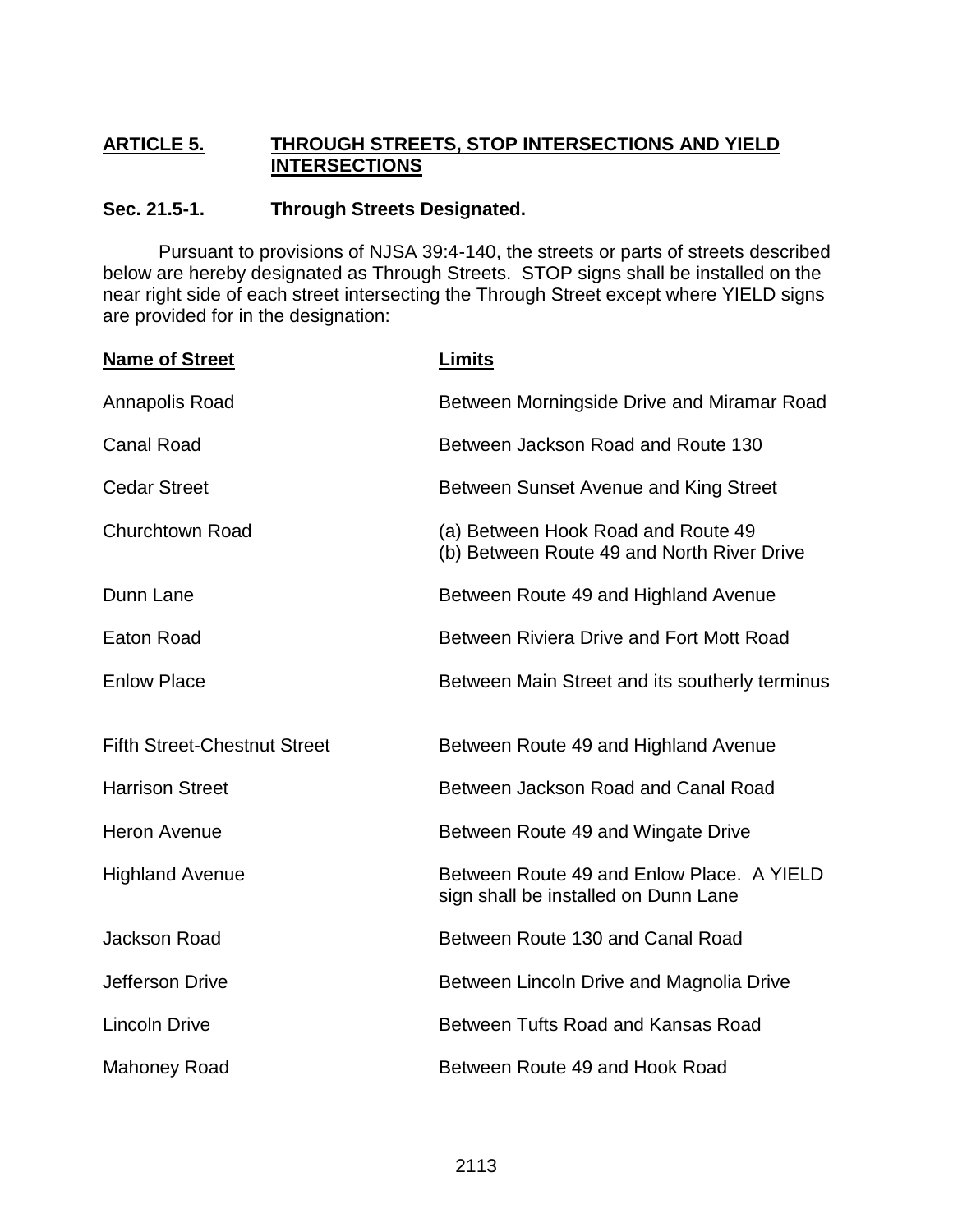## ARTICLE 5. THROUGH STREETS, STOP INTERSECTIONS AND YIELD INTERSECTIONS

### Sec. 21.5-1. Through Streets Designated.

Pursuant to provisions of NJSA 39:4-140, the streets or parts of streets described below are hereby designated as Through Streets. STOP signs shall be installed on the near right side of each street intersecting the Through Street except where YIELD signs are provided for in the designation:

| Name of Street | Limits |
|---|---|
| Annapolis Road | Between Morningside Drive and Miramar Road |
| Canal Road | Between Jackson Road and Route 130 |
| Cedar Street | Between Sunset Avenue and King Street |
| Churchtown Road | (a) Between Hook Road and Route 49<br>(b) Between Route 49 and North River Drive |
| Dunn Lane | Between Route 49 and Highland Avenue |
| Eaton Road | Between Riviera Drive and Fort Mott Road |
| Enlow Place | Between Main Street and its southerly terminus |
| Fifth Street-Chestnut Street | Between Route 49 and Highland Avenue |
| Harrison Street | Between Jackson Road and Canal Road |
| Heron Avenue | Between Route 49 and Wingate Drive |
| Highland Avenue | Between Route 49 and Enlow Place. A YIELD sign shall be installed on Dunn Lane |
| Jackson Road | Between Route 130 and Canal Road |
| Jefferson Drive | Between Lincoln Drive and Magnolia Drive |
| Lincoln Drive | Between Tufts Road and Kansas Road |
| Mahoney Road | Between Route 49 and Hook Road |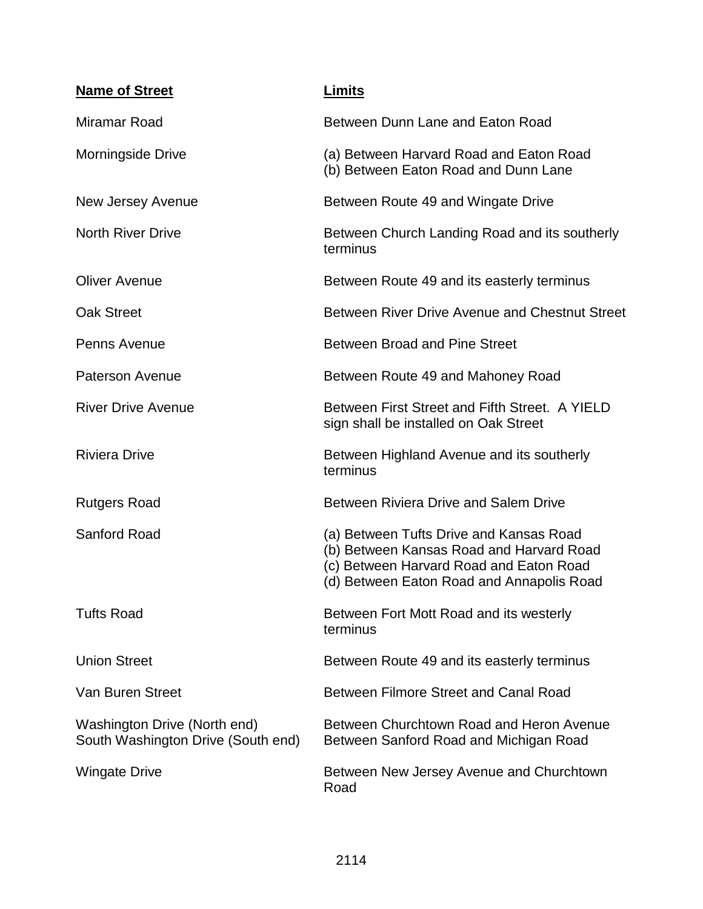| Name of Street | Limits |
| --- | --- |
| Miramar Road | Between Dunn Lane and Eaton Road |
| Morningside Drive | (a) Between Harvard Road and Eaton Road<br>(b) Between Eaton Road and Dunn Lane |
| New Jersey Avenue | Between Route 49 and Wingate Drive |
| North River Drive | Between Church Landing Road and its southerly terminus |
| Oliver Avenue | Between Route 49 and its easterly terminus |
| Oak Street | Between River Drive Avenue and Chestnut Street |
| Penns Avenue | Between Broad and Pine Street |
| Paterson Avenue | Between Route 49 and Mahoney Road |
| River Drive Avenue | Between First Street and Fifth Street. A YIELD sign shall be installed on Oak Street |
| Riviera Drive | Between Highland Avenue and its southerly terminus |
| Rutgers Road | Between Riviera Drive and Salem Drive |
| Sanford Road | (a) Between Tufts Drive and Kansas Road<br>(b) Between Kansas Road and Harvard Road<br>(c) Between Harvard Road and Eaton Road<br>(d) Between Eaton Road and Annapolis Road |
| Tufts Road | Between Fort Mott Road and its westerly terminus |
| Union Street | Between Route 49 and its easterly terminus |
| Van Buren Street | Between Filmore Street and Canal Road |
| Washington Drive (North end)<br>South Washington Drive (South end) | Between Churchtown Road and Heron Avenue<br>Between Sanford Road and Michigan Road |
| Wingate Drive | Between New Jersey Avenue and Churchtown Road |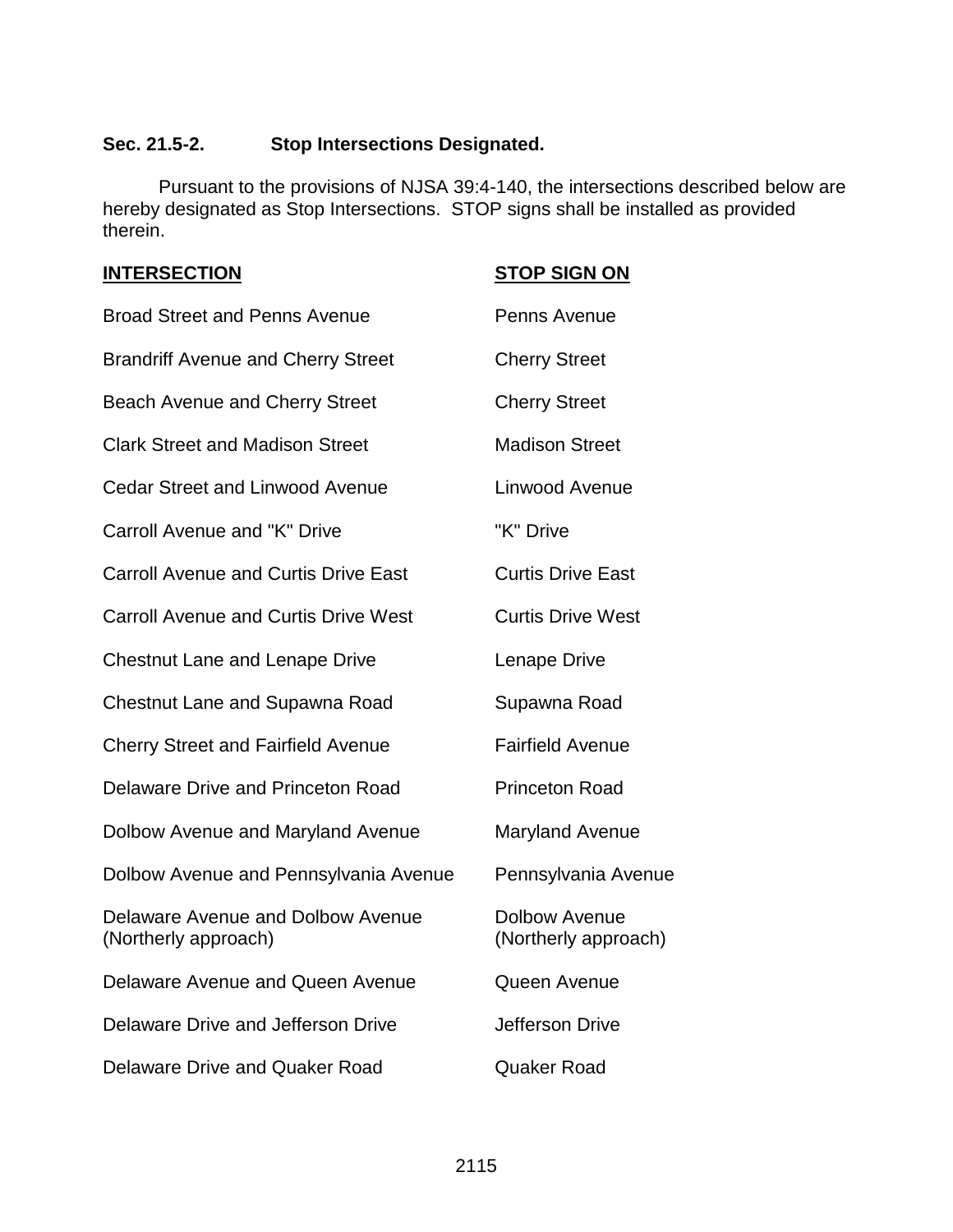**Sec. 21.5-2. Stop Intersections Designated.**

Pursuant to the provisions of NJSA 39:4-140, the intersections described below are hereby designated as Stop Intersections. STOP signs shall be installed as provided therein.

| INTERSECTION | STOP SIGN ON |
|---|---|
| Broad Street and Penns Avenue | Penns Avenue |
| Brandriff Avenue and Cherry Street | Cherry Street |
| Beach Avenue and Cherry Street | Cherry Street |
| Clark Street and Madison Street | Madison Street |
| Cedar Street and Linwood Avenue | Linwood Avenue |
| Carroll Avenue and "K" Drive | "K" Drive |
| Carroll Avenue and Curtis Drive East | Curtis Drive East |
| Carroll Avenue and Curtis Drive West | Curtis Drive West |
| Chestnut Lane and Lenape Drive | Lenape Drive |
| Chestnut Lane and Supawna Road | Supawna Road |
| Cherry Street and Fairfield Avenue | Fairfield Avenue |
| Delaware Drive and Princeton Road | Princeton Road |
| Dolbow Avenue and Maryland Avenue | Maryland Avenue |
| Dolbow Avenue and Pennsylvania Avenue | Pennsylvania Avenue |
| Delaware Avenue and Dolbow Avenue (Northerly approach) | Dolbow Avenue (Northerly approach) |
| Delaware Avenue and Queen Avenue | Queen Avenue |
| Delaware Drive and Jefferson Drive | Jefferson Drive |
| Delaware Drive and Quaker Road | Quaker Road |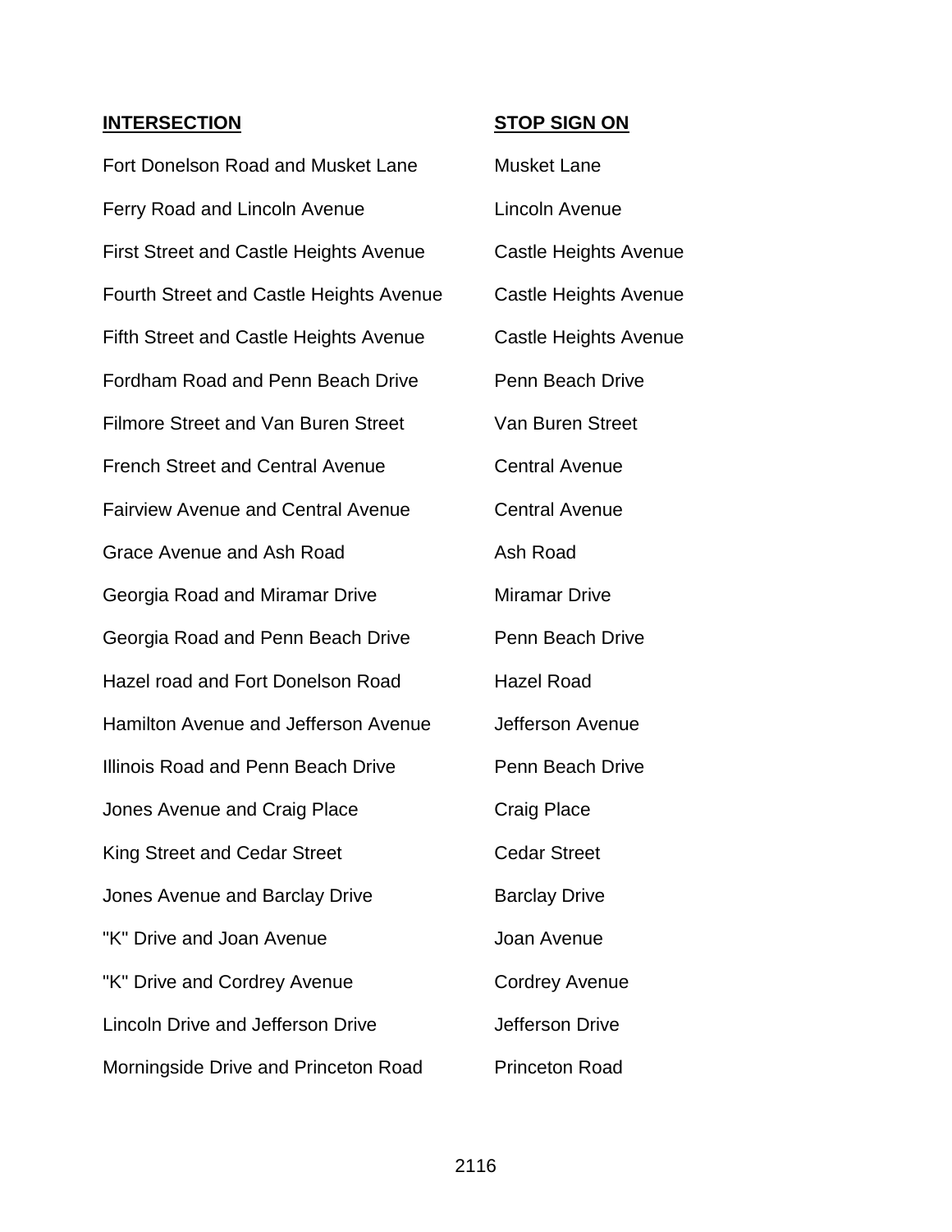| INTERSECTION | STOP SIGN ON |
|---|---|
| Fort Donelson Road and Musket Lane | Musket Lane |
| Ferry Road and Lincoln Avenue | Lincoln Avenue |
| First Street and Castle Heights Avenue | Castle Heights Avenue |
| Fourth Street and Castle Heights Avenue | Castle Heights Avenue |
| Fifth Street and Castle Heights Avenue | Castle Heights Avenue |
| Fordham Road and Penn Beach Drive | Penn Beach Drive |
| Filmore Street and Van Buren Street | Van Buren Street |
| French Street and Central Avenue | Central Avenue |
| Fairview Avenue and Central Avenue | Central Avenue |
| Grace Avenue and Ash Road | Ash Road |
| Georgia Road and Miramar Drive | Miramar Drive |
| Georgia Road and Penn Beach Drive | Penn Beach Drive |
| Hazel road and Fort Donelson Road | Hazel Road |
| Hamilton Avenue and Jefferson Avenue | Jefferson Avenue |
| Illinois Road and Penn Beach Drive | Penn Beach Drive |
| Jones Avenue and Craig Place | Craig Place |
| King Street and Cedar Street | Cedar Street |
| Jones Avenue and Barclay Drive | Barclay Drive |
| "K" Drive and Joan Avenue | Joan Avenue |
| "K" Drive and Cordrey Avenue | Cordrey Avenue |
| Lincoln Drive and Jefferson Drive | Jefferson Drive |
| Morningside Drive and Princeton Road | Princeton Road |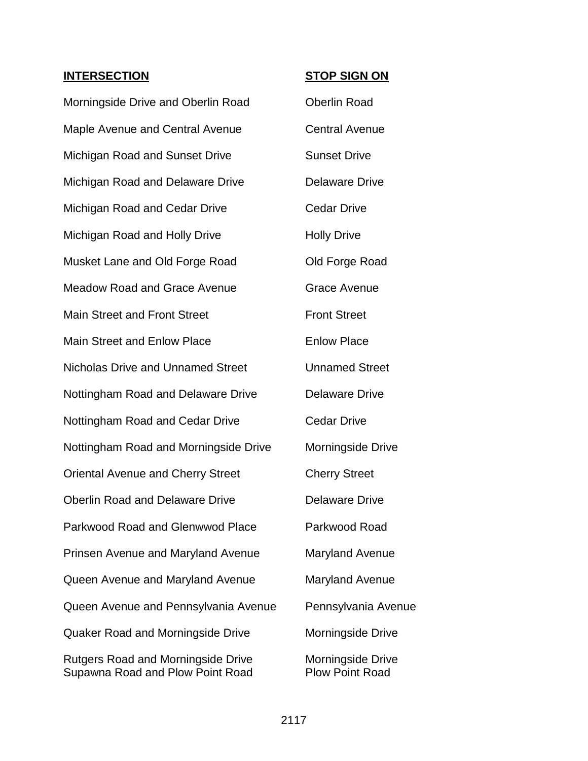| INTERSECTION | STOP SIGN ON |
|---|---|
| Morningside Drive and Oberlin Road | Oberlin Road |
| Maple Avenue and Central Avenue | Central Avenue |
| Michigan Road and Sunset Drive | Sunset Drive |
| Michigan Road and Delaware Drive | Delaware Drive |
| Michigan Road and Cedar Drive | Cedar Drive |
| Michigan Road and Holly Drive | Holly Drive |
| Musket Lane and Old Forge Road | Old Forge Road |
| Meadow Road and Grace Avenue | Grace Avenue |
| Main Street and Front Street | Front Street |
| Main Street and Enlow Place | Enlow Place |
| Nicholas Drive and Unnamed Street | Unnamed Street |
| Nottingham Road and Delaware Drive | Delaware Drive |
| Nottingham Road and Cedar Drive | Cedar Drive |
| Nottingham Road and Morningside Drive | Morningside Drive |
| Oriental Avenue and Cherry Street | Cherry Street |
| Oberlin Road and Delaware Drive | Delaware Drive |
| Parkwood Road and Glenwwod Place | Parkwood Road |
| Prinsen Avenue and Maryland Avenue | Maryland Avenue |
| Queen Avenue and Maryland Avenue | Maryland Avenue |
| Queen Avenue and Pennsylvania Avenue | Pennsylvania Avenue |
| Quaker Road and Morningside Drive | Morningside Drive |
| Rutgers Road and Morningside Drive | Morningside Drive |
| Supawna Road and Plow Point Road | Plow Point Road |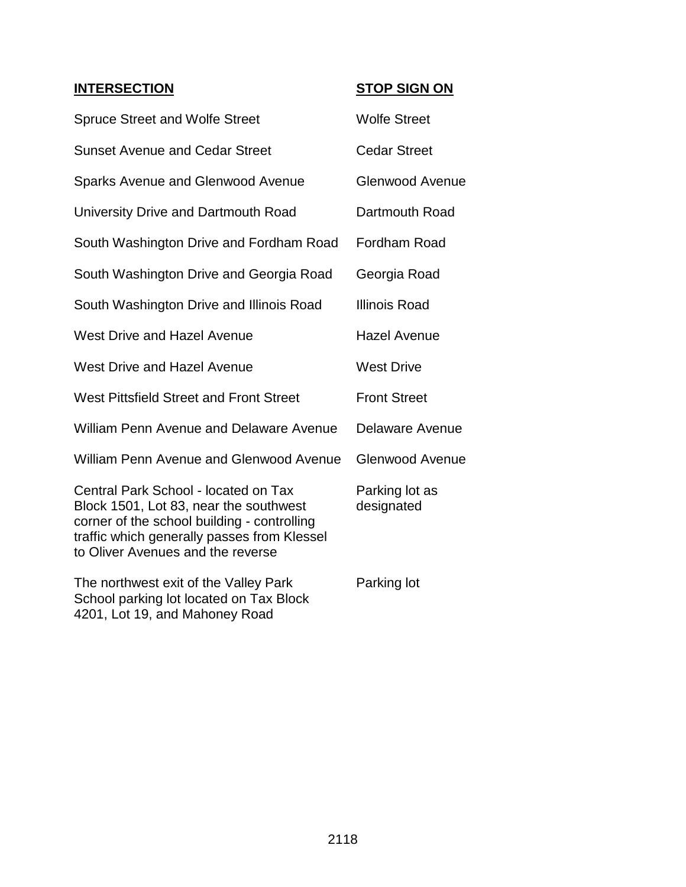| INTERSECTION | STOP SIGN ON |
|---|---|
| Spruce Street and Wolfe Street | Wolfe Street |
| Sunset Avenue and Cedar Street | Cedar Street |
| Sparks Avenue and Glenwood Avenue | Glenwood Avenue |
| University Drive and Dartmouth Road | Dartmouth Road |
| South Washington Drive and Fordham Road | Fordham Road |
| South Washington Drive and Georgia Road | Georgia Road |
| South Washington Drive and Illinois Road | Illinois Road |
| West Drive and Hazel Avenue | Hazel Avenue |
| West Drive and Hazel Avenue | West Drive |
| West Pittsfield Street and Front Street | Front Street |
| William Penn Avenue and Delaware Avenue | Delaware Avenue |
| William Penn Avenue and Glenwood Avenue | Glenwood Avenue |
| Central Park School - located on Tax Block 1501, Lot 83, near the southwest corner of the school building - controlling traffic which generally passes from Klessel to Oliver Avenues and the reverse | Parking lot as designated |
| The northwest exit of the Valley Park School parking lot located on Tax Block 4201, Lot 19, and Mahoney Road | Parking lot |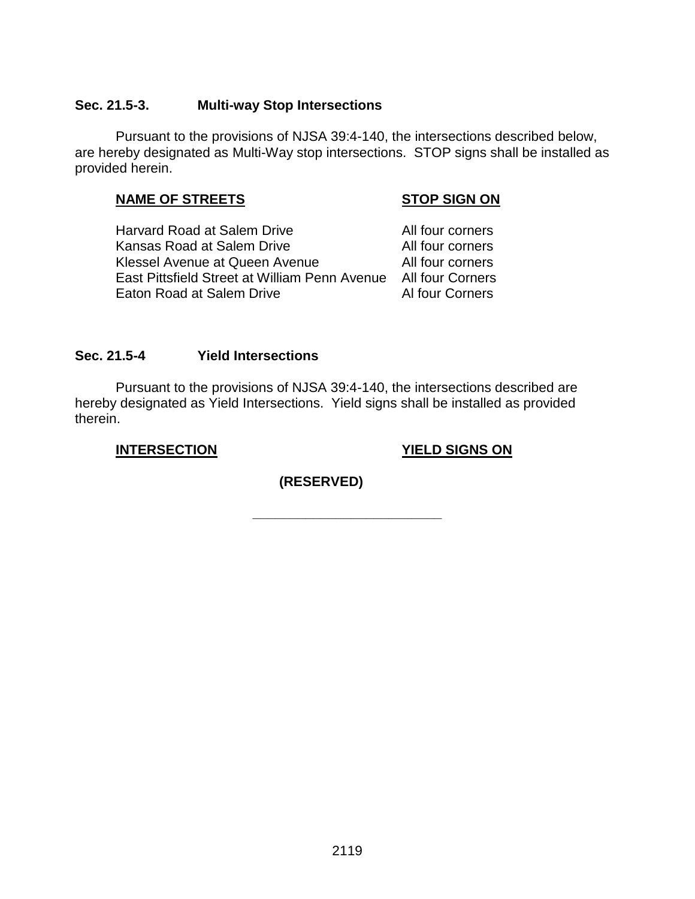### Sec. 21.5-3. Multi-way Stop Intersections

Pursuant to the provisions of NJSA 39:4-140, the intersections described below, are hereby designated as Multi-Way stop intersections. STOP signs shall be installed as provided herein.

| <u>NAME OF STREETS</u> | <u>STOP SIGN ON</u> |
|---|---|
| Harvard Road at Salem Drive | All four corners |
| Kansas Road at Salem Drive | All four corners |
| Klessel Avenue at Queen Avenue | All four corners |
| East Pittsfield Street at William Penn Avenue | All four Corners |
| Eaton Road at Salem Drive | Al four Corners |

### Sec. 21.5-4 Yield Intersections

Pursuant to the provisions of NJSA 39:4-140, the intersections described are hereby designated as Yield Intersections. Yield signs shall be installed as provided therein.

| <u>INTERSECTION</u> | <u>YIELD SIGNS ON</u> |
|---|---|

**(RESERVED)**

---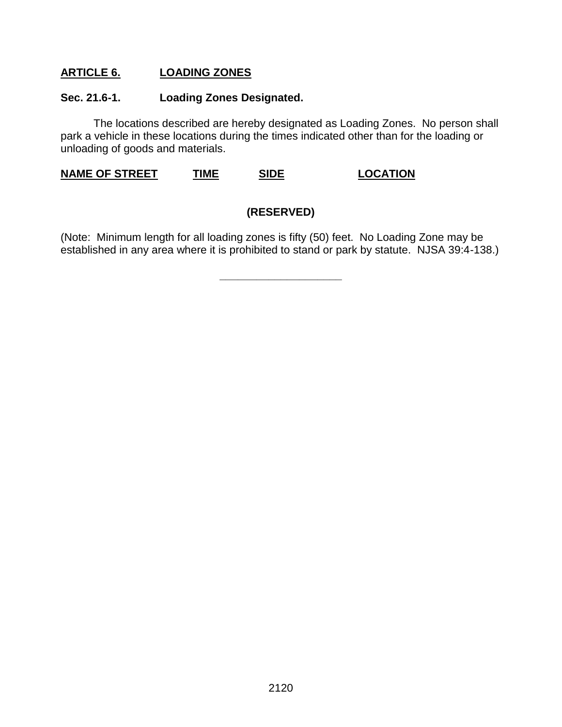## ARTICLE 6. LOADING ZONES

### Sec. 21.6-1. Loading Zones Designated.

The locations described are hereby designated as Loading Zones. No person shall park a vehicle in these locations during the times indicated other than for the loading or unloading of goods and materials.

| NAME OF STREET | TIME | SIDE | LOCATION |
| --- | --- | --- | --- |

**(RESERVED)**

(Note: Minimum length for all loading zones is fifty (50) feet. No Loading Zone may be established in any area where it is prohibited to stand or park by statute. NJSA 39:4-138.)

---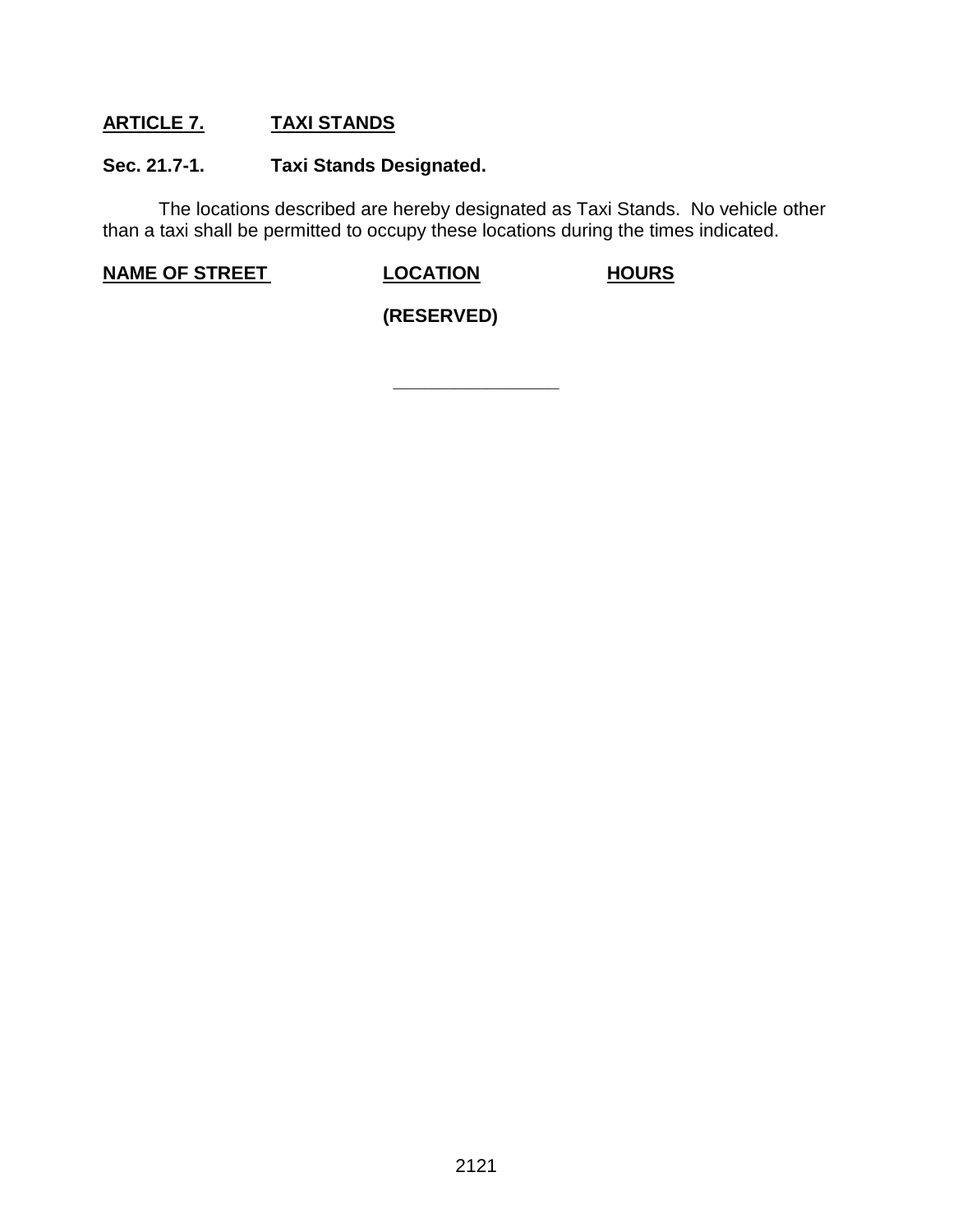## ARTICLE 7. TAXI STANDS

### Sec. 21.7-1. Taxi Stands Designated.

The locations described are hereby designated as Taxi Stands. No vehicle other than a taxi shall be permitted to occupy these locations during the times indicated.

| NAME OF STREET | LOCATION | HOURS |
| --- | --- | --- |
| | **(RESERVED)** | |

---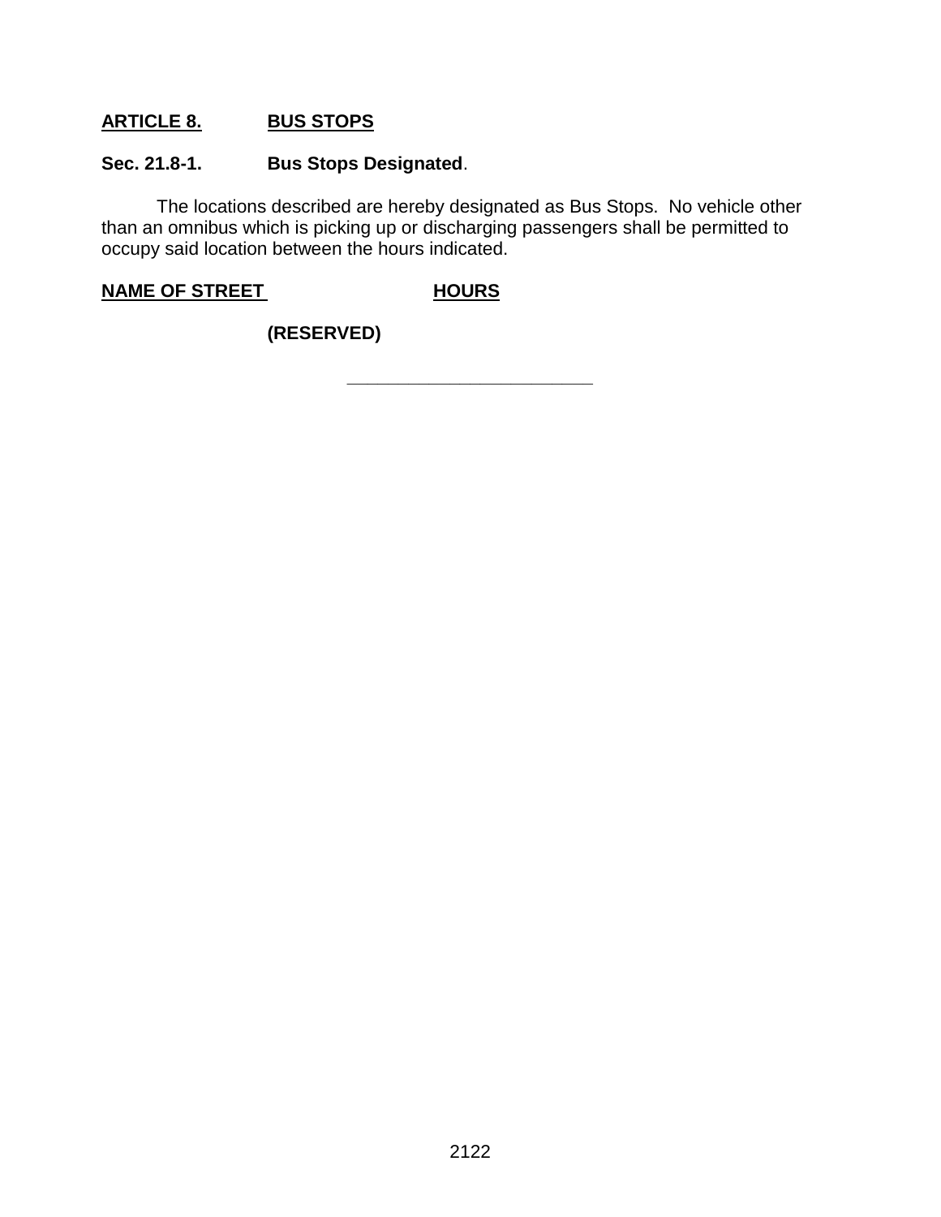## ARTICLE 8. BUS STOPS

### Sec. 21.8-1. Bus Stops Designated.

The locations described are hereby designated as Bus Stops. No vehicle other than an omnibus which is picking up or discharging passengers shall be permitted to occupy said location between the hours indicated.

| NAME OF STREET | HOURS |
|---|---|
| (RESERVED) | |

---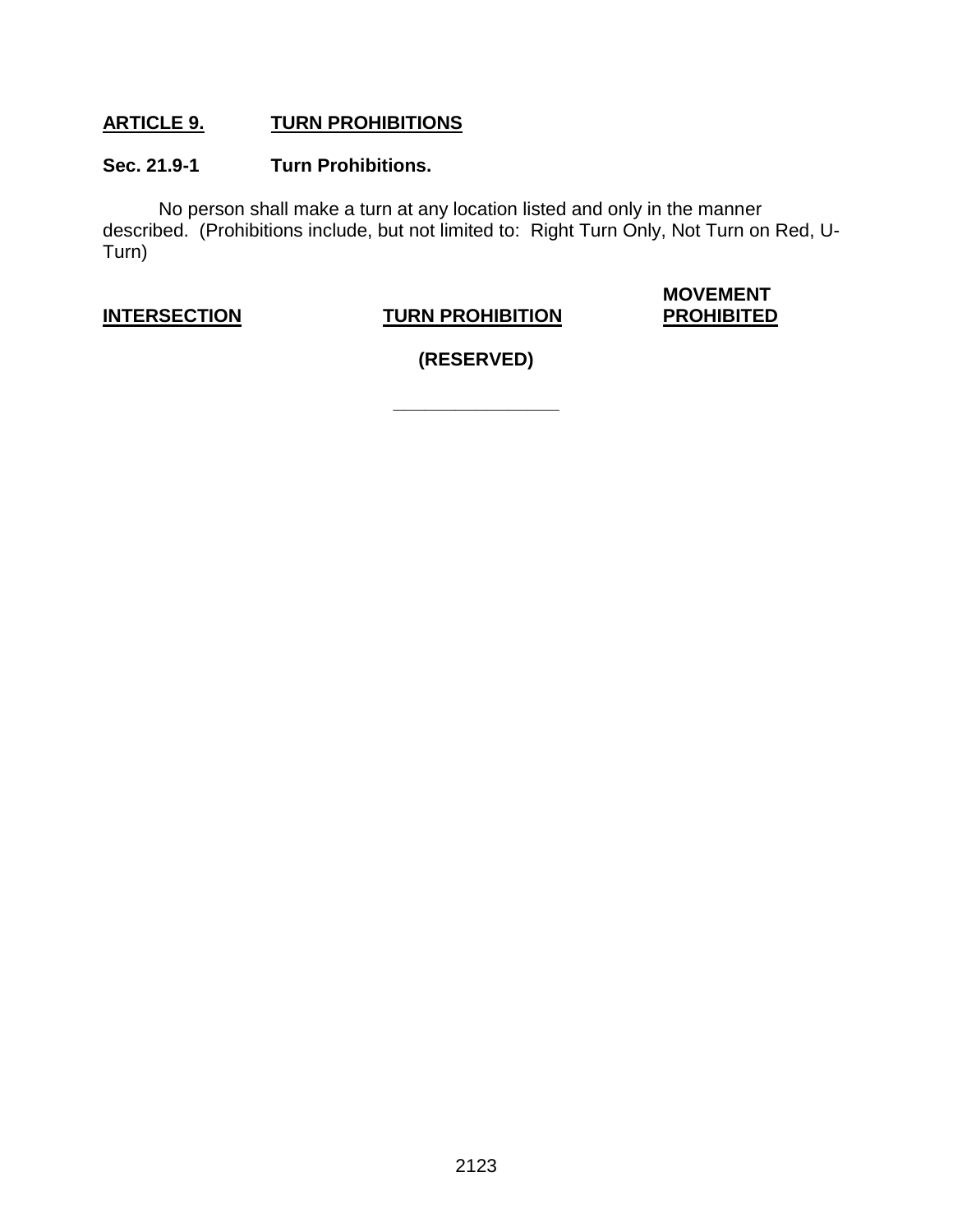## ARTICLE 9. TURN PROHIBITIONS

### Sec. 21.9-1 Turn Prohibitions.

No person shall make a turn at any location listed and only in the manner described. (Prohibitions include, but not limited to: Right Turn Only, Not Turn on Red, U-Turn)

| INTERSECTION | TURN PROHIBITION | MOVEMENT PROHIBITED |
|---|---|---|
| | **(RESERVED)** | |

---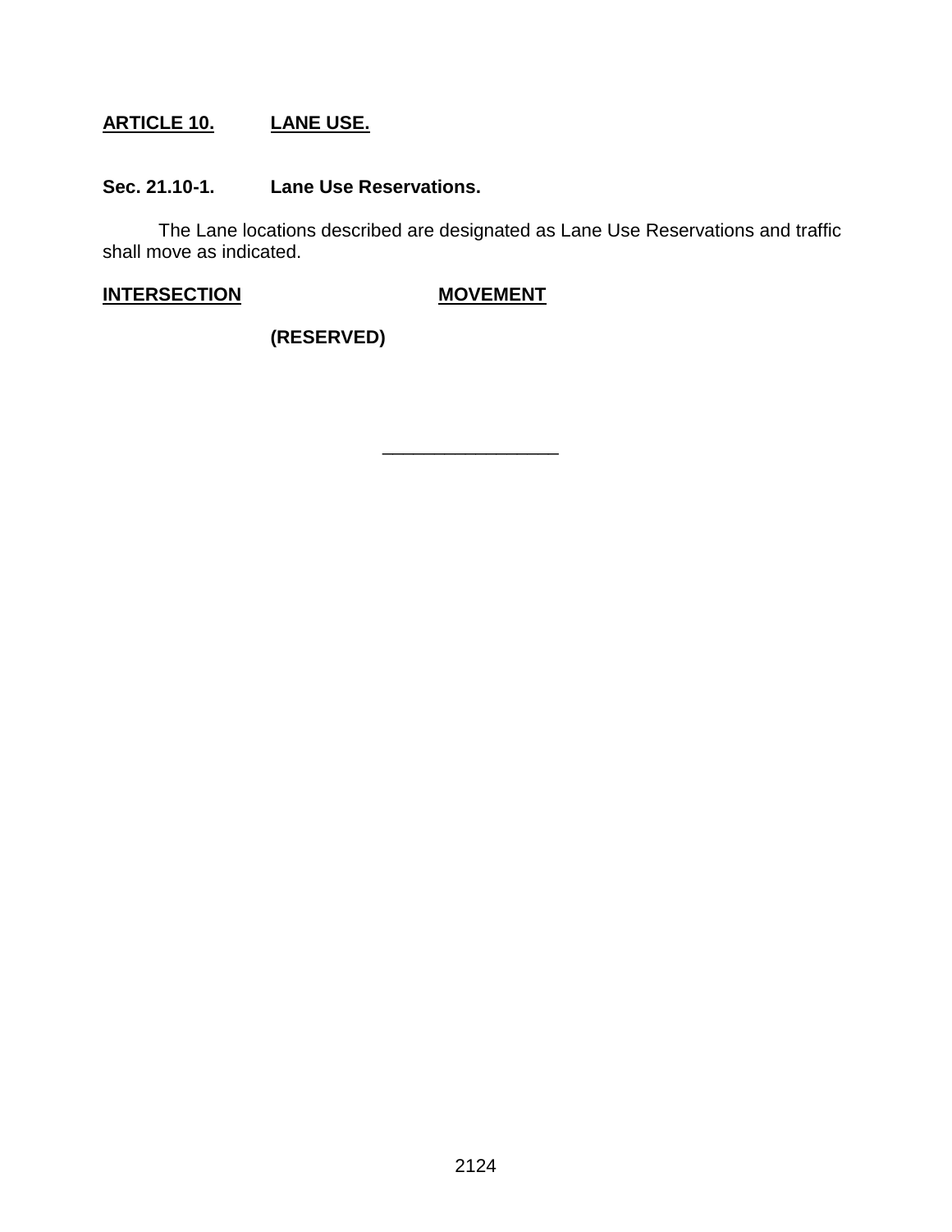## ARTICLE 10. LANE USE.

### Sec. 21.10-1. Lane Use Reservations.

The Lane locations described are designated as Lane Use Reservations and traffic shall move as indicated.

| INTERSECTION | MOVEMENT |
| --- | --- |
| **(RESERVED)** | |

\_\_\_\_\_\_\_\_\_\_\_\_\_\_\_\_\_\_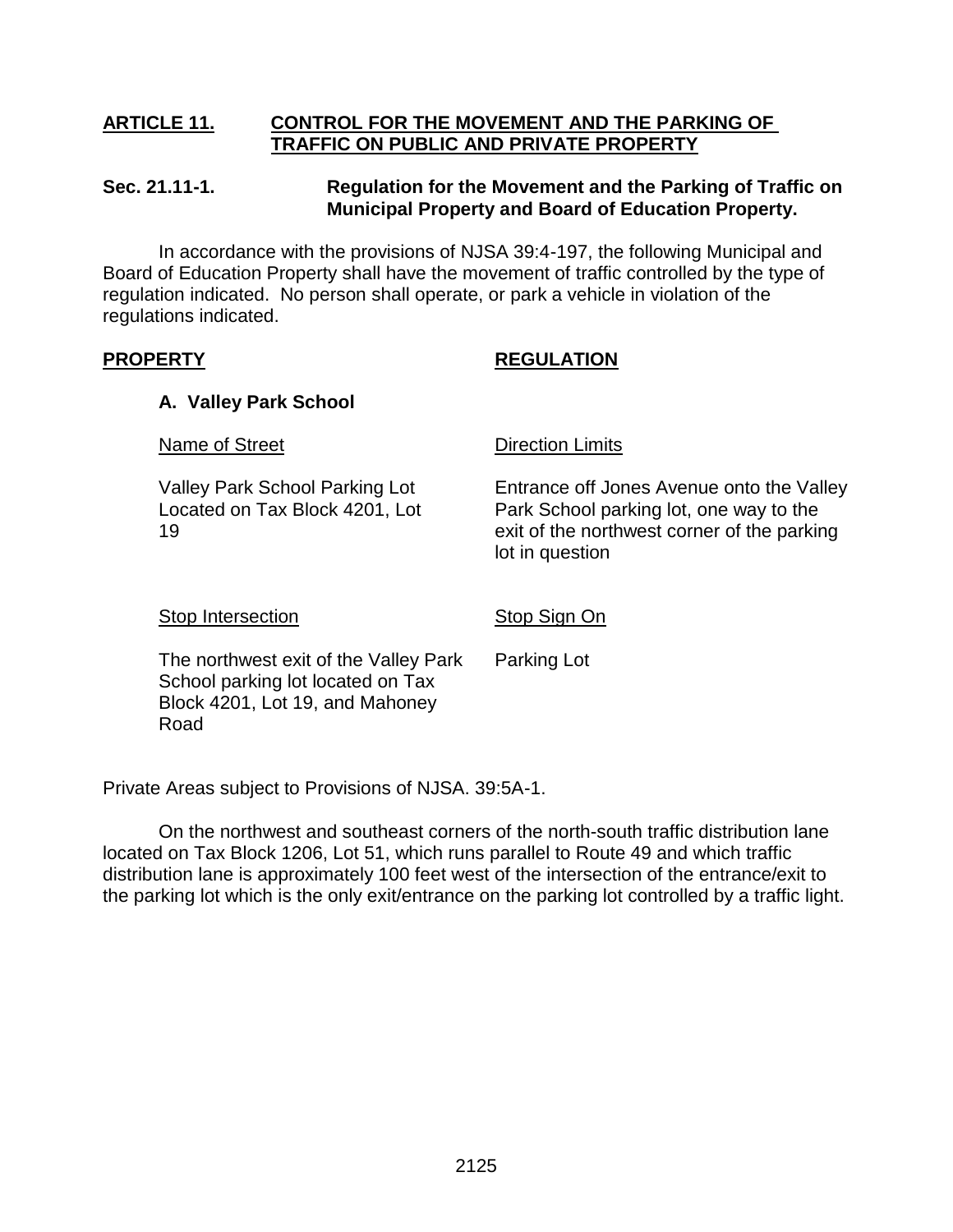## ARTICLE 11. CONTROL FOR THE MOVEMENT AND THE PARKING OF TRAFFIC ON PUBLIC AND PRIVATE PROPERTY

### Sec. 21.11-1. Regulation for the Movement and the Parking of Traffic on Municipal Property and Board of Education Property.

In accordance with the provisions of NJSA 39:4-197, the following Municipal and Board of Education Property shall have the movement of traffic controlled by the type of regulation indicated. No person shall operate, or park a vehicle in violation of the regulations indicated.

| **PROPERTY** | **REGULATION** |
|---|---|
| **A. Valley Park School** | |
| Name of Street | Direction Limits |
| Valley Park School Parking Lot Located on Tax Block 4201, Lot 19 | Entrance off Jones Avenue onto the Valley Park School parking lot, one way to the exit of the northwest corner of the parking lot in question |
| Stop Intersection | Stop Sign On |
| The northwest exit of the Valley Park School parking lot located on Tax Block 4201, Lot 19, and Mahoney Road | Parking Lot |

Private Areas subject to Provisions of NJSA. 39:5A-1.

On the northwest and southeast corners of the north-south traffic distribution lane located on Tax Block 1206, Lot 51, which runs parallel to Route 49 and which traffic distribution lane is approximately 100 feet west of the intersection of the entrance/exit to the parking lot which is the only exit/entrance on the parking lot controlled by a traffic light.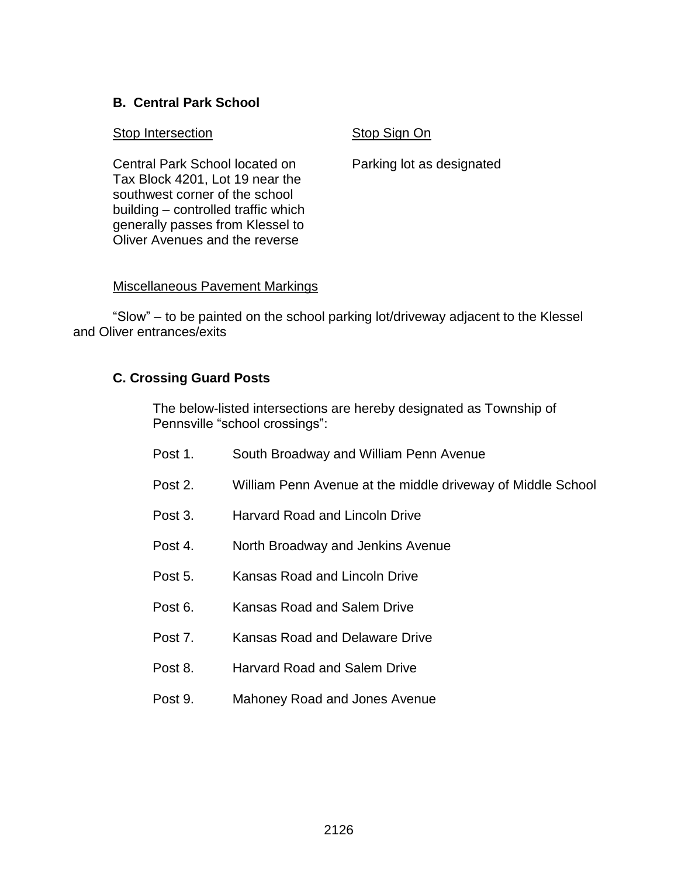### B. Central Park School

| Stop Intersection | Stop Sign On |
| --- | --- |
| Central Park School located on Tax Block 4201, Lot 19 near the southwest corner of the school building – controlled traffic which generally passes from Klessel to Oliver Avenues and the reverse | Parking lot as designated |

Miscellaneous Pavement Markings

"Slow" – to be painted on the school parking lot/driveway adjacent to the Klessel and Oliver entrances/exits

### C. Crossing Guard Posts

The below-listed intersections are hereby designated as Township of Pennsville "school crossings":

Post 1. South Broadway and William Penn Avenue

Post 2. William Penn Avenue at the middle driveway of Middle School

Post 3. Harvard Road and Lincoln Drive

Post 4. North Broadway and Jenkins Avenue

Post 5. Kansas Road and Lincoln Drive

Post 6. Kansas Road and Salem Drive

Post 7. Kansas Road and Delaware Drive

Post 8. Harvard Road and Salem Drive

Post 9. Mahoney Road and Jones Avenue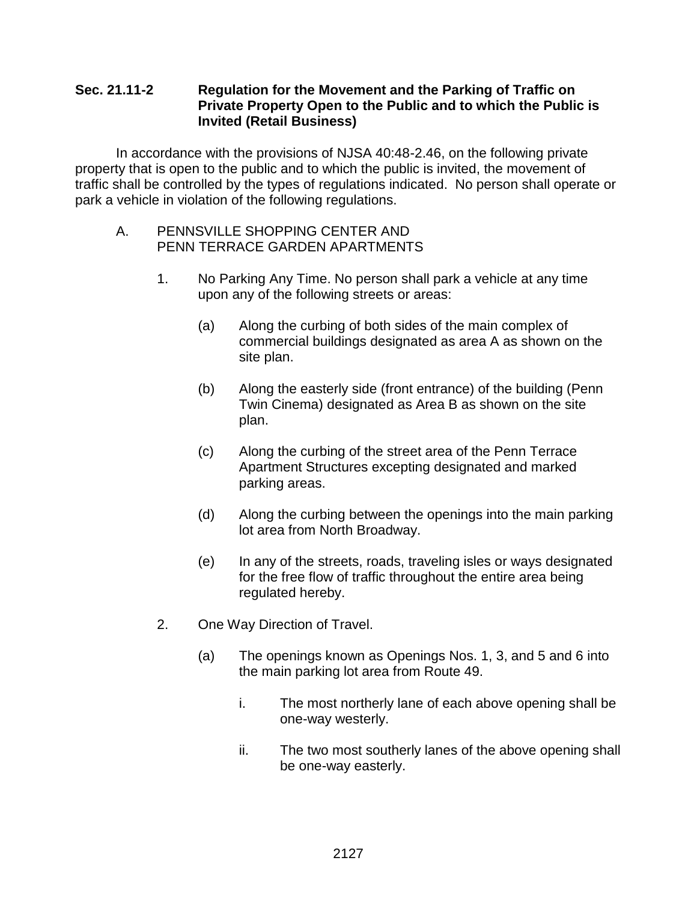**Sec. 21.11-2 Regulation for the Movement and the Parking of Traffic on Private Property Open to the Public and to which the Public is Invited (Retail Business)**

In accordance with the provisions of NJSA 40:48-2.46, on the following private property that is open to the public and to which the public is invited, the movement of traffic shall be controlled by the types of regulations indicated. No person shall operate or park a vehicle in violation of the following regulations.

A. PENNSVILLE SHOPPING CENTER AND PENN TERRACE GARDEN APARTMENTS

1. No Parking Any Time. No person shall park a vehicle at any time upon any of the following streets or areas:

   (a) Along the curbing of both sides of the main complex of commercial buildings designated as area A as shown on the site plan.

   (b) Along the easterly side (front entrance) of the building (Penn Twin Cinema) designated as Area B as shown on the site plan.

   (c) Along the curbing of the street area of the Penn Terrace Apartment Structures excepting designated and marked parking areas.

   (d) Along the curbing between the openings into the main parking lot area from North Broadway.

   (e) In any of the streets, roads, traveling isles or ways designated for the free flow of traffic throughout the entire area being regulated hereby.

2. One Way Direction of Travel.

   (a) The openings known as Openings Nos. 1, 3, and 5 and 6 into the main parking lot area from Route 49.

      i. The most northerly lane of each above opening shall be one-way westerly.

      ii. The two most southerly lanes of the above opening shall be one-way easterly.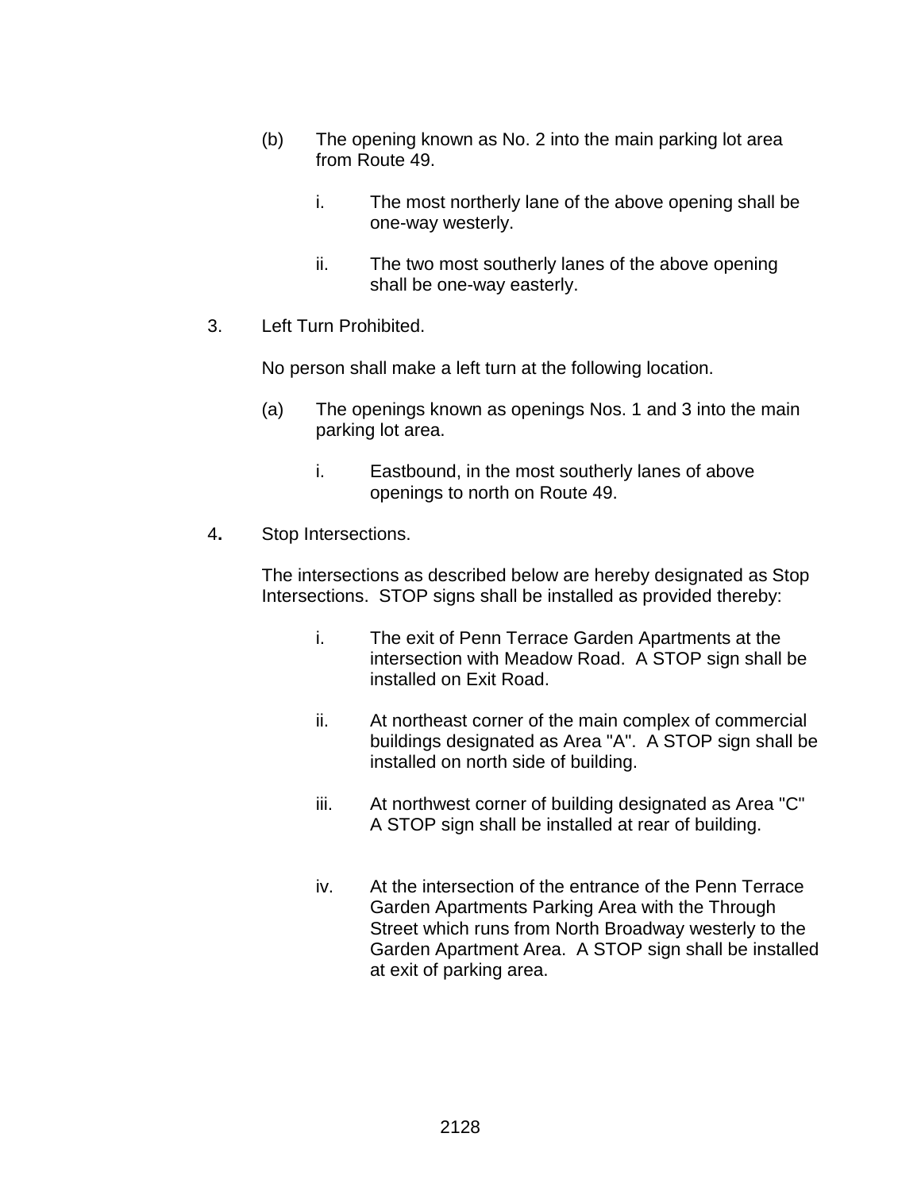(b) The opening known as No. 2 into the main parking lot area from Route 49.

   i. The most northerly lane of the above opening shall be one-way westerly.

   ii. The two most southerly lanes of the above opening shall be one-way easterly.

3. Left Turn Prohibited.

   No person shall make a left turn at the following location.

   (a) The openings known as openings Nos. 1 and 3 into the main parking lot area.

      i. Eastbound, in the most southerly lanes of above openings to north on Route 49.

4**.** Stop Intersections.

   The intersections as described below are hereby designated as Stop Intersections. STOP signs shall be installed as provided thereby:

      i. The exit of Penn Terrace Garden Apartments at the intersection with Meadow Road. A STOP sign shall be installed on Exit Road.

      ii. At northeast corner of the main complex of commercial buildings designated as Area "A". A STOP sign shall be installed on north side of building.

      iii. At northwest corner of building designated as Area "C" A STOP sign shall be installed at rear of building.

      iv. At the intersection of the entrance of the Penn Terrace Garden Apartments Parking Area with the Through Street which runs from North Broadway westerly to the Garden Apartment Area. A STOP sign shall be installed at exit of parking area.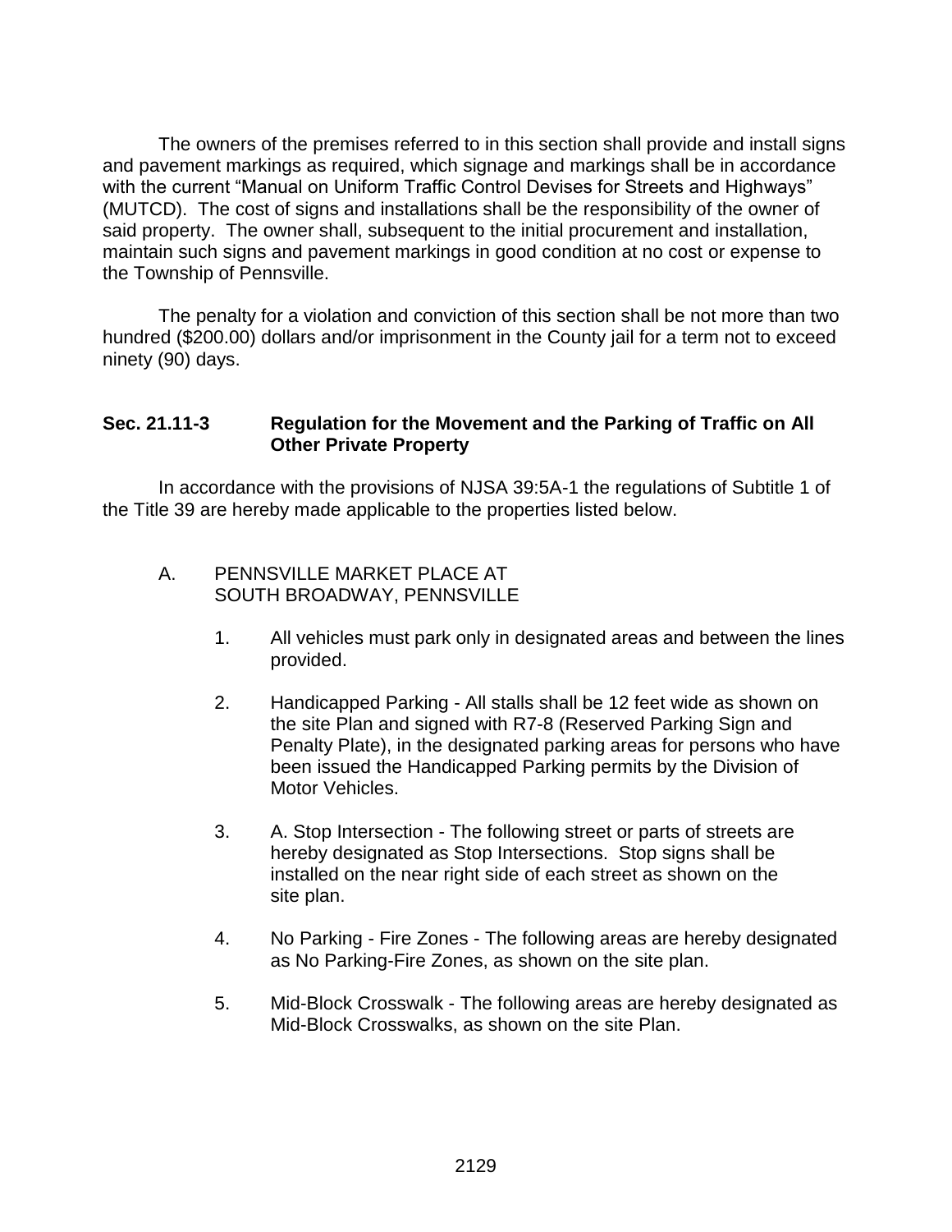The owners of the premises referred to in this section shall provide and install signs and pavement markings as required, which signage and markings shall be in accordance with the current "Manual on Uniform Traffic Control Devises for Streets and Highways" (MUTCD). The cost of signs and installations shall be the responsibility of the owner of said property. The owner shall, subsequent to the initial procurement and installation, maintain such signs and pavement markings in good condition at no cost or expense to the Township of Pennsville.

The penalty for a violation and conviction of this section shall be not more than two hundred ($200.00) dollars and/or imprisonment in the County jail for a term not to exceed ninety (90) days.

### Sec. 21.11-3 Regulation for the Movement and the Parking of Traffic on All Other Private Property

In accordance with the provisions of NJSA 39:5A-1 the regulations of Subtitle 1 of the Title 39 are hereby made applicable to the properties listed below.

A. PENNSVILLE MARKET PLACE AT SOUTH BROADWAY, PENNSVILLE

1. All vehicles must park only in designated areas and between the lines provided.

2. Handicapped Parking - All stalls shall be 12 feet wide as shown on the site Plan and signed with R7-8 (Reserved Parking Sign and Penalty Plate), in the designated parking areas for persons who have been issued the Handicapped Parking permits by the Division of Motor Vehicles.

3. A. Stop Intersection - The following street or parts of streets are hereby designated as Stop Intersections. Stop signs shall be installed on the near right side of each street as shown on the site plan.

4. No Parking - Fire Zones - The following areas are hereby designated as No Parking-Fire Zones, as shown on the site plan.

5. Mid-Block Crosswalk - The following areas are hereby designated as Mid-Block Crosswalks, as shown on the site Plan.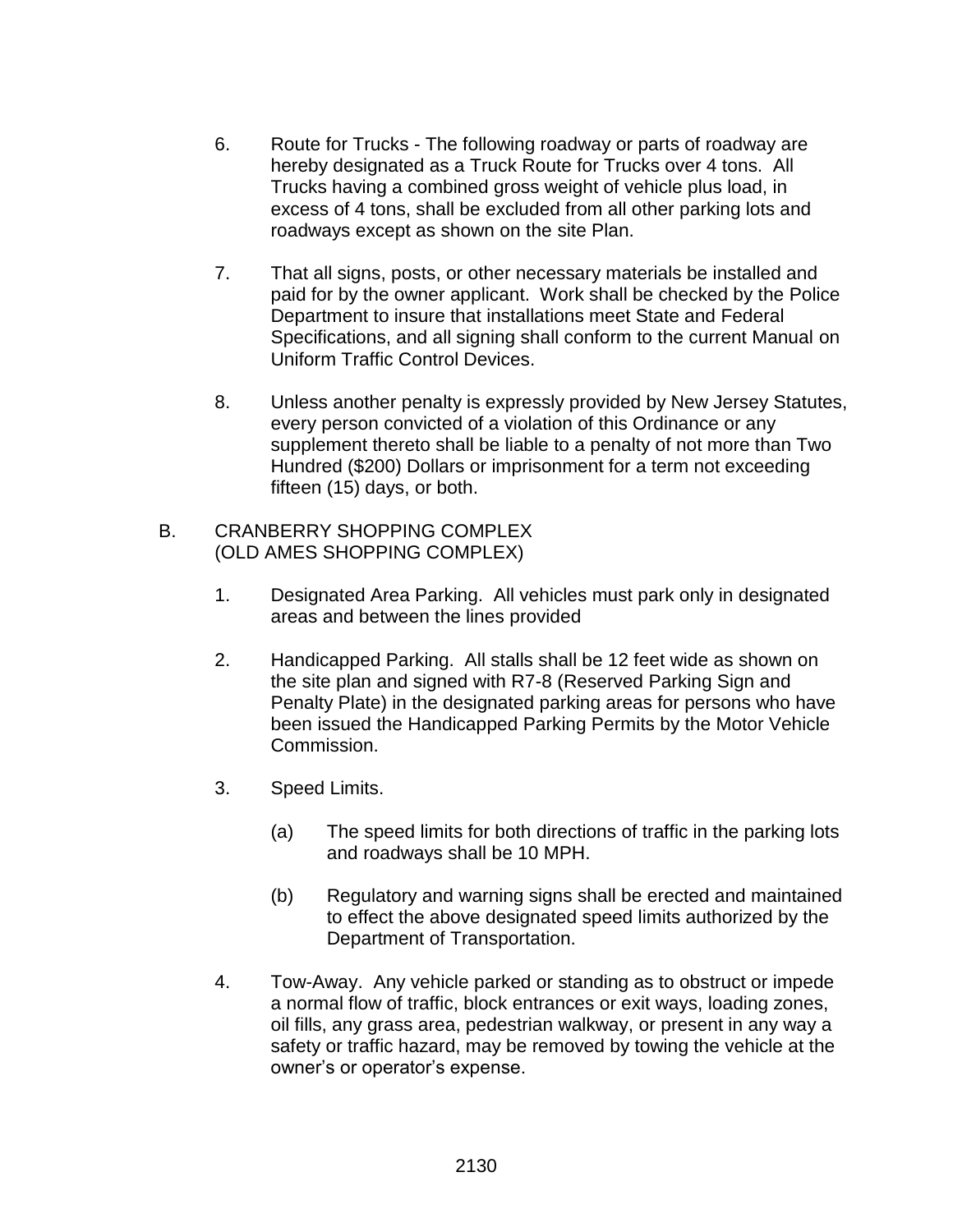6. Route for Trucks - The following roadway or parts of roadway are hereby designated as a Truck Route for Trucks over 4 tons. All Trucks having a combined gross weight of vehicle plus load, in excess of 4 tons, shall be excluded from all other parking lots and roadways except as shown on the site Plan.

7. That all signs, posts, or other necessary materials be installed and paid for by the owner applicant. Work shall be checked by the Police Department to insure that installations meet State and Federal Specifications, and all signing shall conform to the current Manual on Uniform Traffic Control Devices.

8. Unless another penalty is expressly provided by New Jersey Statutes, every person convicted of a violation of this Ordinance or any supplement thereto shall be liable to a penalty of not more than Two Hundred ($200) Dollars or imprisonment for a term not exceeding fifteen (15) days, or both.

B. CRANBERRY SHOPPING COMPLEX
(OLD AMES SHOPPING COMPLEX)

1. Designated Area Parking. All vehicles must park only in designated areas and between the lines provided

2. Handicapped Parking. All stalls shall be 12 feet wide as shown on the site plan and signed with R7-8 (Reserved Parking Sign and Penalty Plate) in the designated parking areas for persons who have been issued the Handicapped Parking Permits by the Motor Vehicle Commission.

3. Speed Limits.

   (a) The speed limits for both directions of traffic in the parking lots and roadways shall be 10 MPH.

   (b) Regulatory and warning signs shall be erected and maintained to effect the above designated speed limits authorized by the Department of Transportation.

4. Tow-Away. Any vehicle parked or standing as to obstruct or impede a normal flow of traffic, block entrances or exit ways, loading zones, oil fills, any grass area, pedestrian walkway, or present in any way a safety or traffic hazard, may be removed by towing the vehicle at the owner's or operator's expense.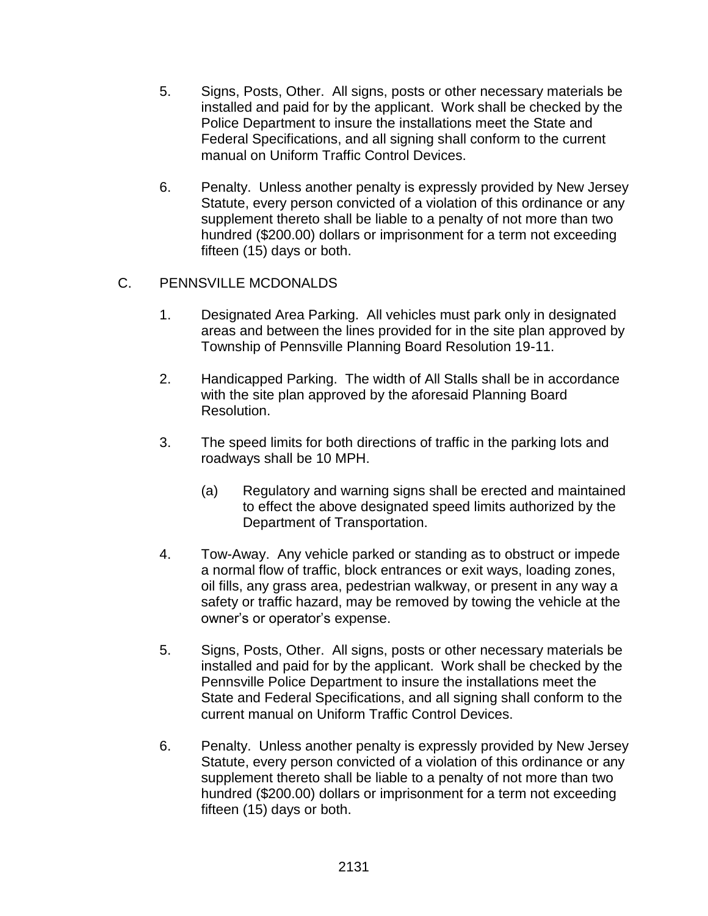5. Signs, Posts, Other. All signs, posts or other necessary materials be installed and paid for by the applicant. Work shall be checked by the Police Department to insure the installations meet the State and Federal Specifications, and all signing shall conform to the current manual on Uniform Traffic Control Devices.

6. Penalty. Unless another penalty is expressly provided by New Jersey Statute, every person convicted of a violation of this ordinance or any supplement thereto shall be liable to a penalty of not more than two hundred ($200.00) dollars or imprisonment for a term not exceeding fifteen (15) days or both.

C. PENNSVILLE MCDONALDS

1. Designated Area Parking. All vehicles must park only in designated areas and between the lines provided for in the site plan approved by Township of Pennsville Planning Board Resolution 19-11.

2. Handicapped Parking. The width of All Stalls shall be in accordance with the site plan approved by the aforesaid Planning Board Resolution.

3. The speed limits for both directions of traffic in the parking lots and roadways shall be 10 MPH.

    (a) Regulatory and warning signs shall be erected and maintained to effect the above designated speed limits authorized by the Department of Transportation.

4. Tow-Away. Any vehicle parked or standing as to obstruct or impede a normal flow of traffic, block entrances or exit ways, loading zones, oil fills, any grass area, pedestrian walkway, or present in any way a safety or traffic hazard, may be removed by towing the vehicle at the owner's or operator's expense.

5. Signs, Posts, Other. All signs, posts or other necessary materials be installed and paid for by the applicant. Work shall be checked by the Pennsville Police Department to insure the installations meet the State and Federal Specifications, and all signing shall conform to the current manual on Uniform Traffic Control Devices.

6. Penalty. Unless another penalty is expressly provided by New Jersey Statute, every person convicted of a violation of this ordinance or any supplement thereto shall be liable to a penalty of not more than two hundred ($200.00) dollars or imprisonment for a term not exceeding fifteen (15) days or both.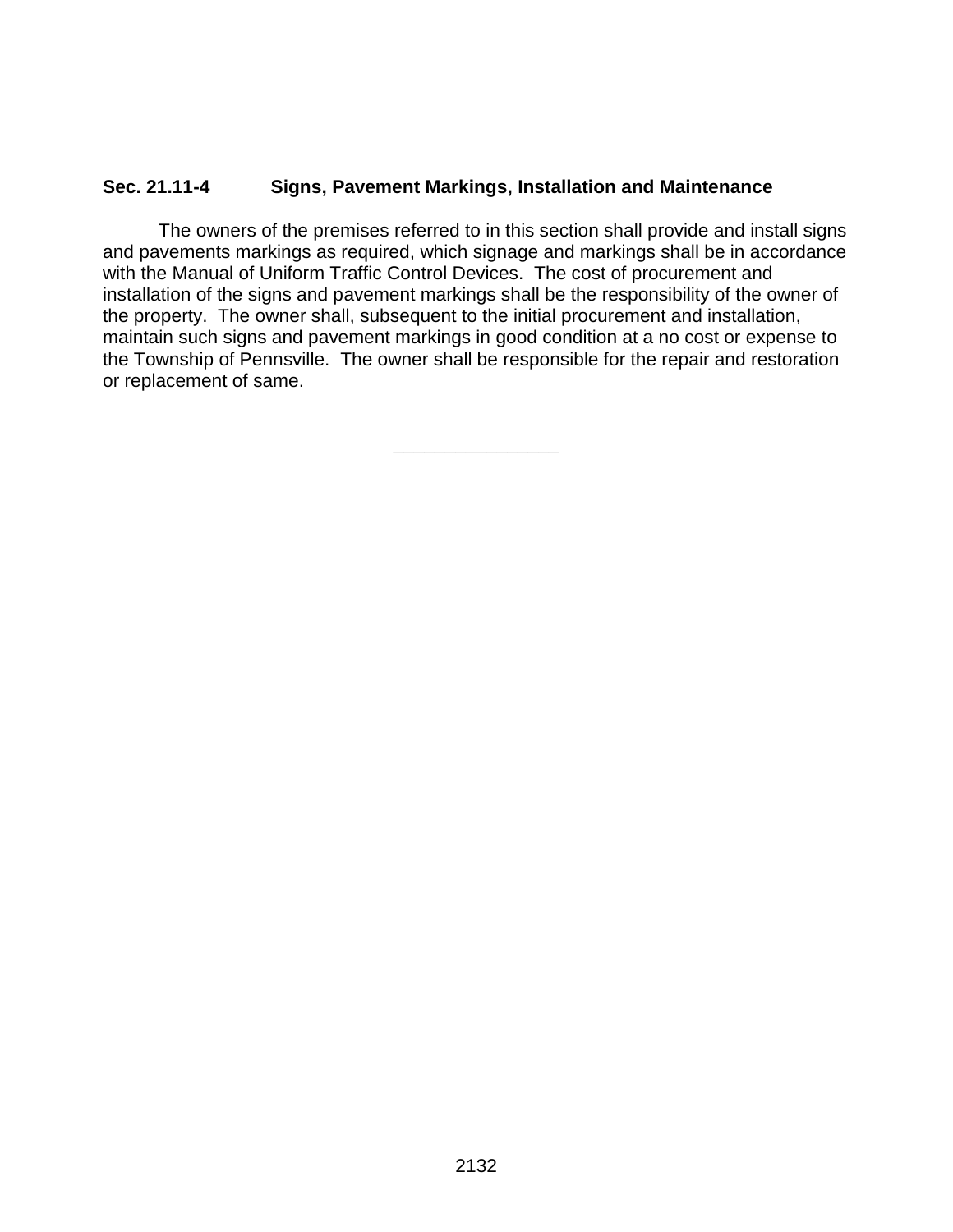### Sec. 21.11-4 Signs, Pavement Markings, Installation and Maintenance

The owners of the premises referred to in this section shall provide and install signs and pavements markings as required, which signage and markings shall be in accordance with the Manual of Uniform Traffic Control Devices. The cost of procurement and installation of the signs and pavement markings shall be the responsibility of the owner of the property. The owner shall, subsequent to the initial procurement and installation, maintain such signs and pavement markings in good condition at a no cost or expense to the Township of Pennsville. The owner shall be responsible for the repair and restoration or replacement of same.

---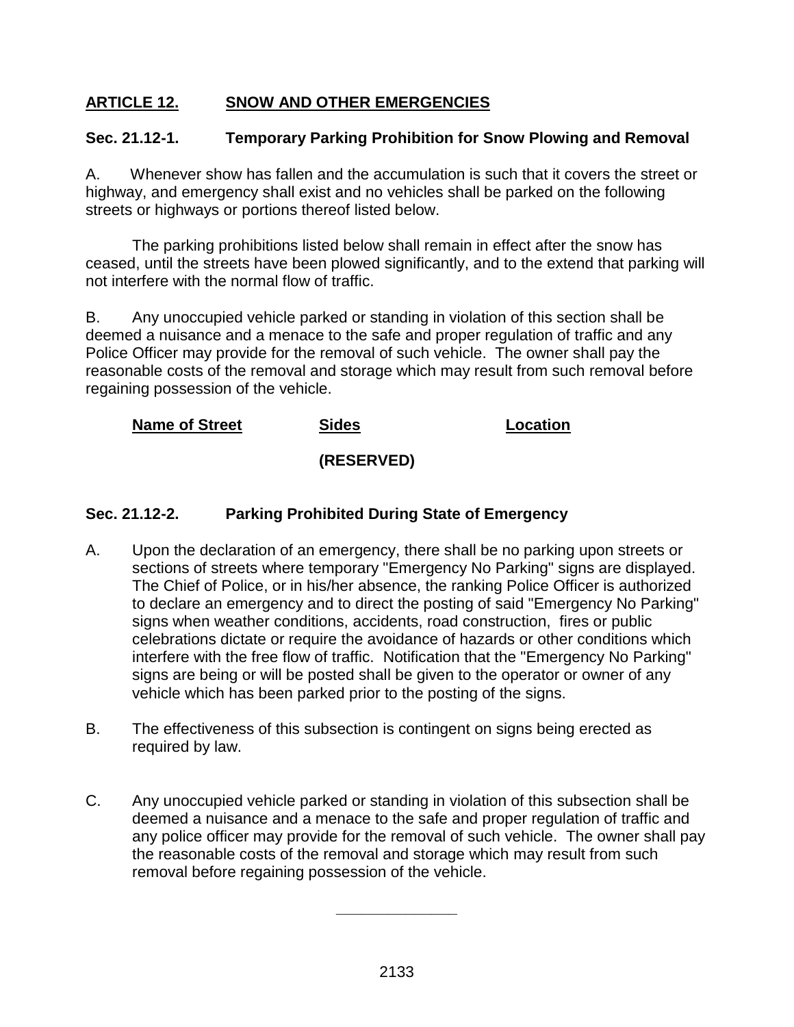## ARTICLE 12. SNOW AND OTHER EMERGENCIES

### Sec. 21.12-1. Temporary Parking Prohibition for Snow Plowing and Removal

A. Whenever show has fallen and the accumulation is such that it covers the street or highway, and emergency shall exist and no vehicles shall be parked on the following streets or highways or portions thereof listed below.

The parking prohibitions listed below shall remain in effect after the snow has ceased, until the streets have been plowed significantly, and to the extend that parking will not interfere with the normal flow of traffic.

B. Any unoccupied vehicle parked or standing in violation of this section shall be deemed a nuisance and a menace to the safe and proper regulation of traffic and any Police Officer may provide for the removal of such vehicle. The owner shall pay the reasonable costs of the removal and storage which may result from such removal before regaining possession of the vehicle.

| Name of Street | Sides | Location |
| --- | --- | --- |
| | (RESERVED) | |

### Sec. 21.12-2. Parking Prohibited During State of Emergency

A. Upon the declaration of an emergency, there shall be no parking upon streets or sections of streets where temporary "Emergency No Parking" signs are displayed. The Chief of Police, or in his/her absence, the ranking Police Officer is authorized to declare an emergency and to direct the posting of said "Emergency No Parking" signs when weather conditions, accidents, road construction, fires or public celebrations dictate or require the avoidance of hazards or other conditions which interfere with the free flow of traffic. Notification that the "Emergency No Parking" signs are being or will be posted shall be given to the operator or owner of any vehicle which has been parked prior to the posting of the signs.

B. The effectiveness of this subsection is contingent on signs being erected as required by law.

C. Any unoccupied vehicle parked or standing in violation of this subsection shall be deemed a nuisance and a menace to the safe and proper regulation of traffic and any police officer may provide for the removal of such vehicle. The owner shall pay the reasonable costs of the removal and storage which may result from such removal before regaining possession of the vehicle.

---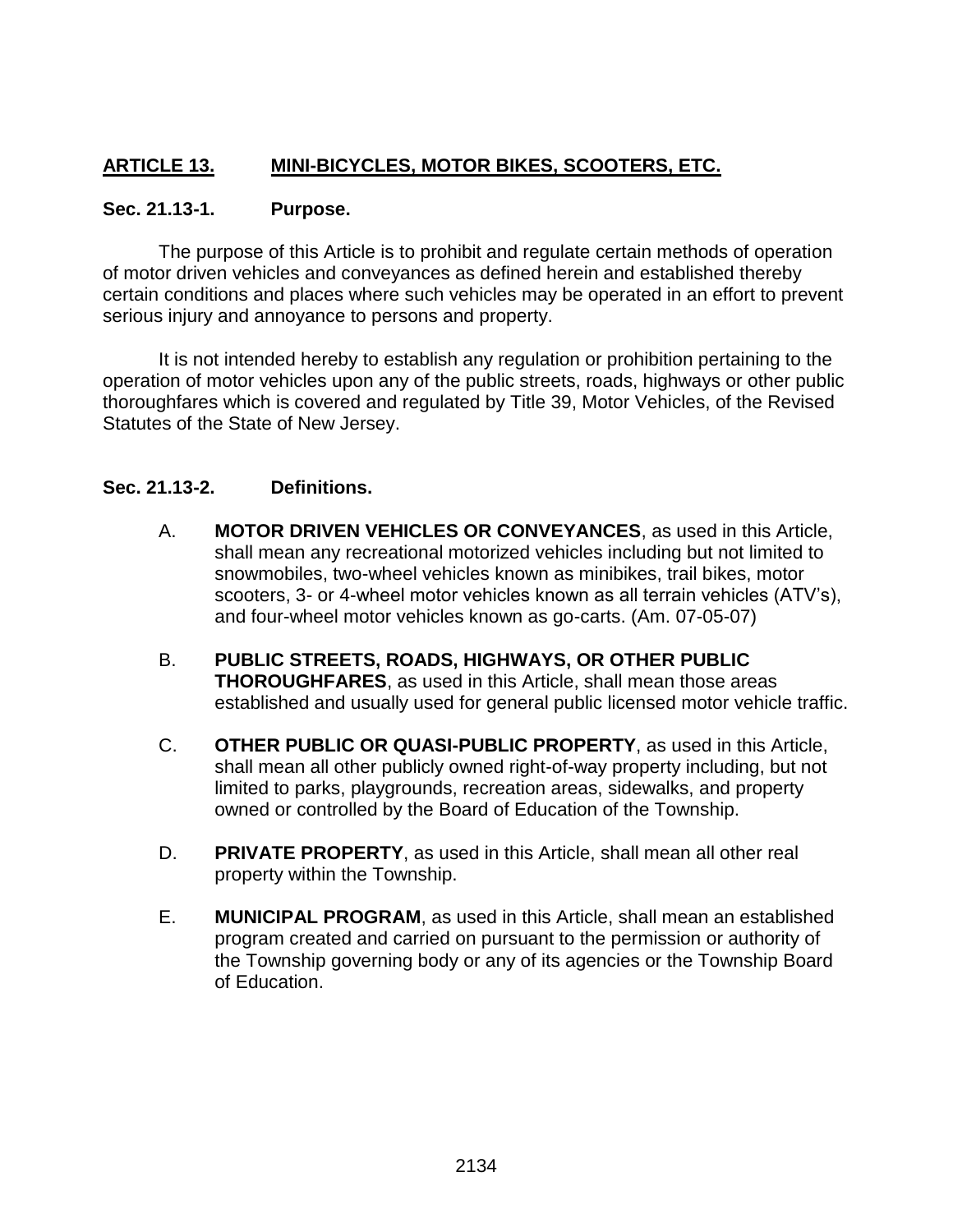## ARTICLE 13. MINI-BICYCLES, MOTOR BIKES, SCOOTERS, ETC.

### Sec. 21.13-1. Purpose.

The purpose of this Article is to prohibit and regulate certain methods of operation of motor driven vehicles and conveyances as defined herein and established thereby certain conditions and places where such vehicles may be operated in an effort to prevent serious injury and annoyance to persons and property.

It is not intended hereby to establish any regulation or prohibition pertaining to the operation of motor vehicles upon any of the public streets, roads, highways or other public thoroughfares which is covered and regulated by Title 39, Motor Vehicles, of the Revised Statutes of the State of New Jersey.

### Sec. 21.13-2. Definitions.

A. **MOTOR DRIVEN VEHICLES OR CONVEYANCES**, as used in this Article, shall mean any recreational motorized vehicles including but not limited to snowmobiles, two-wheel vehicles known as minibikes, trail bikes, motor scooters, 3- or 4-wheel motor vehicles known as all terrain vehicles (ATV's), and four-wheel motor vehicles known as go-carts. (Am. 07-05-07)

B. **PUBLIC STREETS, ROADS, HIGHWAYS, OR OTHER PUBLIC THOROUGHFARES**, as used in this Article, shall mean those areas established and usually used for general public licensed motor vehicle traffic.

C. **OTHER PUBLIC OR QUASI-PUBLIC PROPERTY**, as used in this Article, shall mean all other publicly owned right-of-way property including, but not limited to parks, playgrounds, recreation areas, sidewalks, and property owned or controlled by the Board of Education of the Township.

D. **PRIVATE PROPERTY**, as used in this Article, shall mean all other real property within the Township.

E. **MUNICIPAL PROGRAM**, as used in this Article, shall mean an established program created and carried on pursuant to the permission or authority of the Township governing body or any of its agencies or the Township Board of Education.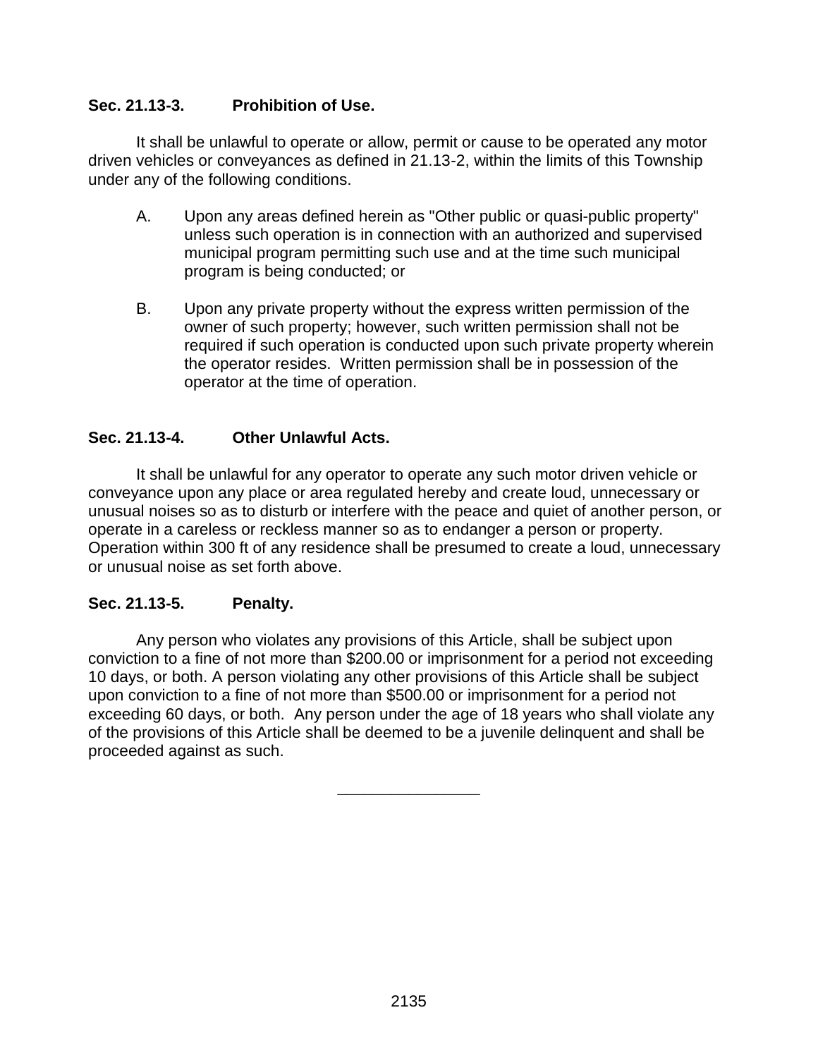### Sec. 21.13-3. Prohibition of Use.

It shall be unlawful to operate or allow, permit or cause to be operated any motor driven vehicles or conveyances as defined in 21.13-2, within the limits of this Township under any of the following conditions.

A. Upon any areas defined herein as "Other public or quasi-public property" unless such operation is in connection with an authorized and supervised municipal program permitting such use and at the time such municipal program is being conducted; or

B. Upon any private property without the express written permission of the owner of such property; however, such written permission shall not be required if such operation is conducted upon such private property wherein the operator resides. Written permission shall be in possession of the operator at the time of operation.

### Sec. 21.13-4. Other Unlawful Acts.

It shall be unlawful for any operator to operate any such motor driven vehicle or conveyance upon any place or area regulated hereby and create loud, unnecessary or unusual noises so as to disturb or interfere with the peace and quiet of another person, or operate in a careless or reckless manner so as to endanger a person or property. Operation within 300 ft of any residence shall be presumed to create a loud, unnecessary or unusual noise as set forth above.

### Sec. 21.13-5. Penalty.

Any person who violates any provisions of this Article, shall be subject upon conviction to a fine of not more than $200.00 or imprisonment for a period not exceeding 10 days, or both. A person violating any other provisions of this Article shall be subject upon conviction to a fine of not more than $500.00 or imprisonment for a period not exceeding 60 days, or both. Any person under the age of 18 years who shall violate any of the provisions of this Article shall be deemed to be a juvenile delinquent and shall be proceeded against as such.

---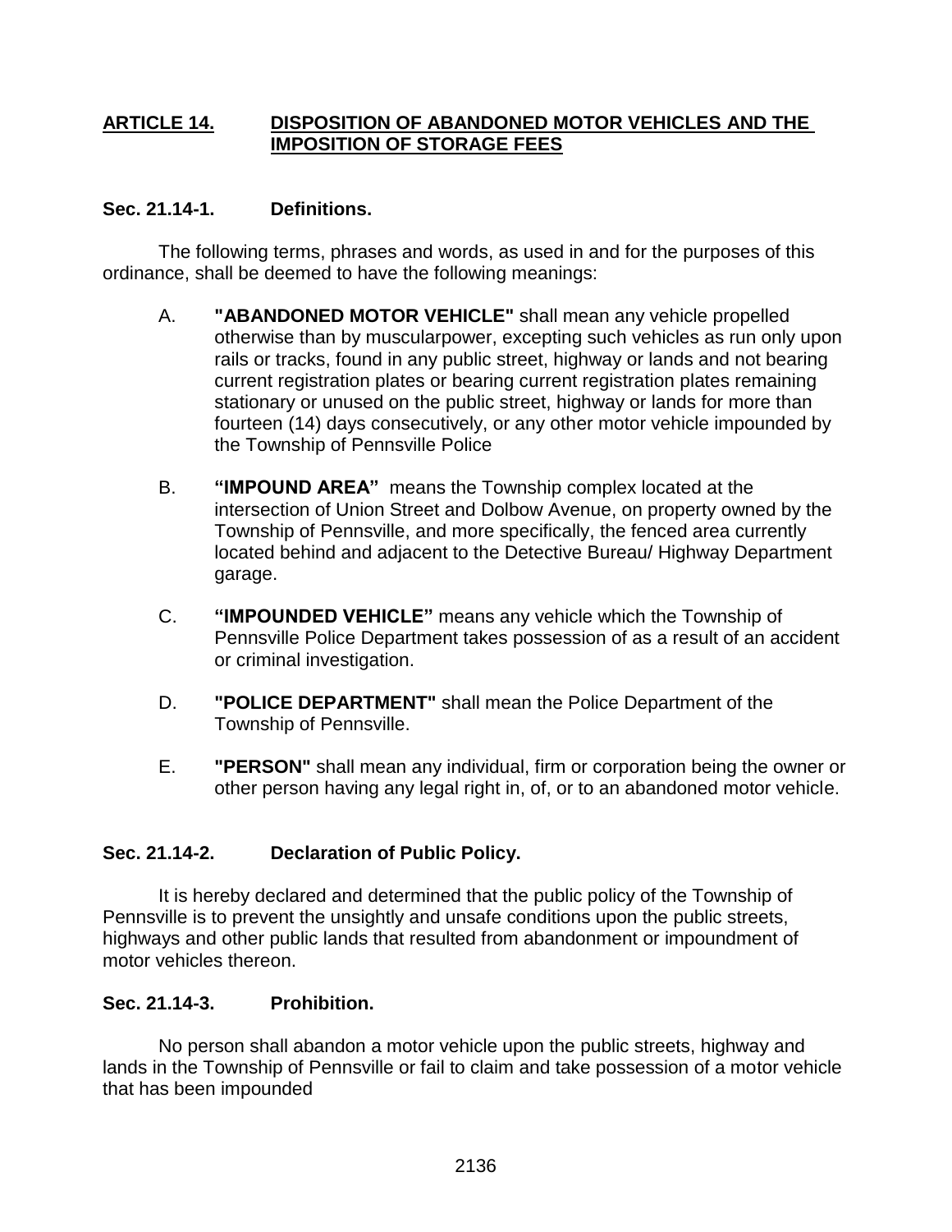## ARTICLE 14. DISPOSITION OF ABANDONED MOTOR VEHICLES AND THE IMPOSITION OF STORAGE FEES

### Sec. 21.14-1. Definitions.

The following terms, phrases and words, as used in and for the purposes of this ordinance, shall be deemed to have the following meanings:

A. **"ABANDONED MOTOR VEHICLE"** shall mean any vehicle propelled otherwise than by muscularpower, excepting such vehicles as run only upon rails or tracks, found in any public street, highway or lands and not bearing current registration plates or bearing current registration plates remaining stationary or unused on the public street, highway or lands for more than fourteen (14) days consecutively, or any other motor vehicle impounded by the Township of Pennsville Police

B. **"IMPOUND AREA"** means the Township complex located at the intersection of Union Street and Dolbow Avenue, on property owned by the Township of Pennsville, and more specifically, the fenced area currently located behind and adjacent to the Detective Bureau/ Highway Department garage.

C. **"IMPOUNDED VEHICLE"** means any vehicle which the Township of Pennsville Police Department takes possession of as a result of an accident or criminal investigation.

D. **"POLICE DEPARTMENT"** shall mean the Police Department of the Township of Pennsville.

E. **"PERSON"** shall mean any individual, firm or corporation being the owner or other person having any legal right in, of, or to an abandoned motor vehicle.

### Sec. 21.14-2. Declaration of Public Policy.

It is hereby declared and determined that the public policy of the Township of Pennsville is to prevent the unsightly and unsafe conditions upon the public streets, highways and other public lands that resulted from abandonment or impoundment of motor vehicles thereon.

### Sec. 21.14-3. Prohibition.

No person shall abandon a motor vehicle upon the public streets, highway and lands in the Township of Pennsville or fail to claim and take possession of a motor vehicle that has been impounded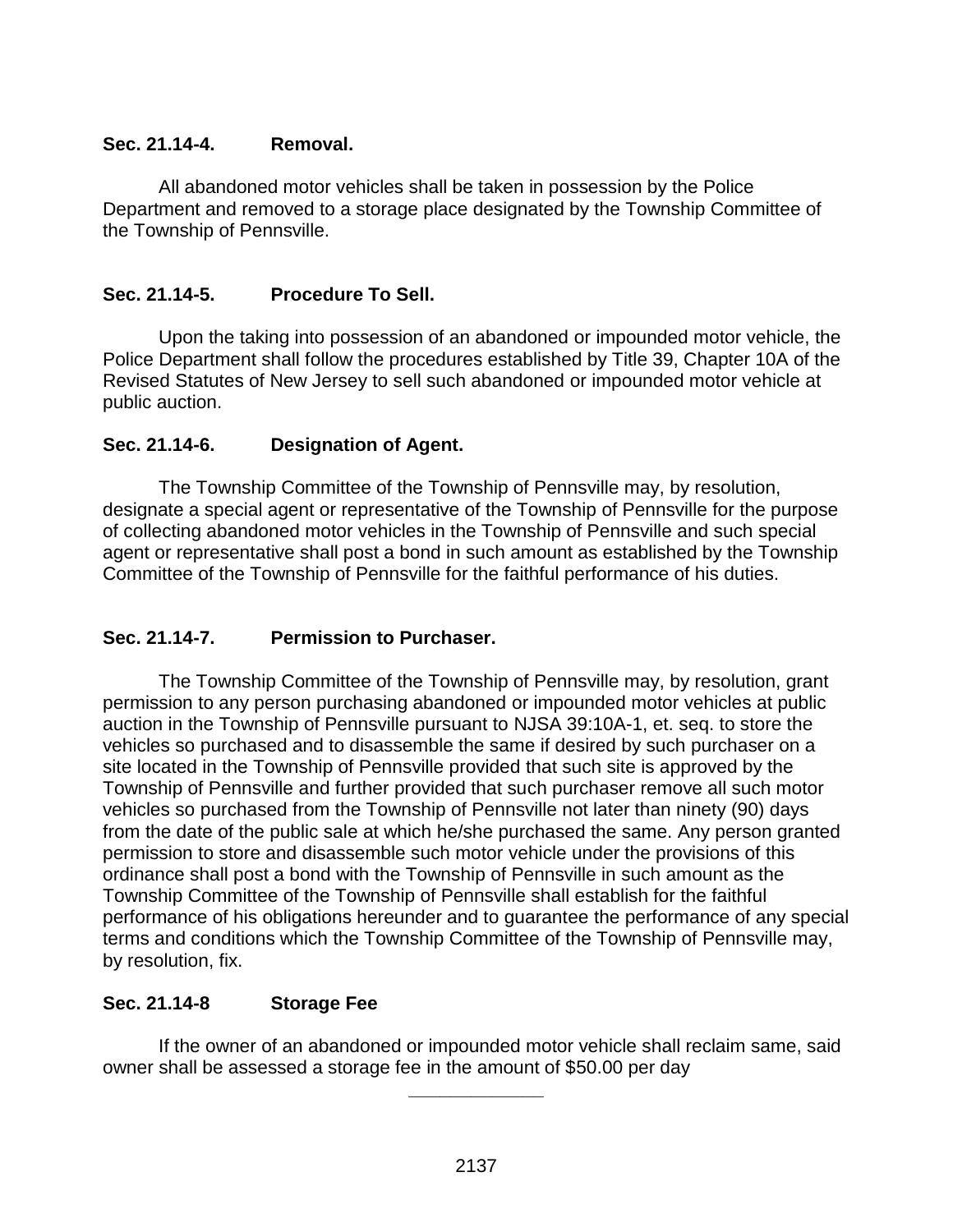### Sec. 21.14-4. Removal.

All abandoned motor vehicles shall be taken in possession by the Police Department and removed to a storage place designated by the Township Committee of the Township of Pennsville.

### Sec. 21.14-5. Procedure To Sell.

Upon the taking into possession of an abandoned or impounded motor vehicle, the Police Department shall follow the procedures established by Title 39, Chapter 10A of the Revised Statutes of New Jersey to sell such abandoned or impounded motor vehicle at public auction.

### Sec. 21.14-6. Designation of Agent.

The Township Committee of the Township of Pennsville may, by resolution, designate a special agent or representative of the Township of Pennsville for the purpose of collecting abandoned motor vehicles in the Township of Pennsville and such special agent or representative shall post a bond in such amount as established by the Township Committee of the Township of Pennsville for the faithful performance of his duties.

### Sec. 21.14-7. Permission to Purchaser.

The Township Committee of the Township of Pennsville may, by resolution, grant permission to any person purchasing abandoned or impounded motor vehicles at public auction in the Township of Pennsville pursuant to NJSA 39:10A-1, et. seq. to store the vehicles so purchased and to disassemble the same if desired by such purchaser on a site located in the Township of Pennsville provided that such site is approved by the Township of Pennsville and further provided that such purchaser remove all such motor vehicles so purchased from the Township of Pennsville not later than ninety (90) days from the date of the public sale at which he/she purchased the same. Any person granted permission to store and disassemble such motor vehicle under the provisions of this ordinance shall post a bond with the Township of Pennsville in such amount as the Township Committee of the Township of Pennsville shall establish for the faithful performance of his obligations hereunder and to guarantee the performance of any special terms and conditions which the Township Committee of the Township of Pennsville may, by resolution, fix.

### Sec. 21.14-8 Storage Fee

If the owner of an abandoned or impounded motor vehicle shall reclaim same, said owner shall be assessed a storage fee in the amount of $50.00 per day

---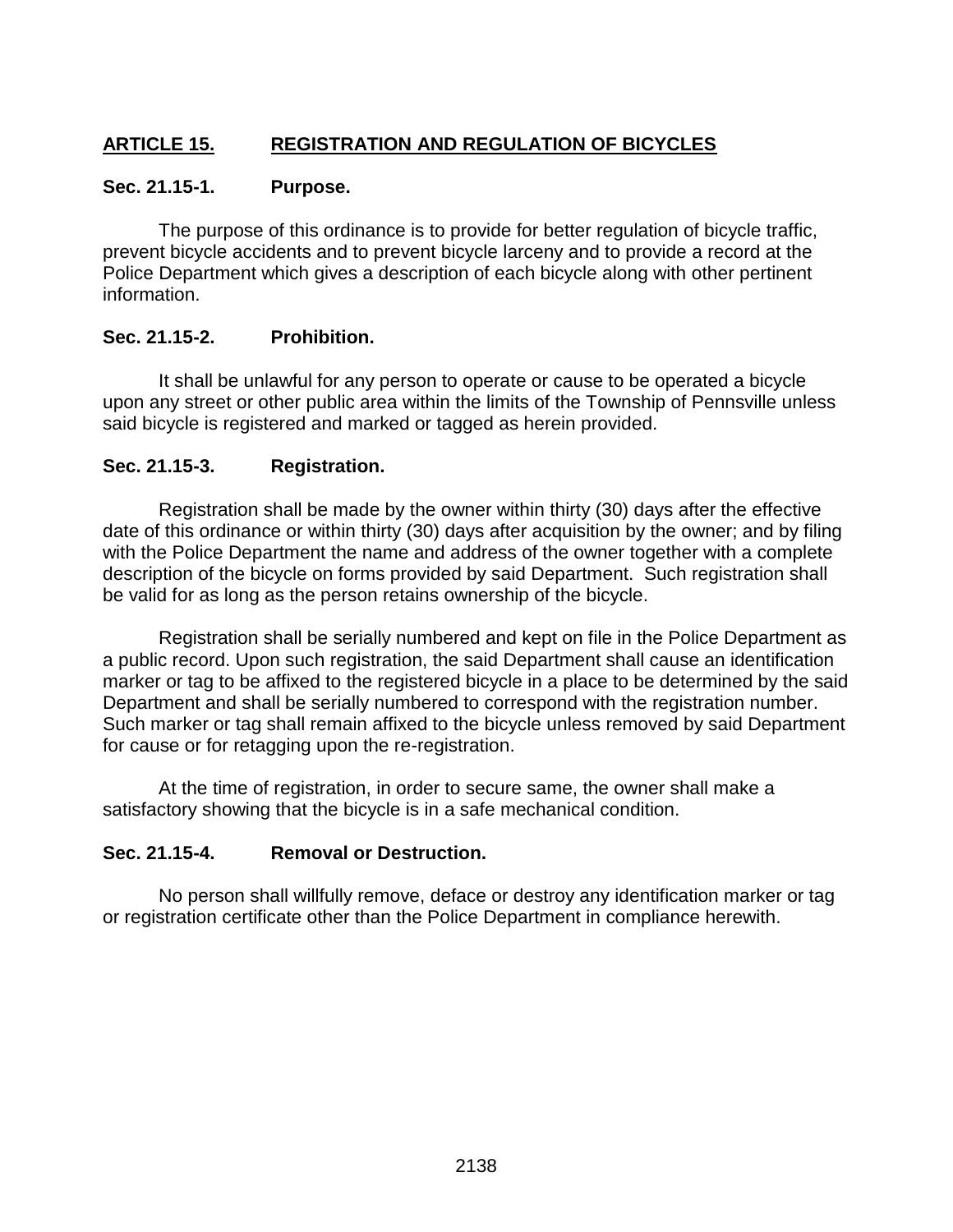## **ARTICLE 15. REGISTRATION AND REGULATION OF BICYCLES**

### **Sec. 21.15-1. Purpose.**

The purpose of this ordinance is to provide for better regulation of bicycle traffic, prevent bicycle accidents and to prevent bicycle larceny and to provide a record at the Police Department which gives a description of each bicycle along with other pertinent information.

### **Sec. 21.15-2. Prohibition.**

It shall be unlawful for any person to operate or cause to be operated a bicycle upon any street or other public area within the limits of the Township of Pennsville unless said bicycle is registered and marked or tagged as herein provided.

### **Sec. 21.15-3. Registration.**

Registration shall be made by the owner within thirty (30) days after the effective date of this ordinance or within thirty (30) days after acquisition by the owner; and by filing with the Police Department the name and address of the owner together with a complete description of the bicycle on forms provided by said Department. Such registration shall be valid for as long as the person retains ownership of the bicycle.

Registration shall be serially numbered and kept on file in the Police Department as a public record. Upon such registration, the said Department shall cause an identification marker or tag to be affixed to the registered bicycle in a place to be determined by the said Department and shall be serially numbered to correspond with the registration number. Such marker or tag shall remain affixed to the bicycle unless removed by said Department for cause or for retagging upon the re-registration.

At the time of registration, in order to secure same, the owner shall make a satisfactory showing that the bicycle is in a safe mechanical condition.

### **Sec. 21.15-4. Removal or Destruction.**

No person shall willfully remove, deface or destroy any identification marker or tag or registration certificate other than the Police Department in compliance herewith.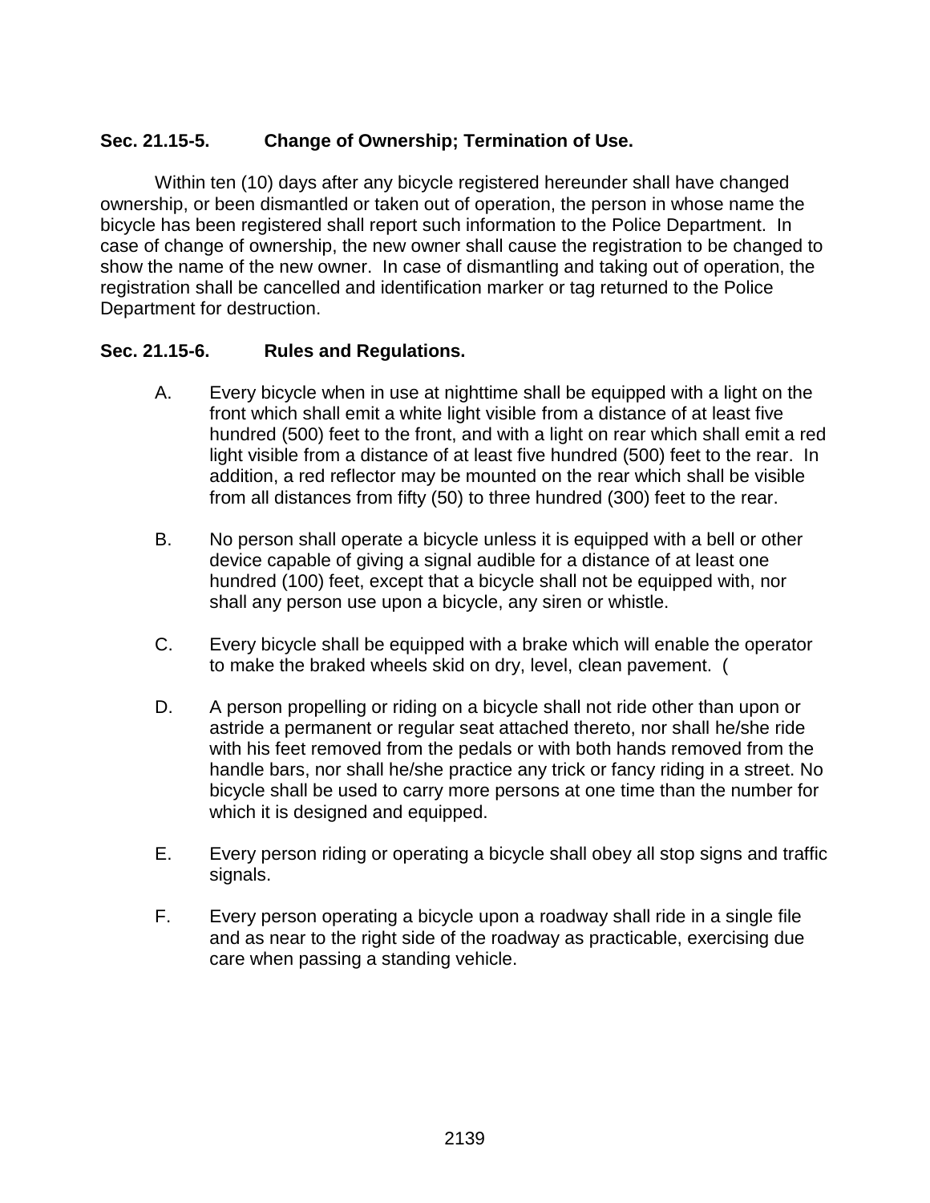### Sec. 21.15-5. Change of Ownership; Termination of Use.

Within ten (10) days after any bicycle registered hereunder shall have changed ownership, or been dismantled or taken out of operation, the person in whose name the bicycle has been registered shall report such information to the Police Department. In case of change of ownership, the new owner shall cause the registration to be changed to show the name of the new owner. In case of dismantling and taking out of operation, the registration shall be cancelled and identification marker or tag returned to the Police Department for destruction.

### Sec. 21.15-6. Rules and Regulations.

A. Every bicycle when in use at nighttime shall be equipped with a light on the front which shall emit a white light visible from a distance of at least five hundred (500) feet to the front, and with a light on rear which shall emit a red light visible from a distance of at least five hundred (500) feet to the rear. In addition, a red reflector may be mounted on the rear which shall be visible from all distances from fifty (50) to three hundred (300) feet to the rear.

B. No person shall operate a bicycle unless it is equipped with a bell or other device capable of giving a signal audible for a distance of at least one hundred (100) feet, except that a bicycle shall not be equipped with, nor shall any person use upon a bicycle, any siren or whistle.

C. Every bicycle shall be equipped with a brake which will enable the operator to make the braked wheels skid on dry, level, clean pavement. (

D. A person propelling or riding on a bicycle shall not ride other than upon or astride a permanent or regular seat attached thereto, nor shall he/she ride with his feet removed from the pedals or with both hands removed from the handle bars, nor shall he/she practice any trick or fancy riding in a street. No bicycle shall be used to carry more persons at one time than the number for which it is designed and equipped.

E. Every person riding or operating a bicycle shall obey all stop signs and traffic signals.

F. Every person operating a bicycle upon a roadway shall ride in a single file and as near to the right side of the roadway as practicable, exercising due care when passing a standing vehicle.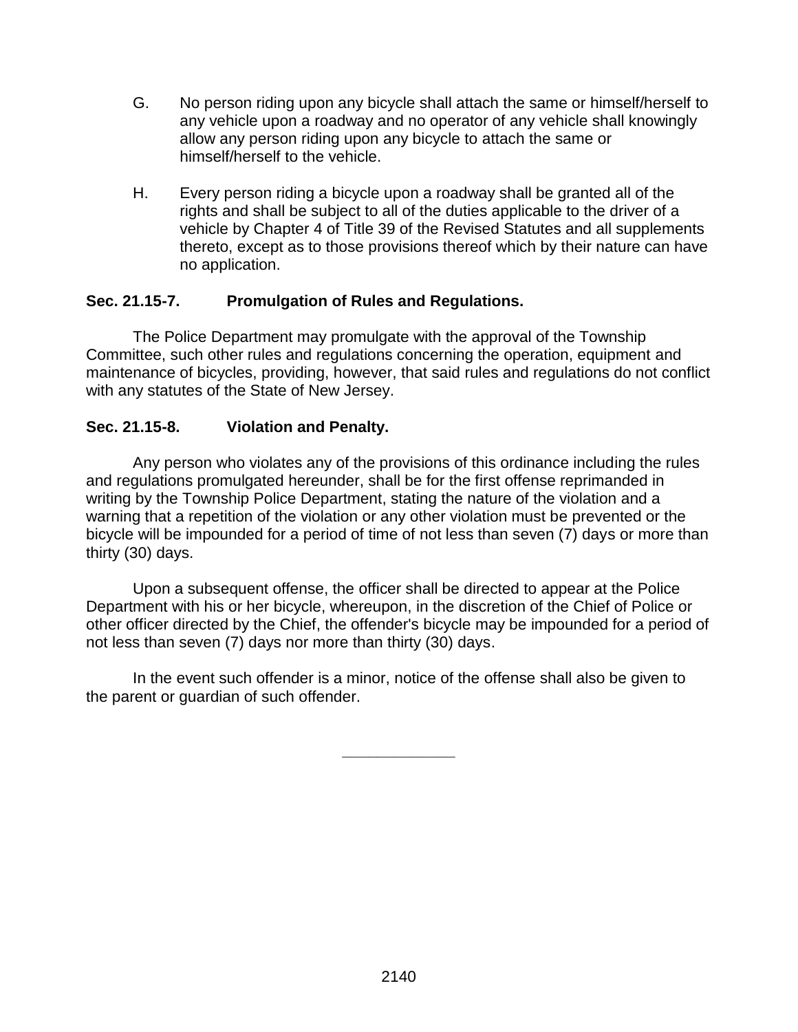G. No person riding upon any bicycle shall attach the same or himself/herself to any vehicle upon a roadway and no operator of any vehicle shall knowingly allow any person riding upon any bicycle to attach the same or himself/herself to the vehicle.

H. Every person riding a bicycle upon a roadway shall be granted all of the rights and shall be subject to all of the duties applicable to the driver of a vehicle by Chapter 4 of Title 39 of the Revised Statutes and all supplements thereto, except as to those provisions thereof which by their nature can have no application.

**Sec. 21.15-7. Promulgation of Rules and Regulations.**

The Police Department may promulgate with the approval of the Township Committee, such other rules and regulations concerning the operation, equipment and maintenance of bicycles, providing, however, that said rules and regulations do not conflict with any statutes of the State of New Jersey.

**Sec. 21.15-8. Violation and Penalty.**

Any person who violates any of the provisions of this ordinance including the rules and regulations promulgated hereunder, shall be for the first offense reprimanded in writing by the Township Police Department, stating the nature of the violation and a warning that a repetition of the violation or any other violation must be prevented or the bicycle will be impounded for a period of time of not less than seven (7) days or more than thirty (30) days.

Upon a subsequent offense, the officer shall be directed to appear at the Police Department with his or her bicycle, whereupon, in the discretion of the Chief of Police or other officer directed by the Chief, the offender's bicycle may be impounded for a period of not less than seven (7) days nor more than thirty (30) days.

In the event such offender is a minor, notice of the offense shall also be given to the parent or guardian of such offender.

---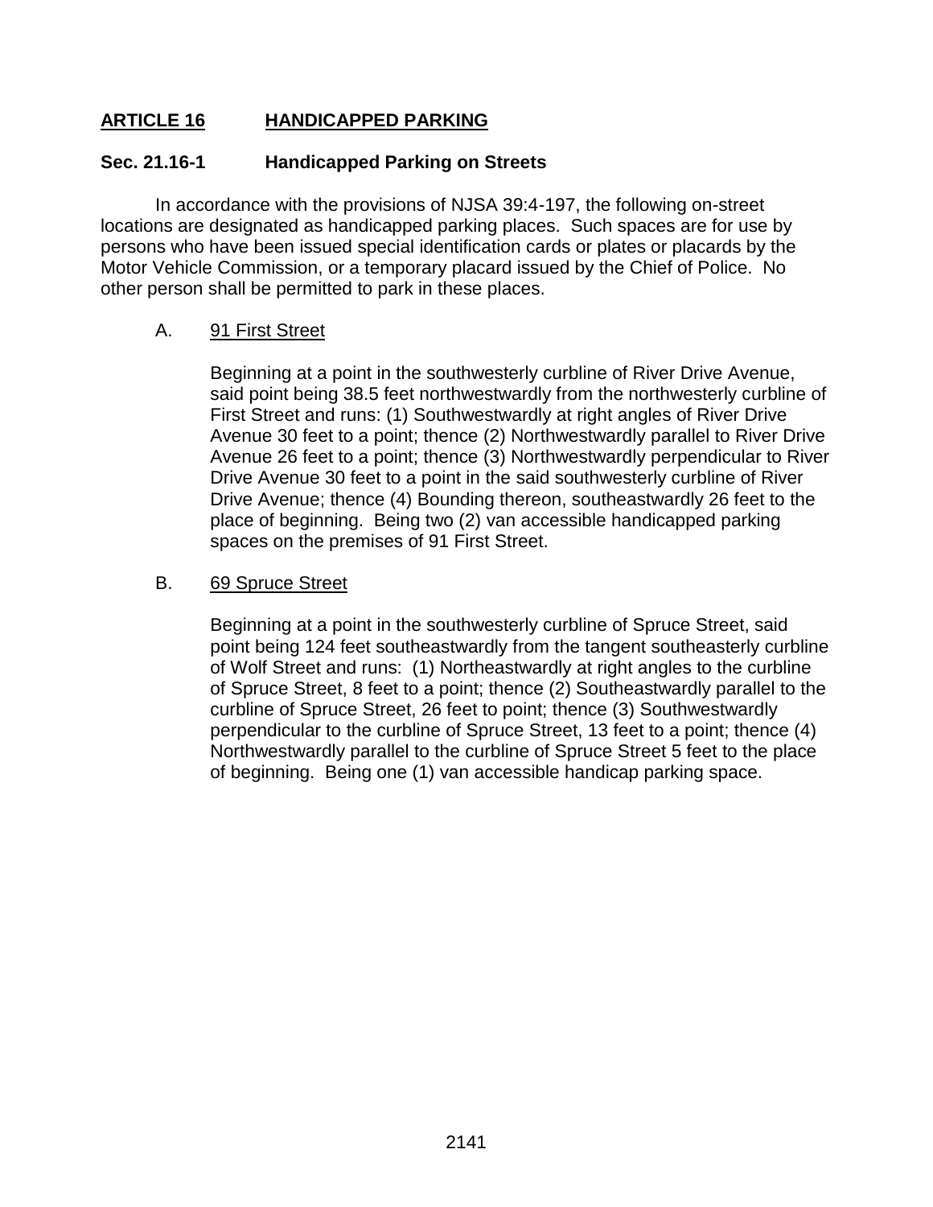## ARTICLE 16 HANDICAPPED PARKING

### Sec. 21.16-1 Handicapped Parking on Streets

In accordance with the provisions of NJSA 39:4-197, the following on-street locations are designated as handicapped parking places. Such spaces are for use by persons who have been issued special identification cards or plates or placards by the Motor Vehicle Commission, or a temporary placard issued by the Chief of Police. No other person shall be permitted to park in these places.

A. 91 First Street

Beginning at a point in the southwesterly curbline of River Drive Avenue, said point being 38.5 feet northwestwardly from the northwesterly curbline of First Street and runs: (1) Southwestwardly at right angles of River Drive Avenue 30 feet to a point; thence (2) Northwestwardly parallel to River Drive Avenue 26 feet to a point; thence (3) Northwestwardly perpendicular to River Drive Avenue 30 feet to a point in the said southwesterly curbline of River Drive Avenue; thence (4) Bounding thereon, southeastwardly 26 feet to the place of beginning. Being two (2) van accessible handicapped parking spaces on the premises of 91 First Street.

B. 69 Spruce Street

Beginning at a point in the southwesterly curbline of Spruce Street, said point being 124 feet southeastwardly from the tangent southeasterly curbline of Wolf Street and runs: (1) Northeastwardly at right angles to the curbline of Spruce Street, 8 feet to a point; thence (2) Southeastwardly parallel to the curbline of Spruce Street, 26 feet to point; thence (3) Southwestwardly perpendicular to the curbline of Spruce Street, 13 feet to a point; thence (4) Northwestwardly parallel to the curbline of Spruce Street 5 feet to the place of beginning. Being one (1) van accessible handicap parking space.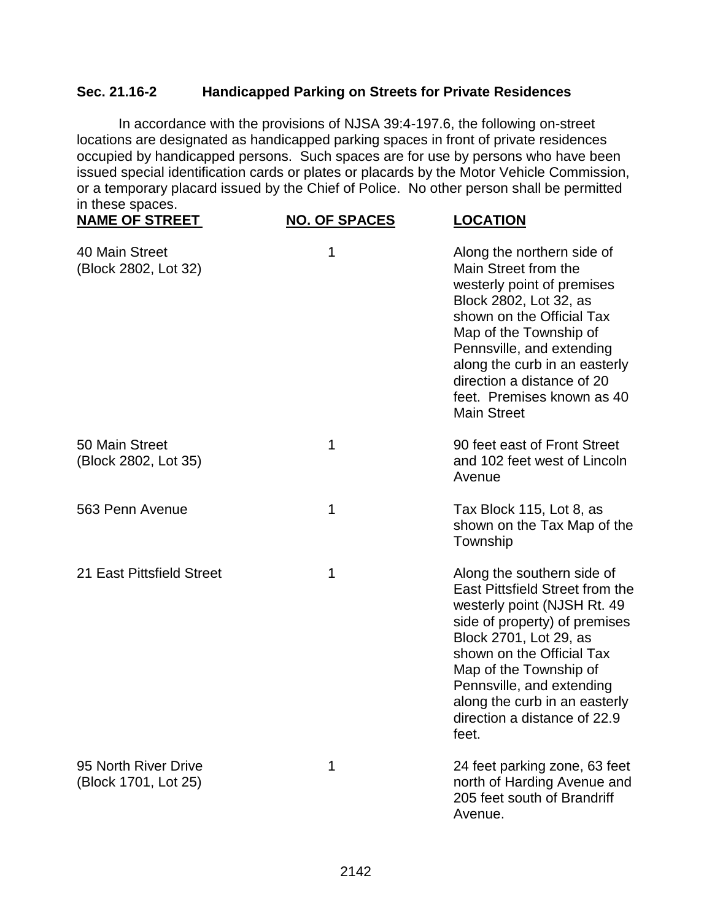### Sec. 21.16-2 Handicapped Parking on Streets for Private Residences

In accordance with the provisions of NJSA 39:4-197.6, the following on-street locations are designated as handicapped parking spaces in front of private residences occupied by handicapped persons. Such spaces are for use by persons who have been issued special identification cards or plates or placards by the Motor Vehicle Commission, or a temporary placard issued by the Chief of Police. No other person shall be permitted in these spaces.

| NAME OF STREET | NO. OF SPACES | LOCATION |
|---|---|---|
| 40 Main Street (Block 2802, Lot 32) | 1 | Along the northern side of Main Street from the westerly point of premises Block 2802, Lot 32, as shown on the Official Tax Map of the Township of Pennsville, and extending along the curb in an easterly direction a distance of 20 feet. Premises known as 40 Main Street |
| 50 Main Street (Block 2802, Lot 35) | 1 | 90 feet east of Front Street and 102 feet west of Lincoln Avenue |
| 563 Penn Avenue | 1 | Tax Block 115, Lot 8, as shown on the Tax Map of the Township |
| 21 East Pittsfield Street | 1 | Along the southern side of East Pittsfield Street from the westerly point (NJSH Rt. 49 side of property) of premises Block 2701, Lot 29, as shown on the Official Tax Map of the Township of Pennsville, and extending along the curb in an easterly direction a distance of 22.9 feet. |
| 95 North River Drive (Block 1701, Lot 25) | 1 | 24 feet parking zone, 63 feet north of Harding Avenue and 205 feet south of Brandriff Avenue. |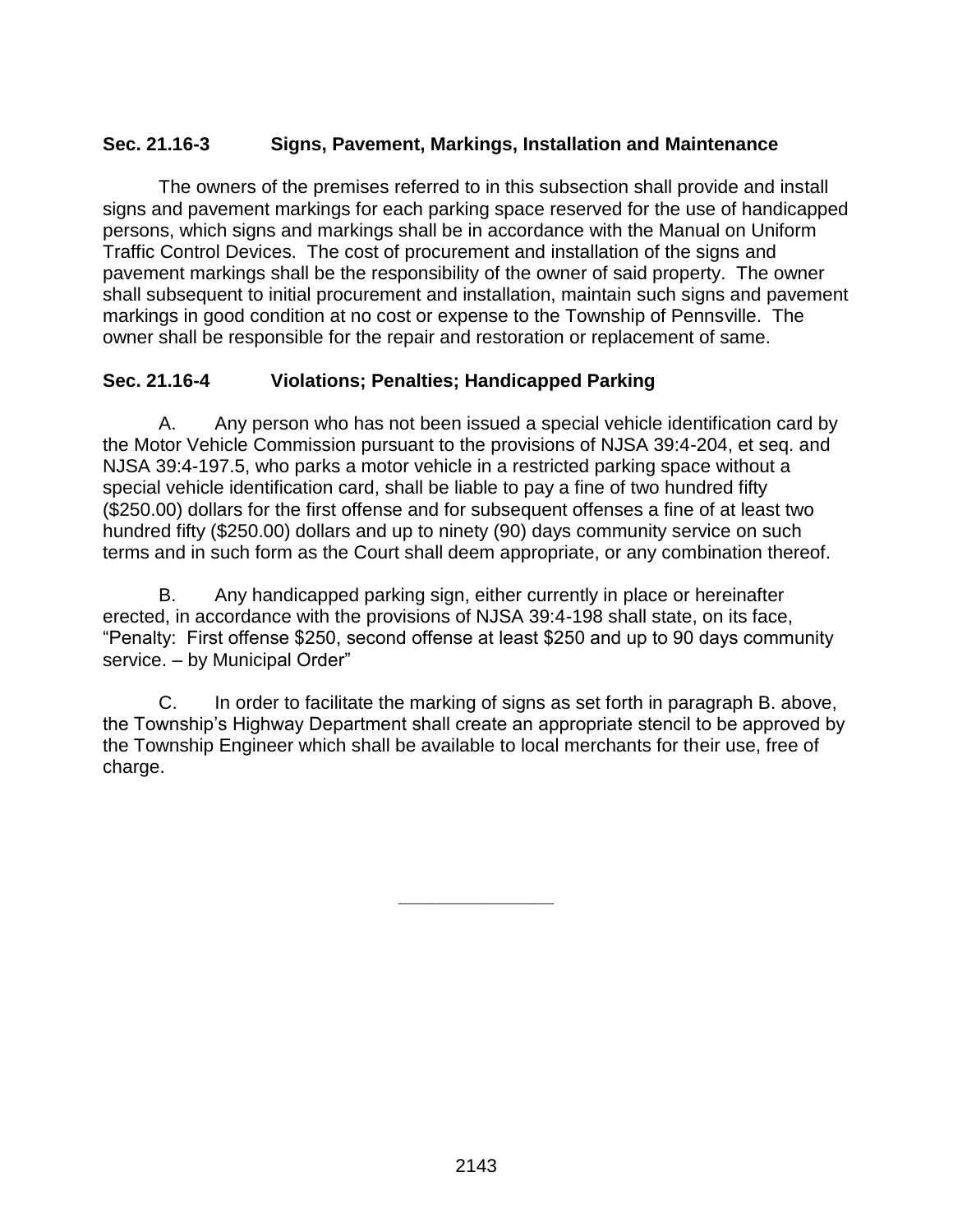### Sec. 21.16-3 Signs, Pavement, Markings, Installation and Maintenance

The owners of the premises referred to in this subsection shall provide and install signs and pavement markings for each parking space reserved for the use of handicapped persons, which signs and markings shall be in accordance with the Manual on Uniform Traffic Control Devices. The cost of procurement and installation of the signs and pavement markings shall be the responsibility of the owner of said property. The owner shall subsequent to initial procurement and installation, maintain such signs and pavement markings in good condition at no cost or expense to the Township of Pennsville. The owner shall be responsible for the repair and restoration or replacement of same.

### Sec. 21.16-4 Violations; Penalties; Handicapped Parking

A. Any person who has not been issued a special vehicle identification card by the Motor Vehicle Commission pursuant to the provisions of NJSA 39:4-204, et seq. and NJSA 39:4-197.5, who parks a motor vehicle in a restricted parking space without a special vehicle identification card, shall be liable to pay a fine of two hundred fifty ($250.00) dollars for the first offense and for subsequent offenses a fine of at least two hundred fifty ($250.00) dollars and up to ninety (90) days community service on such terms and in such form as the Court shall deem appropriate, or any combination thereof.

B. Any handicapped parking sign, either currently in place or hereinafter erected, in accordance with the provisions of NJSA 39:4-198 shall state, on its face, "Penalty: First offense $250, second offense at least $250 and up to 90 days community service. – by Municipal Order"

C. In order to facilitate the marking of signs as set forth in paragraph B. above, the Township's Highway Department shall create an appropriate stencil to be approved by the Township Engineer which shall be available to local merchants for their use, free of charge.

---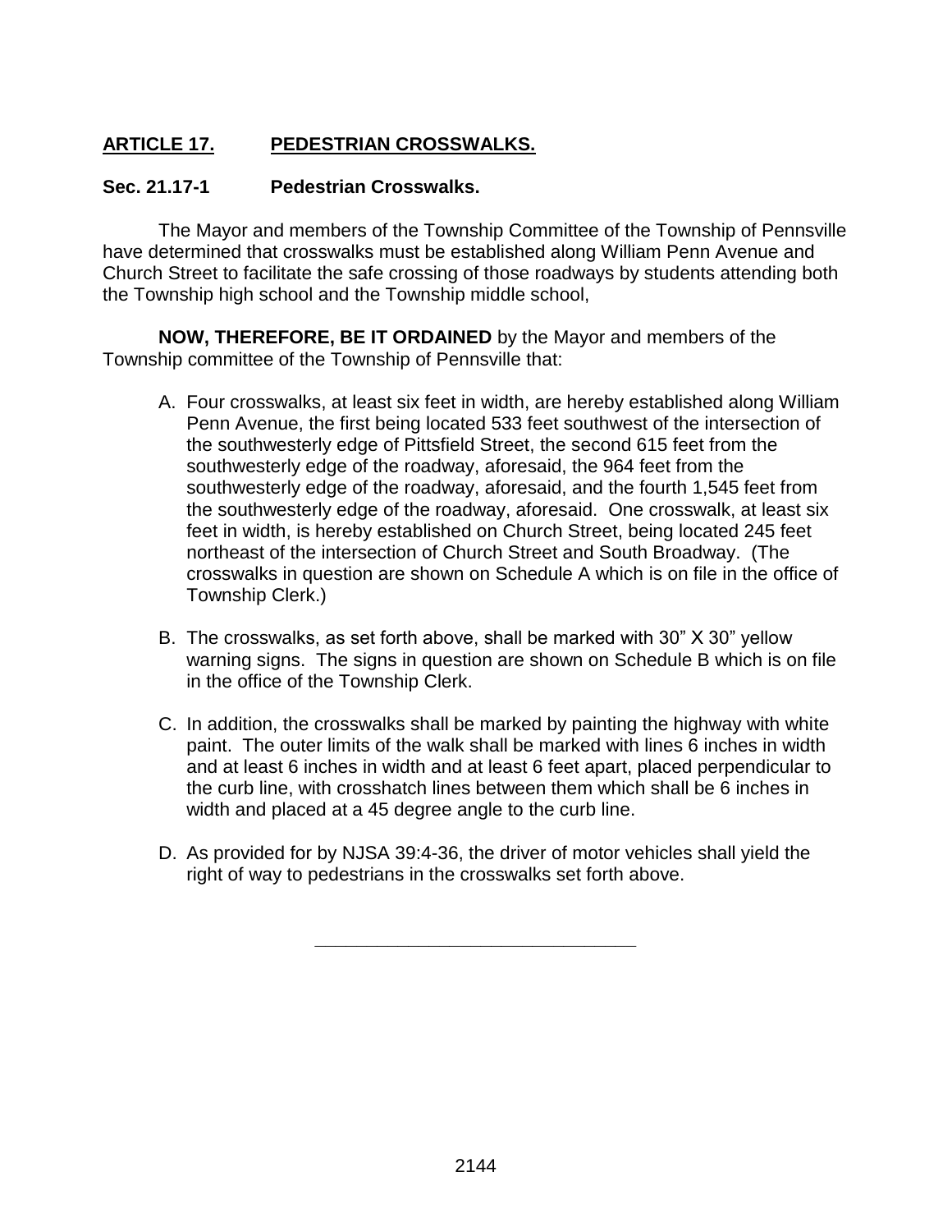## ARTICLE 17. PEDESTRIAN CROSSWALKS.

### Sec. 21.17-1 Pedestrian Crosswalks.

The Mayor and members of the Township Committee of the Township of Pennsville have determined that crosswalks must be established along William Penn Avenue and Church Street to facilitate the safe crossing of those roadways by students attending both the Township high school and the Township middle school,

**NOW, THEREFORE, BE IT ORDAINED** by the Mayor and members of the Township committee of the Township of Pennsville that:

A. Four crosswalks, at least six feet in width, are hereby established along William Penn Avenue, the first being located 533 feet southwest of the intersection of the southwesterly edge of Pittsfield Street, the second 615 feet from the southwesterly edge of the roadway, aforesaid, the 964 feet from the southwesterly edge of the roadway, aforesaid, and the fourth 1,545 feet from the southwesterly edge of the roadway, aforesaid. One crosswalk, at least six feet in width, is hereby established on Church Street, being located 245 feet northeast of the intersection of Church Street and South Broadway. (The crosswalks in question are shown on Schedule A which is on file in the office of Township Clerk.)

B. The crosswalks, as set forth above, shall be marked with 30" X 30" yellow warning signs. The signs in question are shown on Schedule B which is on file in the office of the Township Clerk.

C. In addition, the crosswalks shall be marked by painting the highway with white paint. The outer limits of the walk shall be marked with lines 6 inches in width and at least 6 inches in width and at least 6 feet apart, placed perpendicular to the curb line, with crosshatch lines between them which shall be 6 inches in width and placed at a 45 degree angle to the curb line.

D. As provided for by NJSA 39:4-36, the driver of motor vehicles shall yield the right of way to pedestrians in the crosswalks set forth above.

---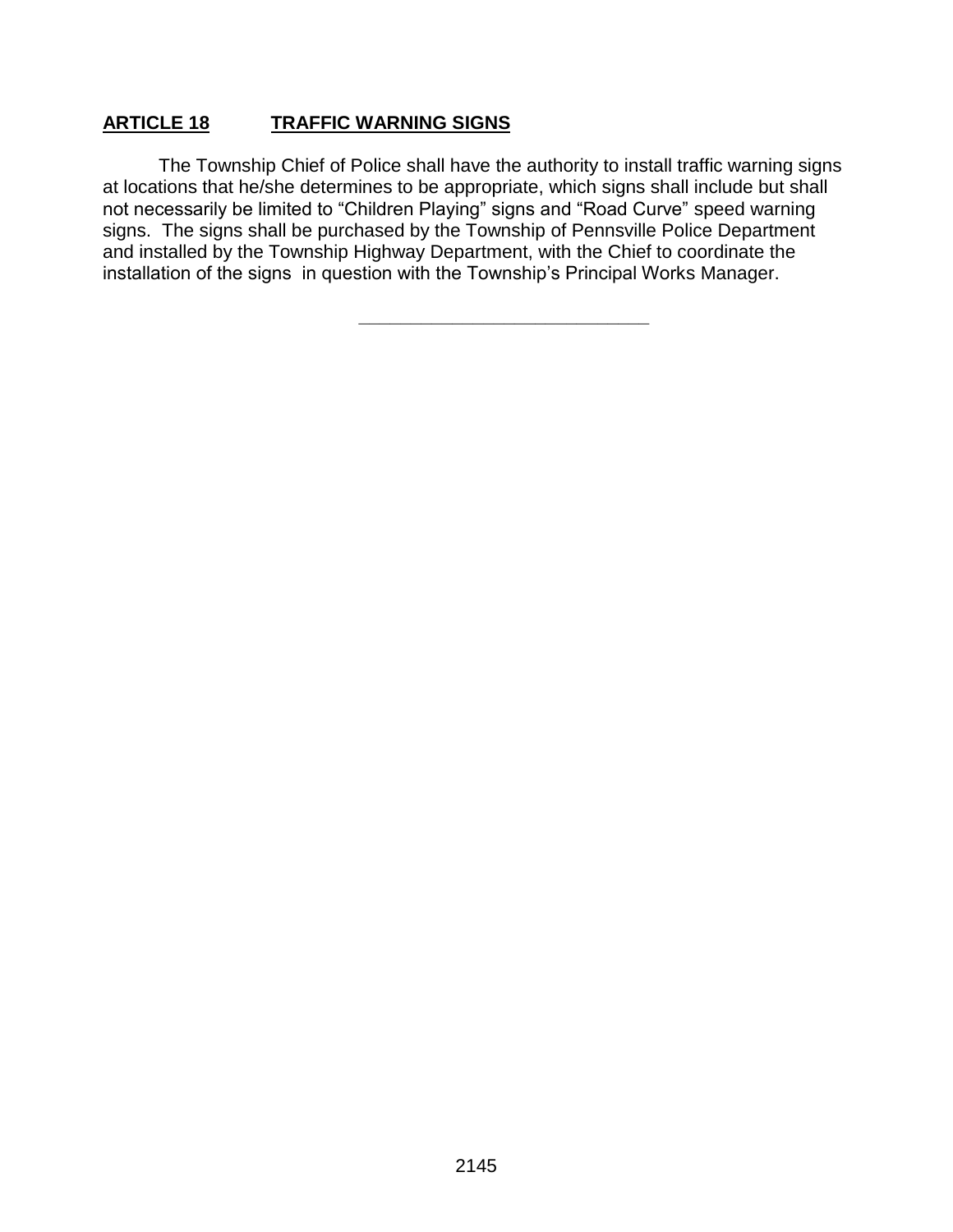## **ARTICLE 18 TRAFFIC WARNING SIGNS**

The Township Chief of Police shall have the authority to install traffic warning signs at locations that he/she determines to be appropriate, which signs shall include but shall not necessarily be limited to "Children Playing" signs and "Road Curve" speed warning signs. The signs shall be purchased by the Township of Pennsville Police Department and installed by the Township Highway Department, with the Chief to coordinate the installation of the signs in question with the Township's Principal Works Manager.

---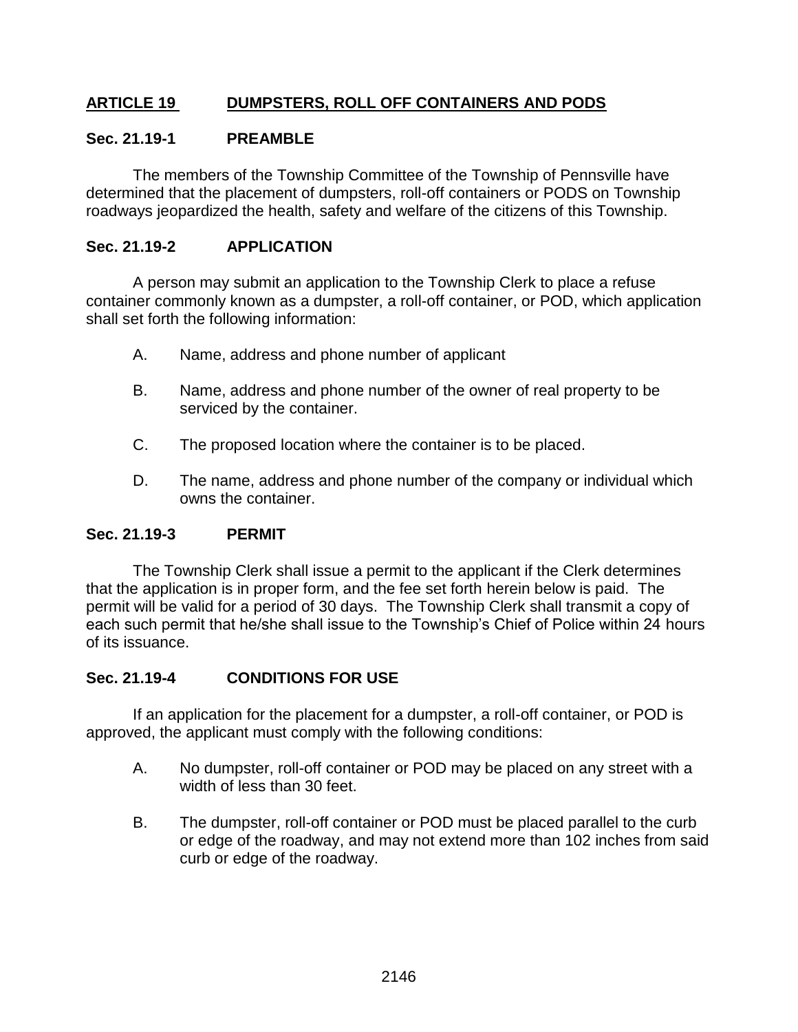## ARTICLE 19 DUMPSTERS, ROLL OFF CONTAINERS AND PODS

### Sec. 21.19-1 PREAMBLE

The members of the Township Committee of the Township of Pennsville have determined that the placement of dumpsters, roll-off containers or PODS on Township roadways jeopardized the health, safety and welfare of the citizens of this Township.

### Sec. 21.19-2 APPLICATION

A person may submit an application to the Township Clerk to place a refuse container commonly known as a dumpster, a roll-off container, or POD, which application shall set forth the following information:

A. Name, address and phone number of applicant

B. Name, address and phone number of the owner of real property to be serviced by the container.

C. The proposed location where the container is to be placed.

D. The name, address and phone number of the company or individual which owns the container.

### Sec. 21.19-3 PERMIT

The Township Clerk shall issue a permit to the applicant if the Clerk determines that the application is in proper form, and the fee set forth herein below is paid. The permit will be valid for a period of 30 days. The Township Clerk shall transmit a copy of each such permit that he/she shall issue to the Township's Chief of Police within 24 hours of its issuance.

### Sec. 21.19-4 CONDITIONS FOR USE

If an application for the placement for a dumpster, a roll-off container, or POD is approved, the applicant must comply with the following conditions:

A. No dumpster, roll-off container or POD may be placed on any street with a width of less than 30 feet.

B. The dumpster, roll-off container or POD must be placed parallel to the curb or edge of the roadway, and may not extend more than 102 inches from said curb or edge of the roadway.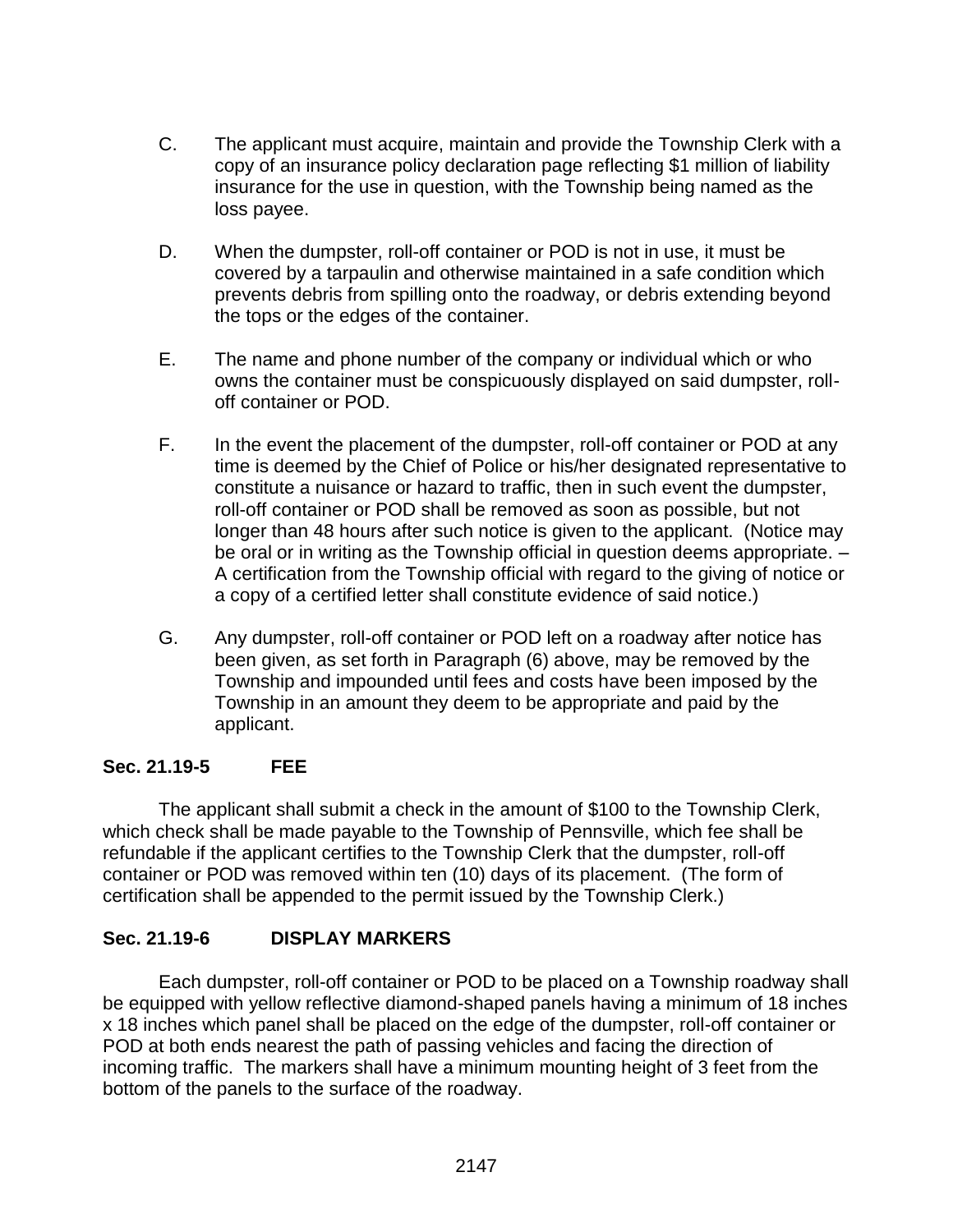C. The applicant must acquire, maintain and provide the Township Clerk with a copy of an insurance policy declaration page reflecting $1 million of liability insurance for the use in question, with the Township being named as the loss payee.

D. When the dumpster, roll-off container or POD is not in use, it must be covered by a tarpaulin and otherwise maintained in a safe condition which prevents debris from spilling onto the roadway, or debris extending beyond the tops or the edges of the container.

E. The name and phone number of the company or individual which or who owns the container must be conspicuously displayed on said dumpster, roll-off container or POD.

F. In the event the placement of the dumpster, roll-off container or POD at any time is deemed by the Chief of Police or his/her designated representative to constitute a nuisance or hazard to traffic, then in such event the dumpster, roll-off container or POD shall be removed as soon as possible, but not longer than 48 hours after such notice is given to the applicant. (Notice may be oral or in writing as the Township official in question deems appropriate. – A certification from the Township official with regard to the giving of notice or a copy of a certified letter shall constitute evidence of said notice.)

G. Any dumpster, roll-off container or POD left on a roadway after notice has been given, as set forth in Paragraph (6) above, may be removed by the Township and impounded until fees and costs have been imposed by the Township in an amount they deem to be appropriate and paid by the applicant.

**Sec. 21.19-5 FEE**

The applicant shall submit a check in the amount of $100 to the Township Clerk, which check shall be made payable to the Township of Pennsville, which fee shall be refundable if the applicant certifies to the Township Clerk that the dumpster, roll-off container or POD was removed within ten (10) days of its placement. (The form of certification shall be appended to the permit issued by the Township Clerk.)

**Sec. 21.19-6 DISPLAY MARKERS**

Each dumpster, roll-off container or POD to be placed on a Township roadway shall be equipped with yellow reflective diamond-shaped panels having a minimum of 18 inches x 18 inches which panel shall be placed on the edge of the dumpster, roll-off container or POD at both ends nearest the path of passing vehicles and facing the direction of incoming traffic. The markers shall have a minimum mounting height of 3 feet from the bottom of the panels to the surface of the roadway.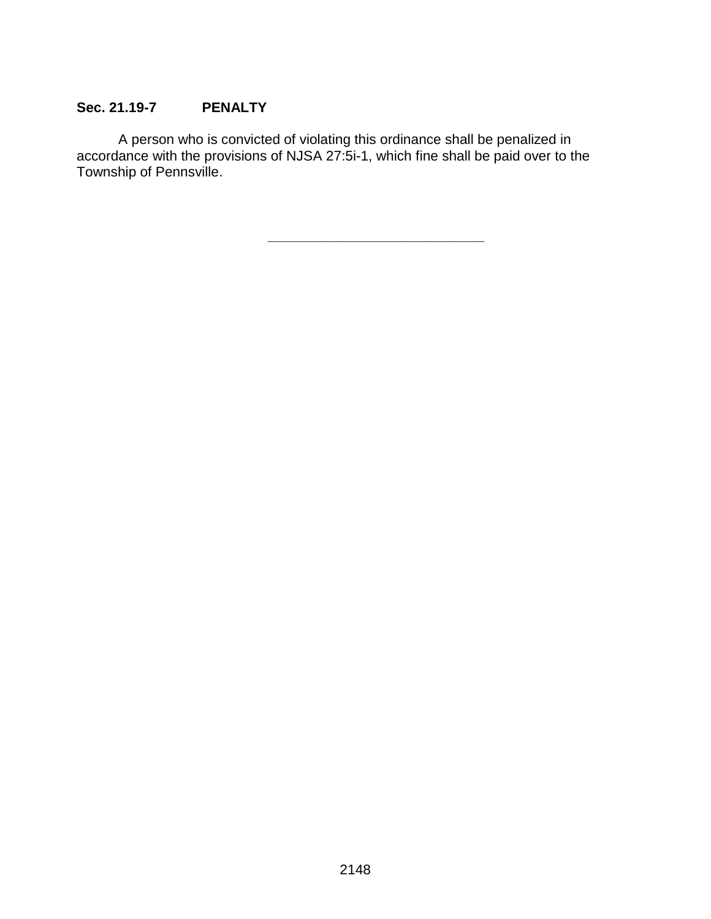**Sec. 21.19-7 PENALTY**

A person who is convicted of violating this ordinance shall be penalized in accordance with the provisions of NJSA 27:5i-1, which fine shall be paid over to the Township of Pennsville.

---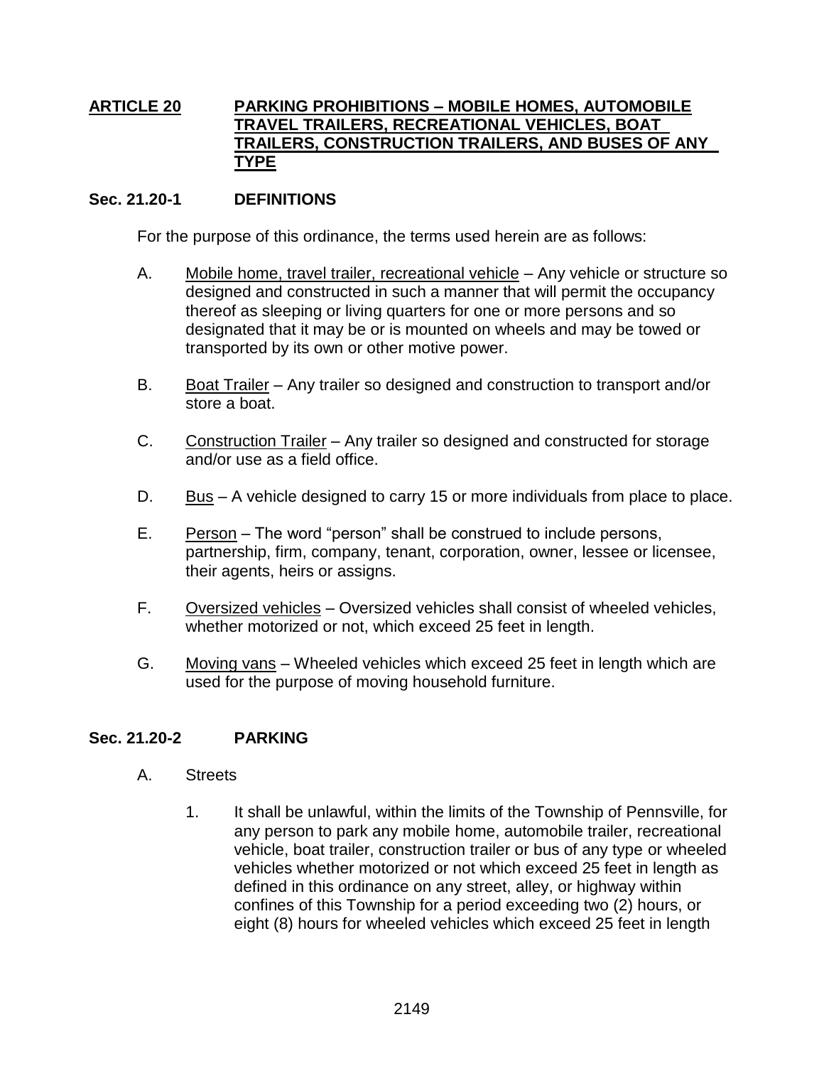# ARTICLE 20 PARKING PROHIBITIONS – MOBILE HOMES, AUTOMOBILE TRAVEL TRAILERS, RECREATIONAL VEHICLES, BOAT TRAILERS, CONSTRUCTION TRAILERS, AND BUSES OF ANY TYPE

## Sec. 21.20-1 DEFINITIONS

For the purpose of this ordinance, the terms used herein are as follows:

A. Mobile home, travel trailer, recreational vehicle – Any vehicle or structure so designed and constructed in such a manner that will permit the occupancy thereof as sleeping or living quarters for one or more persons and so designated that it may be or is mounted on wheels and may be towed or transported by its own or other motive power.

B. Boat Trailer – Any trailer so designed and construction to transport and/or store a boat.

C. Construction Trailer – Any trailer so designed and constructed for storage and/or use as a field office.

D. Bus – A vehicle designed to carry 15 or more individuals from place to place.

E. Person – The word "person" shall be construed to include persons, partnership, firm, company, tenant, corporation, owner, lessee or licensee, their agents, heirs or assigns.

F. Oversized vehicles – Oversized vehicles shall consist of wheeled vehicles, whether motorized or not, which exceed 25 feet in length.

G. Moving vans – Wheeled vehicles which exceed 25 feet in length which are used for the purpose of moving household furniture.

## Sec. 21.20-2 PARKING

A. Streets

1. It shall be unlawful, within the limits of the Township of Pennsville, for any person to park any mobile home, automobile trailer, recreational vehicle, boat trailer, construction trailer or bus of any type or wheeled vehicles whether motorized or not which exceed 25 feet in length as defined in this ordinance on any street, alley, or highway within confines of this Township for a period exceeding two (2) hours, or eight (8) hours for wheeled vehicles which exceed 25 feet in length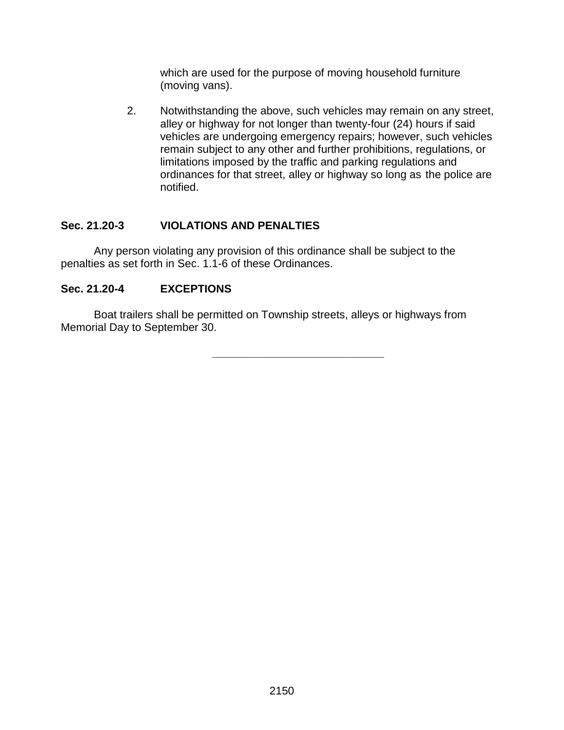which are used for the purpose of moving household furniture (moving vans).

2. Notwithstanding the above, such vehicles may remain on any street, alley or highway for not longer than twenty-four (24) hours if said vehicles are undergoing emergency repairs; however, such vehicles remain subject to any other and further prohibitions, regulations, or limitations imposed by the traffic and parking regulations and ordinances for that street, alley or highway so long as the police are notified.

### Sec. 21.20-3 VIOLATIONS AND PENALTIES

Any person violating any provision of this ordinance shall be subject to the penalties as set forth in Sec. 1.1-6 of these Ordinances.

### Sec. 21.20-4 EXCEPTIONS

Boat trailers shall be permitted on Township streets, alleys or highways from Memorial Day to September 30.

---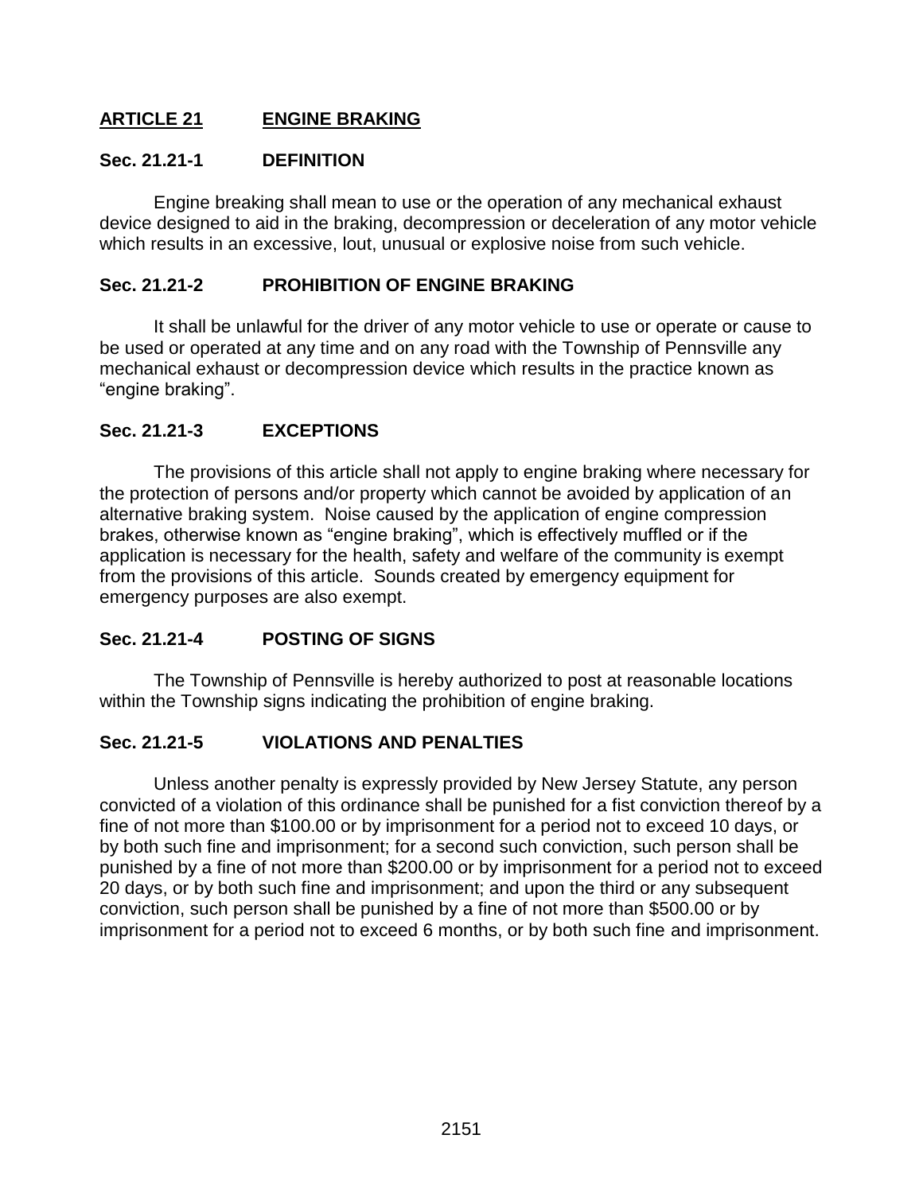## ARTICLE 21 ENGINE BRAKING

### Sec. 21.21-1 DEFINITION

Engine breaking shall mean to use or the operation of any mechanical exhaust device designed to aid in the braking, decompression or deceleration of any motor vehicle which results in an excessive, lout, unusual or explosive noise from such vehicle.

### Sec. 21.21-2 PROHIBITION OF ENGINE BRAKING

It shall be unlawful for the driver of any motor vehicle to use or operate or cause to be used or operated at any time and on any road with the Township of Pennsville any mechanical exhaust or decompression device which results in the practice known as "engine braking".

### Sec. 21.21-3 EXCEPTIONS

The provisions of this article shall not apply to engine braking where necessary for the protection of persons and/or property which cannot be avoided by application of an alternative braking system. Noise caused by the application of engine compression brakes, otherwise known as "engine braking", which is effectively muffled or if the application is necessary for the health, safety and welfare of the community is exempt from the provisions of this article. Sounds created by emergency equipment for emergency purposes are also exempt.

### Sec. 21.21-4 POSTING OF SIGNS

The Township of Pennsville is hereby authorized to post at reasonable locations within the Township signs indicating the prohibition of engine braking.

### Sec. 21.21-5 VIOLATIONS AND PENALTIES

Unless another penalty is expressly provided by New Jersey Statute, any person convicted of a violation of this ordinance shall be punished for a fist conviction thereof by a fine of not more than $100.00 or by imprisonment for a period not to exceed 10 days, or by both such fine and imprisonment; for a second such conviction, such person shall be punished by a fine of not more than $200.00 or by imprisonment for a period not to exceed 20 days, or by both such fine and imprisonment; and upon the third or any subsequent conviction, such person shall be punished by a fine of not more than $500.00 or by imprisonment for a period not to exceed 6 months, or by both such fine and imprisonment.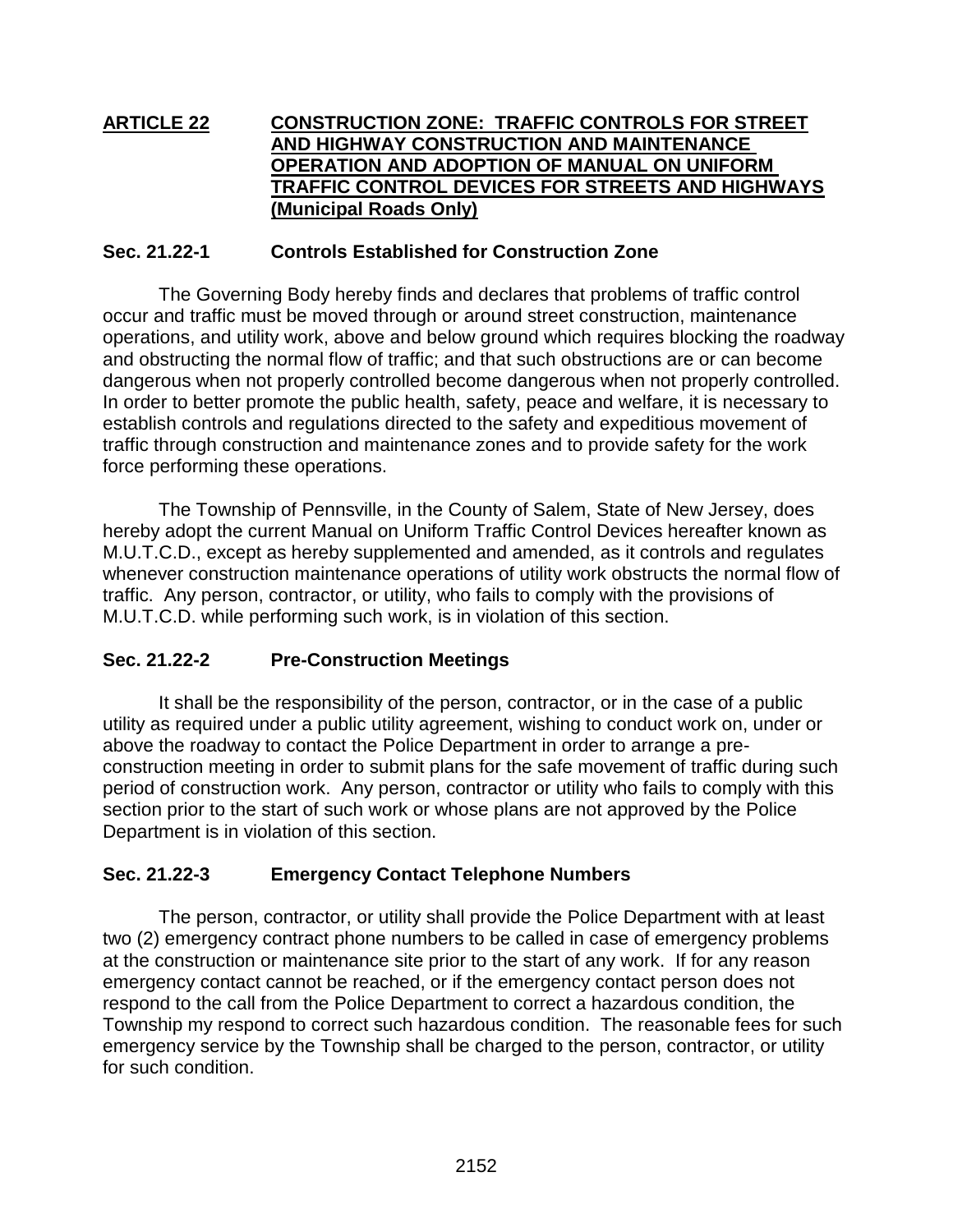## ARTICLE 22 CONSTRUCTION ZONE: TRAFFIC CONTROLS FOR STREET AND HIGHWAY CONSTRUCTION AND MAINTENANCE OPERATION AND ADOPTION OF MANUAL ON UNIFORM TRAFFIC CONTROL DEVICES FOR STREETS AND HIGHWAYS (Municipal Roads Only)

### Sec. 21.22-1 Controls Established for Construction Zone

The Governing Body hereby finds and declares that problems of traffic control occur and traffic must be moved through or around street construction, maintenance operations, and utility work, above and below ground which requires blocking the roadway and obstructing the normal flow of traffic; and that such obstructions are or can become dangerous when not properly controlled become dangerous when not properly controlled. In order to better promote the public health, safety, peace and welfare, it is necessary to establish controls and regulations directed to the safety and expeditious movement of traffic through construction and maintenance zones and to provide safety for the work force performing these operations.

The Township of Pennsville, in the County of Salem, State of New Jersey, does hereby adopt the current Manual on Uniform Traffic Control Devices hereafter known as M.U.T.C.D., except as hereby supplemented and amended, as it controls and regulates whenever construction maintenance operations of utility work obstructs the normal flow of traffic. Any person, contractor, or utility, who fails to comply with the provisions of M.U.T.C.D. while performing such work, is in violation of this section.

### Sec. 21.22-2 Pre-Construction Meetings

It shall be the responsibility of the person, contractor, or in the case of a public utility as required under a public utility agreement, wishing to conduct work on, under or above the roadway to contact the Police Department in order to arrange a pre-construction meeting in order to submit plans for the safe movement of traffic during such period of construction work. Any person, contractor or utility who fails to comply with this section prior to the start of such work or whose plans are not approved by the Police Department is in violation of this section.

### Sec. 21.22-3 Emergency Contact Telephone Numbers

The person, contractor, or utility shall provide the Police Department with at least two (2) emergency contract phone numbers to be called in case of emergency problems at the construction or maintenance site prior to the start of any work. If for any reason emergency contact cannot be reached, or if the emergency contact person does not respond to the call from the Police Department to correct a hazardous condition, the Township my respond to correct such hazardous condition. The reasonable fees for such emergency service by the Township shall be charged to the person, contractor, or utility for such condition.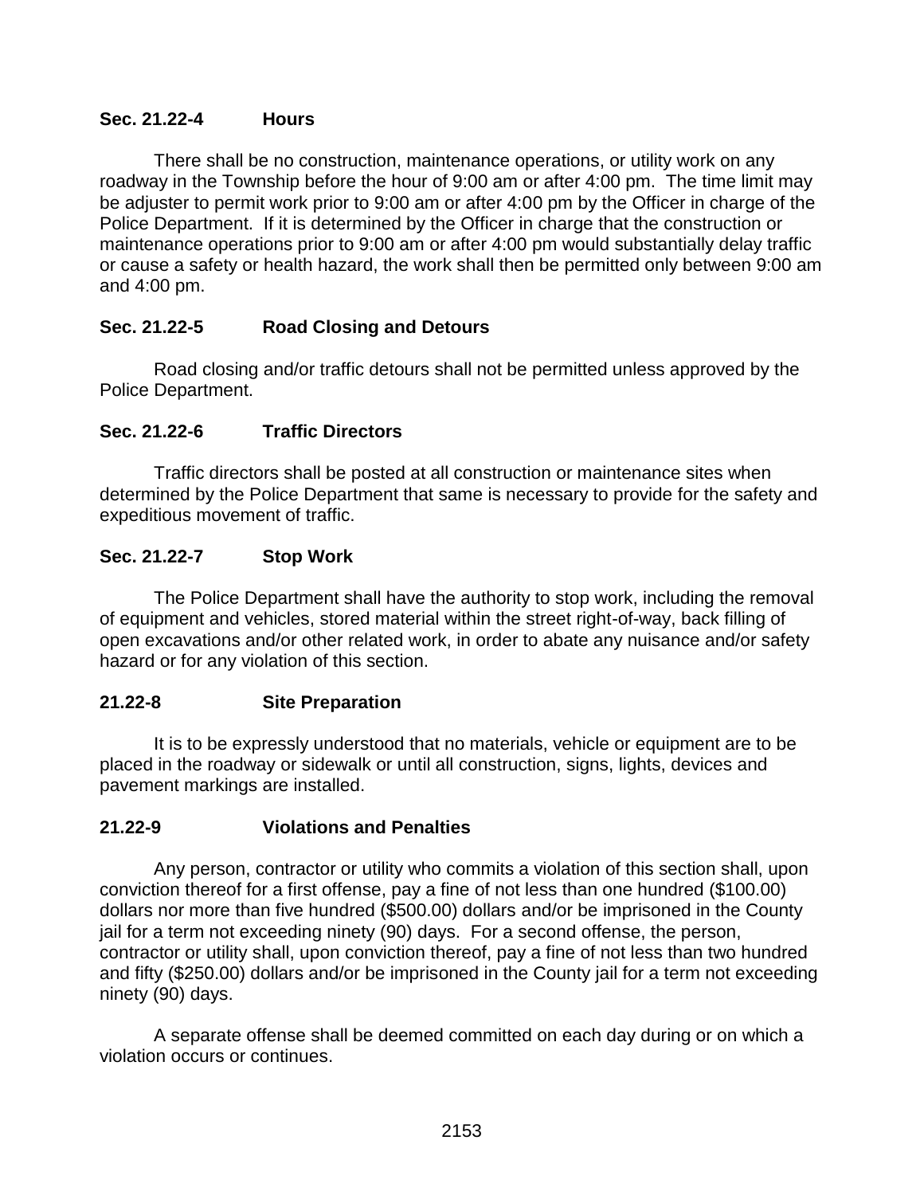### Sec. 21.22-4 Hours

There shall be no construction, maintenance operations, or utility work on any roadway in the Township before the hour of 9:00 am or after 4:00 pm. The time limit may be adjuster to permit work prior to 9:00 am or after 4:00 pm by the Officer in charge of the Police Department. If it is determined by the Officer in charge that the construction or maintenance operations prior to 9:00 am or after 4:00 pm would substantially delay traffic or cause a safety or health hazard, the work shall then be permitted only between 9:00 am and 4:00 pm.

### Sec. 21.22-5 Road Closing and Detours

Road closing and/or traffic detours shall not be permitted unless approved by the Police Department.

### Sec. 21.22-6 Traffic Directors

Traffic directors shall be posted at all construction or maintenance sites when determined by the Police Department that same is necessary to provide for the safety and expeditious movement of traffic.

### Sec. 21.22-7 Stop Work

The Police Department shall have the authority to stop work, including the removal of equipment and vehicles, stored material within the street right-of-way, back filling of open excavations and/or other related work, in order to abate any nuisance and/or safety hazard or for any violation of this section.

### 21.22-8 Site Preparation

It is to be expressly understood that no materials, vehicle or equipment are to be placed in the roadway or sidewalk or until all construction, signs, lights, devices and pavement markings are installed.

### 21.22-9 Violations and Penalties

Any person, contractor or utility who commits a violation of this section shall, upon conviction thereof for a first offense, pay a fine of not less than one hundred ($100.00) dollars nor more than five hundred ($500.00) dollars and/or be imprisoned in the County jail for a term not exceeding ninety (90) days. For a second offense, the person, contractor or utility shall, upon conviction thereof, pay a fine of not less than two hundred and fifty ($250.00) dollars and/or be imprisoned in the County jail for a term not exceeding ninety (90) days.

A separate offense shall be deemed committed on each day during or on which a violation occurs or continues.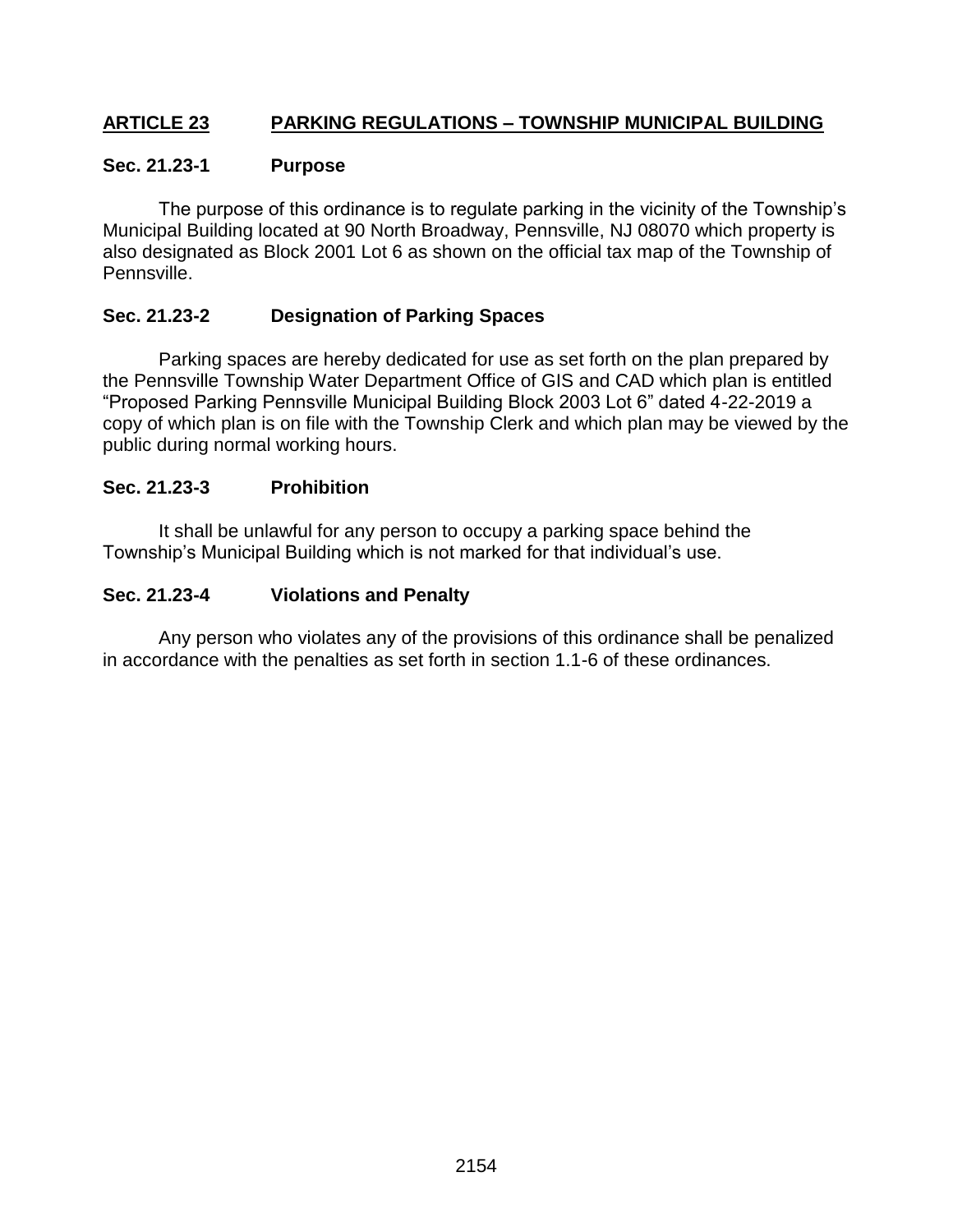## ARTICLE 23 PARKING REGULATIONS – TOWNSHIP MUNICIPAL BUILDING

### Sec. 21.23-1 Purpose

The purpose of this ordinance is to regulate parking in the vicinity of the Township's Municipal Building located at 90 North Broadway, Pennsville, NJ 08070 which property is also designated as Block 2001 Lot 6 as shown on the official tax map of the Township of Pennsville.

### Sec. 21.23-2 Designation of Parking Spaces

Parking spaces are hereby dedicated for use as set forth on the plan prepared by the Pennsville Township Water Department Office of GIS and CAD which plan is entitled "Proposed Parking Pennsville Municipal Building Block 2003 Lot 6" dated 4-22-2019 a copy of which plan is on file with the Township Clerk and which plan may be viewed by the public during normal working hours.

### Sec. 21.23-3 Prohibition

It shall be unlawful for any person to occupy a parking space behind the Township's Municipal Building which is not marked for that individual's use.

### Sec. 21.23-4 Violations and Penalty

Any person who violates any of the provisions of this ordinance shall be penalized in accordance with the penalties as set forth in section 1.1-6 of these ordinances.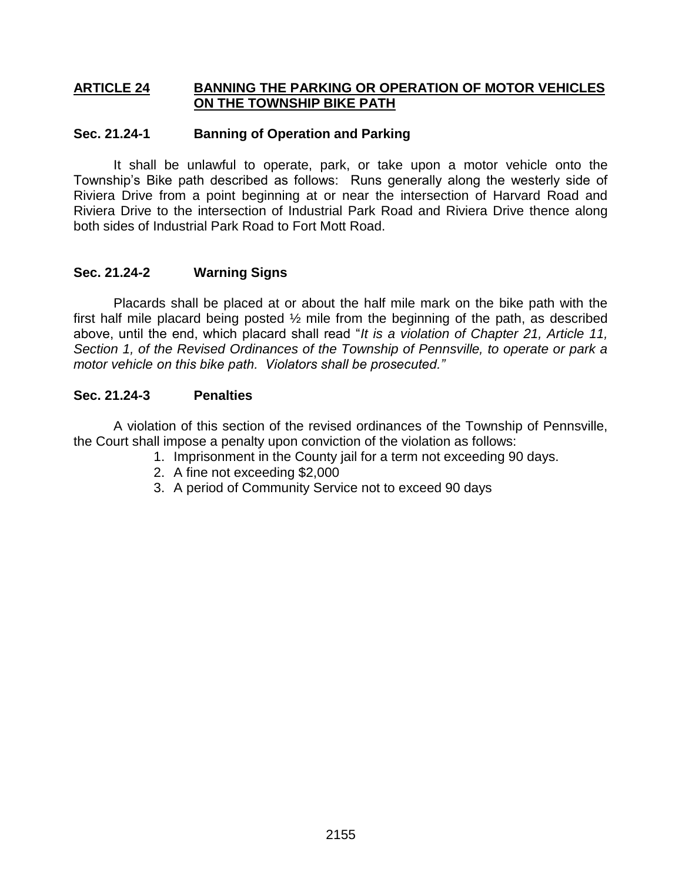## ARTICLE 24 BANNING THE PARKING OR OPERATION OF MOTOR VEHICLES ON THE TOWNSHIP BIKE PATH

### Sec. 21.24-1 Banning of Operation and Parking

It shall be unlawful to operate, park, or take upon a motor vehicle onto the Township's Bike path described as follows: Runs generally along the westerly side of Riviera Drive from a point beginning at or near the intersection of Harvard Road and Riviera Drive to the intersection of Industrial Park Road and Riviera Drive thence along both sides of Industrial Park Road to Fort Mott Road.

### Sec. 21.24-2 Warning Signs

Placards shall be placed at or about the half mile mark on the bike path with the first half mile placard being posted ½ mile from the beginning of the path, as described above, until the end, which placard shall read "*It is a violation of Chapter 21, Article 11, Section 1, of the Revised Ordinances of the Township of Pennsville, to operate or park a motor vehicle on this bike path. Violators shall be prosecuted."*

### Sec. 21.24-3 Penalties

A violation of this section of the revised ordinances of the Township of Pennsville, the Court shall impose a penalty upon conviction of the violation as follows:

1. Imprisonment in the County jail for a term not exceeding 90 days.
2. A fine not exceeding $2,000
3. A period of Community Service not to exceed 90 days